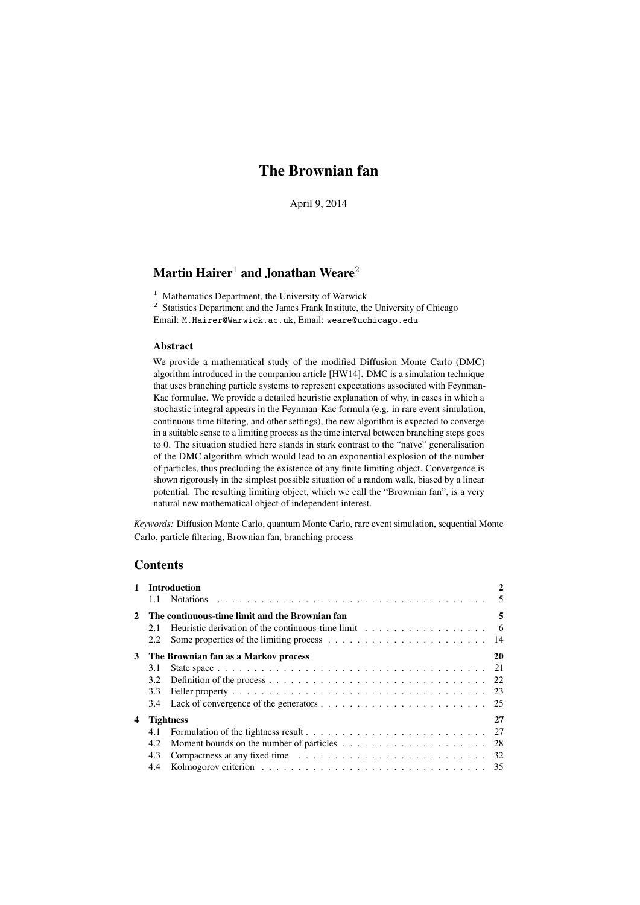# The Brownian fan

April 9, 2014

## Martin Hairer[1] and Jonathan Weare[2]

[1] Mathematics Department, the University of Warwick
[2] Statistics Department and the James Frank Institute, the University of Chicago
Email: M.Hairer@Warwick.ac.uk, Email: weare@uchicago.edu

### Abstract

We provide a mathematical study of the modified Diffusion Monte Carlo (DMC) algorithm introduced in the companion article [HW14]. DMC is a simulation technique that uses branching particle systems to represent expectations associated with Feynman-Kac formulae. We provide a detailed heuristic explanation of why, in cases in which a stochastic integral appears in the Feynman-Kac formula (e.g. in rare event simulation, continuous time filtering, and other settings), the new algorithm is expected to converge in a suitable sense to a limiting process as the time interval between branching steps goes to $0$. The situation studied here stands in stark contrast to the "naïve" generalisation of the DMC algorithm which would lead to an exponential explosion of the number of particles, thus precluding the existence of any finite limiting object. Convergence is shown rigorously in the simplest possible situation of a random walk, biased by a linear potential. The resulting limiting object, which we call the "Brownian fan", is a very natural new mathematical object of independent interest.

*Keywords:* Diffusion Monte Carlo, quantum Monte Carlo, rare event simulation, sequential Monte Carlo, particle filtering, Brownian fan, branching process

## Contents

**1 Introduction** — 2
- 1.1 Notations — 5

**2 The continuous-time limit and the Brownian fan** — 5
- 2.1 Heuristic derivation of the continuous-time limit — 6
- 2.2 Some properties of the limiting process — 14

**3 The Brownian fan as a Markov process** — 20
- 3.1 State space — 21
- 3.2 Definition of the process — 22
- 3.3 Feller property — 23
- 3.4 Lack of convergence of the generators — 25

**4 Tightness** — 27
- 4.1 Formulation of the tightness result — 27
- 4.2 Moment bounds on the number of particles — 28
- 4.3 Compactness at any fixed time — 32
- 4.4 Kolmogorov criterion — 35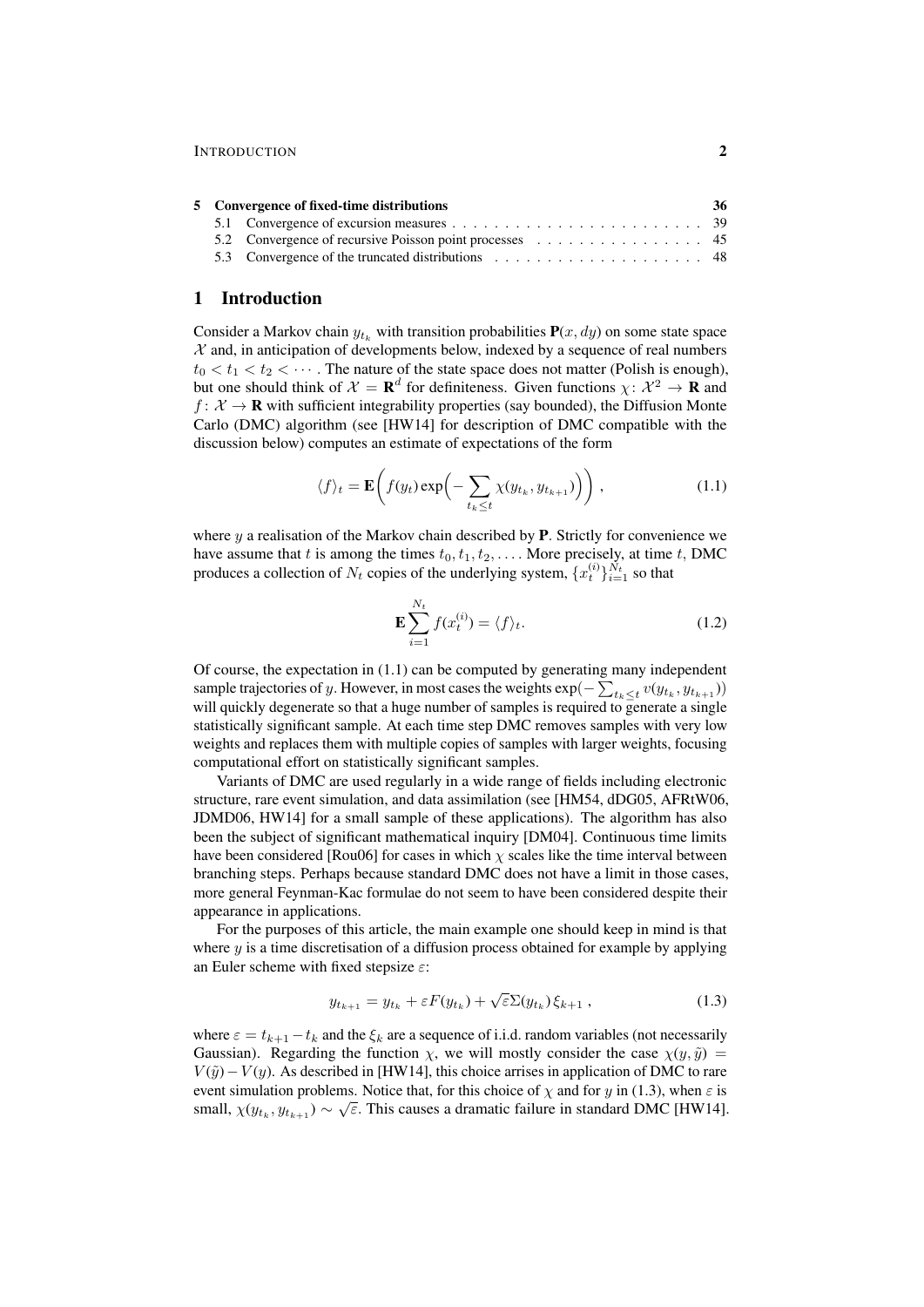| | | |
|---|---|---|
| **5** | **Convergence of fixed-time distributions** | **36** |
| 5.1 | Convergence of excursion measures | 39 |
| 5.2 | Convergence of recursive Poisson point processes | 45 |
| 5.3 | Convergence of the truncated distributions | 48 |

# 1 Introduction

Consider a Markov chain $y_{t_k}$ with transition probabilities $\mathbf{P}(x, dy)$ on some state space $\mathcal{X}$ and, in anticipation of developments below, indexed by a sequence of real numbers $t_0 < t_1 < t_2 < \cdots$. The nature of the state space does not matter (Polish is enough), but one should think of $\mathcal{X} = \mathbf{R}^d$ for definiteness. Given functions $\chi\colon \mathcal{X}^2 \to \mathbf{R}$ and $f\colon \mathcal{X} \to \mathbf{R}$ with sufficient integrability properties (say bounded), the Diffusion Monte Carlo (DMC) algorithm (see [HW14] for description of DMC compatible with the discussion below) computes an estimate of expectations of the form

$$\langle f \rangle_t = \mathbf{E}\bigg( f(y_t) \exp\Big( -\sum_{t_k \le t} \chi(y_{t_k}, y_{t_{k+1}}) \Big) \bigg) , \tag{1.1}$$

where $y$ a realisation of the Markov chain described by $\mathbf{P}$. Strictly for convenience we have assume that $t$ is among the times $t_0, t_1, t_2, \ldots$. More precisely, at time $t$, DMC produces a collection of $N_t$ copies of the underlying system, $\{x_t^{(i)}\}_{i=1}^{N_t}$ so that

$$\mathbf{E} \sum_{i=1}^{N_t} f(x_t^{(i)}) = \langle f \rangle_t . \tag{1.2}$$

Of course, the expectation in (1.1) can be computed by generating many independent sample trajectories of $y$. However, in most cases the weights $\exp(-\sum_{t_k \le t} v(y_{t_k}, y_{t_{k+1}}))$ will quickly degenerate so that a huge number of samples is required to generate a single statistically significant sample. At each time step DMC removes samples with very low weights and replaces them with multiple copies of samples with larger weights, focusing computational effort on statistically significant samples.

Variants of DMC are used regularly in a wide range of fields including electronic structure, rare event simulation, and data assimilation (see [HM54, dDG05, AFRtW06, JDMD06, HW14] for a small sample of these applications). The algorithm has also been the subject of significant mathematical inquiry [DM04]. Continuous time limits have been considered [Rou06] for cases in which $\chi$ scales like the time interval between branching steps. Perhaps because standard DMC does not have a limit in those cases, more general Feynman-Kac formulae do not seem to have been considered despite their appearance in applications.

For the purposes of this article, the main example one should keep in mind is that where $y$ is a time discretisation of a diffusion process obtained for example by applying an Euler scheme with fixed stepsize $\varepsilon$:

$$y_{t_{k+1}} = y_{t_k} + \varepsilon F(y_{t_k}) + \sqrt{\varepsilon} \Sigma(y_{t_k}) \, \xi_{k+1} , \tag{1.3}$$

where $\varepsilon = t_{k+1} - t_k$ and the $\xi_k$ are a sequence of i.i.d. random variables (not necessarily Gaussian). Regarding the function $\chi$, we will mostly consider the case $\chi(y, \tilde{y}) = V(\tilde{y}) - V(y)$. As described in [HW14], this choice arises in application of DMC to rare event simulation problems. Notice that, for this choice of $\chi$ and for $y$ in (1.3), when $\varepsilon$ is small, $\chi(y_{t_k}, y_{t_{k+1}}) \sim \sqrt{\varepsilon}$. This causes a dramatic failure in standard DMC [HW14].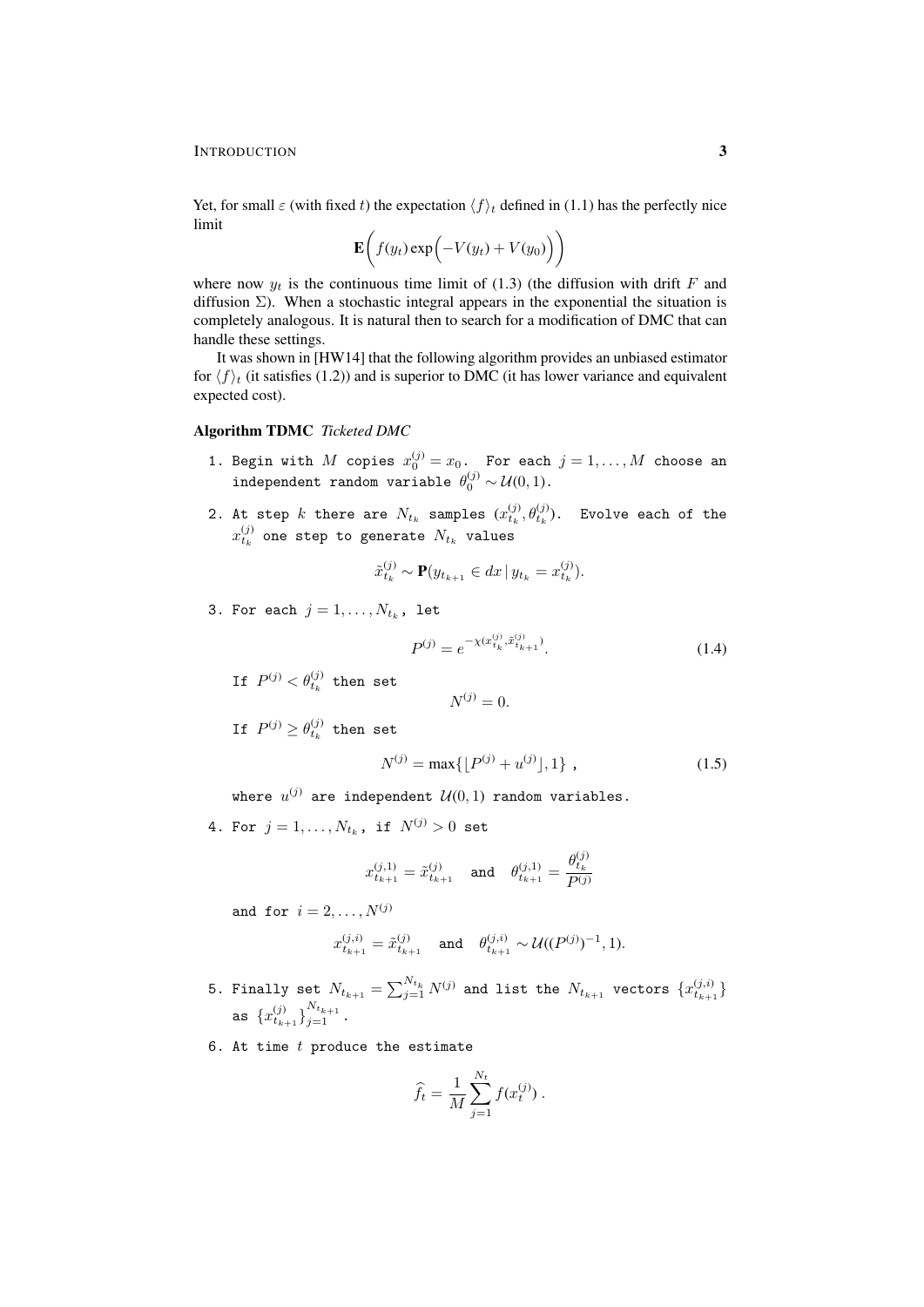Yet, for small $\varepsilon$ (with fixed $t$) the expectation $\langle f \rangle_t$ defined in (1.1) has the perfectly nice limit

$$\mathbf{E}\bigg( f(y_t) \exp\Big( -V(y_t) + V(y_0) \Big) \bigg)$$

where now $y_t$ is the continuous time limit of (1.3) (the diffusion with drift $F$ and diffusion $\Sigma$). When a stochastic integral appears in the exponential the situation is completely analogous. It is natural then to search for a modification of DMC that can handle these settings.

It was shown in [HW14] that the following algorithm provides an unbiased estimator for $\langle f \rangle_t$ (it satisfies (1.2)) and is superior to DMC (it has lower variance and equivalent expected cost).

**Algorithm TDMC** *Ticketed DMC*

1. Begin with $M$ copies $x_0^{(j)} = x_0$. For each $j = 1, \ldots, M$ choose an independent random variable $\theta_0^{(j)} \sim \mathcal{U}(0,1)$.

2. At step $k$ there are $N_{t_k}$ samples $(x_{t_k}^{(j)}, \theta_{t_k}^{(j)})$. Evolve each of the $x_{t_k}^{(j)}$ one step to generate $N_{t_k}$ values

$$\tilde{x}_{t_k}^{(j)} \sim \mathbf{P}(y_{t_{k+1}} \in dx \,|\, y_{t_k} = x_{t_k}^{(j)}).$$

3. For each $j = 1, \ldots, N_{t_k}$, let

$$P^{(j)} = e^{-\chi(x_{t_k}^{(j)}, \tilde{x}_{t_{k+1}}^{(j)})}. \tag{1.4}$$

   If $P^{(j)} < \theta_{t_k}^{(j)}$ then set

$$N^{(j)} = 0.$$

   If $P^{(j)} \geq \theta_{t_k}^{(j)}$ then set

$$N^{(j)} = \max\{\lfloor P^{(j)} + u^{(j)} \rfloor, 1\}\ , \tag{1.5}$$

   where $u^{(j)}$ are independent $\mathcal{U}(0,1)$ random variables.

4. For $j = 1, \ldots, N_{t_k}$, if $N^{(j)} > 0$ set

$$x_{t_{k+1}}^{(j,1)} = \tilde{x}_{t_{k+1}}^{(j)} \quad \text{and} \quad \theta_{t_{k+1}}^{(j,1)} = \frac{\theta_{t_k}^{(j)}}{P^{(j)}}$$

   and for $i = 2, \ldots, N^{(j)}$

$$x_{t_{k+1}}^{(j,i)} = \tilde{x}_{t_{k+1}}^{(j)} \quad \text{and} \quad \theta_{t_{k+1}}^{(j,i)} \sim \mathcal{U}((P^{(j)})^{-1}, 1).$$

5. Finally set $N_{t_{k+1}} = \sum_{j=1}^{N_{t_k}} N^{(j)}$ and list the $N_{t_{k+1}}$ vectors $\{x_{t_{k+1}}^{(j,i)}\}$ as $\{x_{t_{k+1}}^{(j)}\}_{j=1}^{N_{t_{k+1}}}$.

6. At time $t$ produce the estimate

$$\widehat{f}_t = \frac{1}{M} \sum_{j=1}^{N_t} f(x_t^{(j)})\ .$$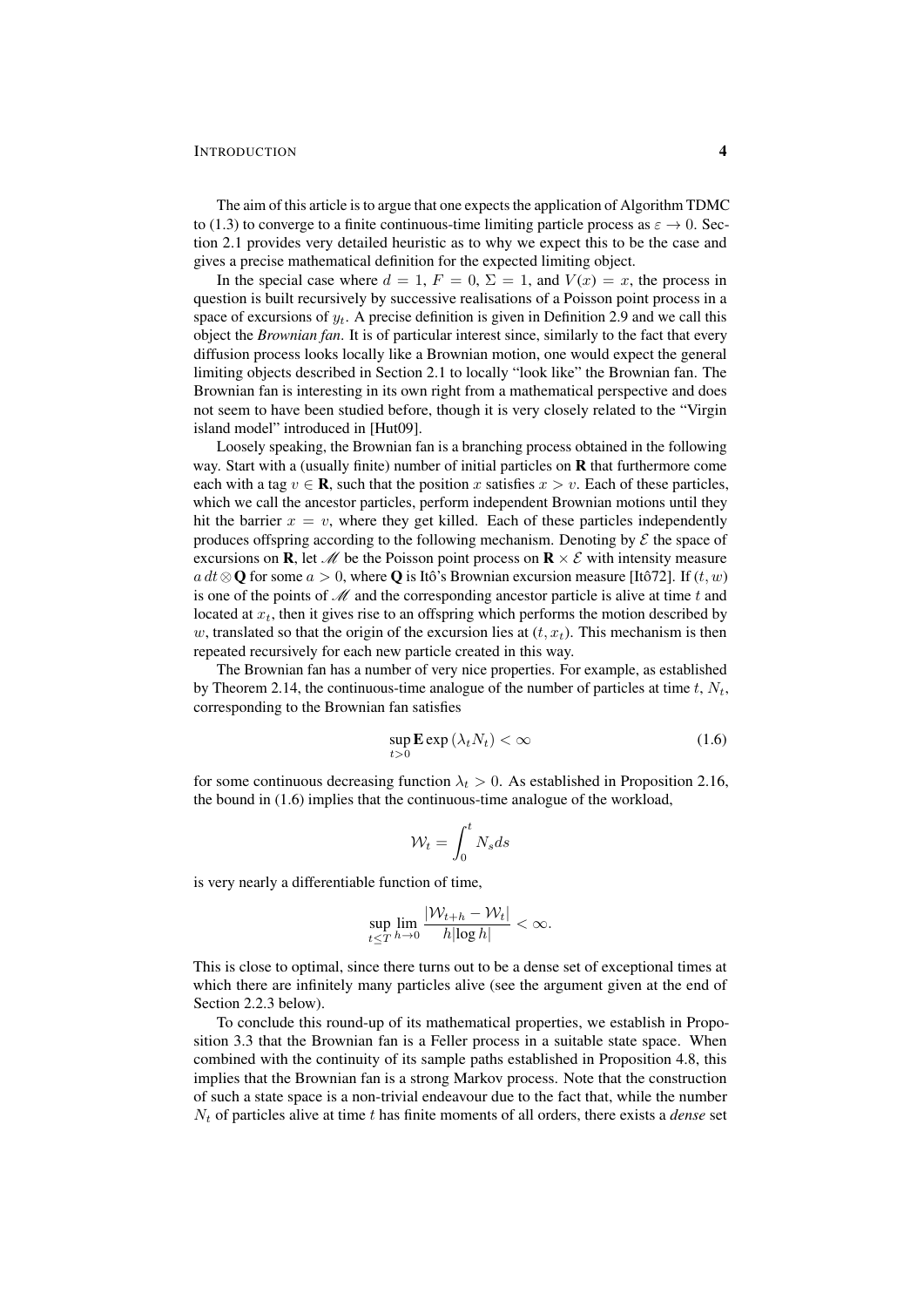The aim of this article is to argue that one expects the application of Algorithm TDMC to (1.3) to converge to a finite continuous-time limiting particle process as $\varepsilon \to 0$. Section 2.1 provides very detailed heuristic as to why we expect this to be the case and gives a precise mathematical definition for the expected limiting object.

In the special case where $d = 1$, $F = 0$, $\Sigma = 1$, and $V(x) = x$, the process in question is built recursively by successive realisations of a Poisson point process in a space of excursions of $y_t$. A precise definition is given in Definition 2.9 and we call this object the *Brownian fan*. It is of particular interest since, similarly to the fact that every diffusion process looks locally like a Brownian motion, one would expect the general limiting objects described in Section 2.1 to locally "look like" the Brownian fan. The Brownian fan is interesting in its own right from a mathematical perspective and does not seem to have been studied before, though it is very closely related to the "Virgin island model" introduced in [Hut09].

Loosely speaking, the Brownian fan is a branching process obtained in the following way. Start with a (usually finite) number of initial particles on $\mathbf{R}$ that furthermore come each with a tag $v \in \mathbf{R}$, such that the position $x$ satisfies $x > v$. Each of these particles, which we call the ancestor particles, perform independent Brownian motions until they hit the barrier $x = v$, where they get killed. Each of these particles independently produces offspring according to the following mechanism. Denoting by $\mathcal{E}$ the space of excursions on $\mathbf{R}$, let $\mathscr{M}$ be the Poisson point process on $\mathbf{R} \times \mathcal{E}$ with intensity measure $a\, dt \otimes \mathbf{Q}$ for some $a > 0$, where $\mathbf{Q}$ is Itô's Brownian excursion measure [Itô72]. If $(t, w)$ is one of the points of $\mathscr{M}$ and the corresponding ancestor particle is alive at time $t$ and located at $x_t$, then it gives rise to an offspring which performs the motion described by $w$, translated so that the origin of the excursion lies at $(t, x_t)$. This mechanism is then repeated recursively for each new particle created in this way.

The Brownian fan has a number of very nice properties. For example, as established by Theorem 2.14, the continuous-time analogue of the number of particles at time $t$, $N_t$, corresponding to the Brownian fan satisfies

$$\sup_{t>0} \mathbf{E} \exp\left(\lambda_t N_t\right) < \infty \tag{1.6}$$

for some continuous decreasing function $\lambda_t > 0$. As established in Proposition 2.16, the bound in (1.6) implies that the continuous-time analogue of the workload,

$$\mathcal{W}_t = \int_0^t N_s ds$$

is very nearly a differentiable function of time,

$$\sup_{t \le T} \lim_{h \to 0} \frac{|\mathcal{W}_{t+h} - \mathcal{W}_t|}{h |\log h|} < \infty.$$

This is close to optimal, since there turns out to be a dense set of exceptional times at which there are infinitely many particles alive (see the argument given at the end of Section 2.2.3 below).

To conclude this round-up of its mathematical properties, we establish in Proposition 3.3 that the Brownian fan is a Feller process in a suitable state space. When combined with the continuity of its sample paths established in Proposition 4.8, this implies that the Brownian fan is a strong Markov process. Note that the construction of such a state space is a non-trivial endeavour due to the fact that, while the number $N_t$ of particles alive at time $t$ has finite moments of all orders, there exists a *dense* set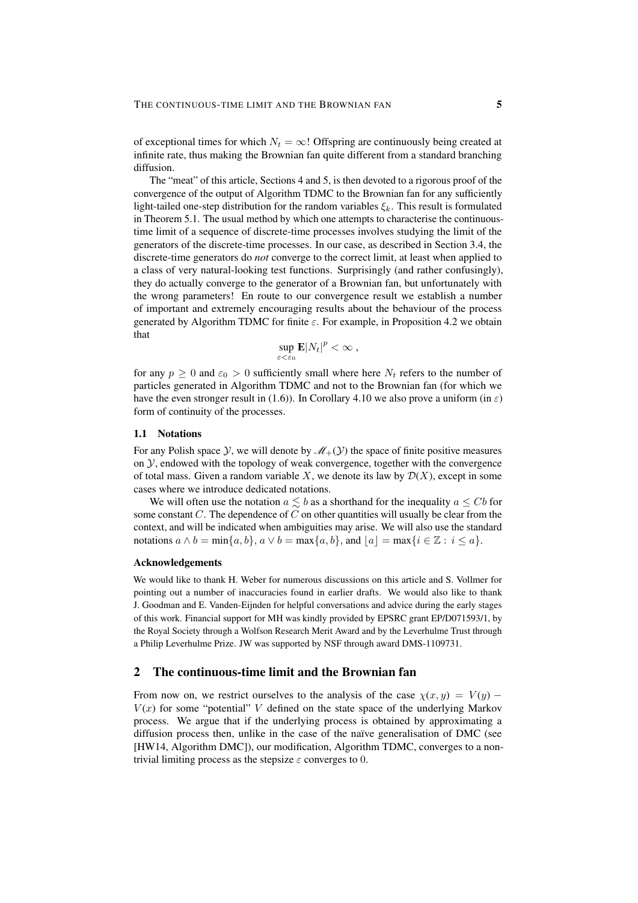of exceptional times for which $N_t = \infty$! Offspring are continuously being created at infinite rate, thus making the Brownian fan quite different from a standard branching diffusion.

The "meat" of this article, Sections 4 and 5, is then devoted to a rigorous proof of the convergence of the output of Algorithm TDMC to the Brownian fan for any sufficiently light-tailed one-step distribution for the random variables $\xi_k$. This result is formulated in Theorem 5.1. The usual method by which one attempts to characterise the continuous-time limit of a sequence of discrete-time processes involves studying the limit of the generators of the discrete-time processes. In our case, as described in Section 3.4, the discrete-time generators do *not* converge to the correct limit, at least when applied to a class of very natural-looking test functions. Surprisingly (and rather confusingly), they do actually converge to the generator of a Brownian fan, but unfortunately with the wrong parameters! En route to our convergence result we establish a number of important and extremely encouraging results about the behaviour of the process generated by Algorithm TDMC for finite $\varepsilon$. For example, in Proposition 4.2 we obtain that

$$\sup_{\varepsilon < \varepsilon_0} \mathbf{E}|N_t|^p < \infty ,$$

for any $p \geq 0$ and $\varepsilon_0 > 0$ sufficiently small where here $N_t$ refers to the number of particles generated in Algorithm TDMC and not to the Brownian fan (for which we have the even stronger result in (1.6)). In Corollary 4.10 we also prove a uniform (in $\varepsilon$) form of continuity of the processes.

### 1.1 Notations

For any Polish space $\mathcal{Y}$, we will denote by $\mathscr{M}_+(\mathcal{Y})$ the space of finite positive measures on $\mathcal{Y}$, endowed with the topology of weak convergence, together with the convergence of total mass. Given a random variable $X$, we denote its law by $\mathcal{D}(X)$, except in some cases where we introduce dedicated notations.

We will often use the notation $a \lesssim b$ as a shorthand for the inequality $a \leq Cb$ for some constant $C$. The dependence of $C$ on other quantities will usually be clear from the context, and will be indicated when ambiguities may arise. We will also use the standard notations $a \wedge b = \min\{a, b\}$, $a \vee b = \max\{a, b\}$, and $\lfloor a \rfloor = \max\{i \in \mathbb{Z} : i \leq a\}$.

#### Acknowledgements

We would like to thank H. Weber for numerous discussions on this article and S. Vollmer for pointing out a number of inaccuracies found in earlier drafts. We would also like to thank J. Goodman and E. Vanden-Eijnden for helpful conversations and advice during the early stages of this work. Financial support for MH was kindly provided by EPSRC grant EP/D071593/1, by the Royal Society through a Wolfson Research Merit Award and by the Leverhulme Trust through a Philip Leverhulme Prize. JW was supported by NSF through award DMS-1109731.

## 2 The continuous-time limit and the Brownian fan

From now on, we restrict ourselves to the analysis of the case $\chi(x, y) = V(y) - V(x)$ for some "potential" $V$ defined on the state space of the underlying Markov process. We argue that if the underlying process is obtained by approximating a diffusion process then, unlike in the case of the naïve generalisation of DMC (see [HW14, Algorithm DMC]), our modification, Algorithm TDMC, converges to a non-trivial limiting process as the stepsize $\varepsilon$ converges to 0.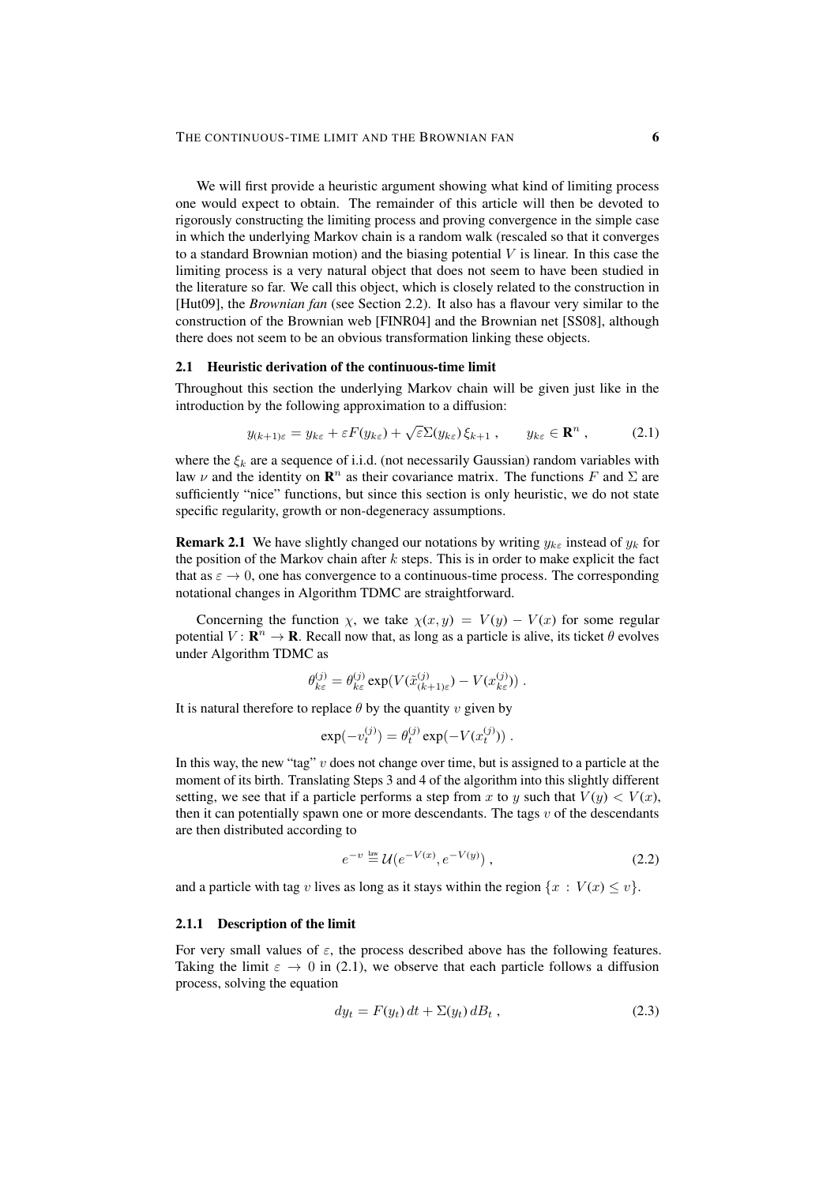We will first provide a heuristic argument showing what kind of limiting process one would expect to obtain. The remainder of this article will then be devoted to rigorously constructing the limiting process and proving convergence in the simple case in which the underlying Markov chain is a random walk (rescaled so that it converges to a standard Brownian motion) and the biasing potential $V$ is linear. In this case the limiting process is a very natural object that does not seem to have been studied in the literature so far. We call this object, which is closely related to the construction in [Hut09], the *Brownian fan* (see Section 2.2). It also has a flavour very similar to the construction of the Brownian web [FINR04] and the Brownian net [SS08], although there does not seem to be an obvious transformation linking these objects.

### 2.1 Heuristic derivation of the continuous-time limit

Throughout this section the underlying Markov chain will be given just like in the introduction by the following approximation to a diffusion:

$$y_{(k+1)\varepsilon} = y_{k\varepsilon} + \varepsilon F(y_{k\varepsilon}) + \sqrt{\varepsilon}\Sigma(y_{k\varepsilon})\,\xi_{k+1}\;, \qquad y_{k\varepsilon} \in \mathbf{R}^n\;, \tag{2.1}$$

where the $\xi_k$ are a sequence of i.i.d. (not necessarily Gaussian) random variables with law $\nu$ and the identity on $\mathbf{R}^n$ as their covariance matrix. The functions $F$ and $\Sigma$ are sufficiently "nice" functions, but since this section is only heuristic, we do not state specific regularity, growth or non-degeneracy assumptions.

**Remark 2.1** We have slightly changed our notations by writing $y_{k\varepsilon}$ instead of $y_k$ for the position of the Markov chain after $k$ steps. This is in order to make explicit the fact that as $\varepsilon \to 0$, one has convergence to a continuous-time process. The corresponding notational changes in Algorithm TDMC are straightforward.

Concerning the function $\chi$, we take $\chi(x, y) = V(y) - V(x)$ for some regular potential $V : \mathbf{R}^n \to \mathbf{R}$. Recall now that, as long as a particle is alive, its ticket $\theta$ evolves under Algorithm TDMC as

$$\theta^{(j)}_{k\varepsilon} = \theta^{(j)}_{k\varepsilon} \exp\bigl(V(\tilde{x}^{(j)}_{(k+1)\varepsilon}) - V(x^{(j)}_{k\varepsilon})\bigr)\;.$$

It is natural therefore to replace $\theta$ by the quantity $v$ given by

$$\exp(-v^{(j)}_t) = \theta^{(j)}_t \exp(-V(x^{(j)}_t))\;.$$

In this way, the new "tag" $v$ does not change over time, but is assigned to a particle at the moment of its birth. Translating Steps 3 and 4 of the algorithm into this slightly different setting, we see that if a particle performs a step from $x$ to $y$ such that $V(y) < V(x)$, then it can potentially spawn one or more descendants. The tags $v$ of the descendants are then distributed according to

$$e^{-v} \stackrel{\text{law}}{=} \mathcal{U}(e^{-V(x)}, e^{-V(y)})\;, \tag{2.2}$$

and a particle with tag $v$ lives as long as it stays within the region $\{x : V(x) \le v\}$.

#### 2.1.1 Description of the limit

For very small values of $\varepsilon$, the process described above has the following features. Taking the limit $\varepsilon \to 0$ in (2.1), we observe that each particle follows a diffusion process, solving the equation

$$dy_t = F(y_t)\,dt + \Sigma(y_t)\,dB_t\;, \tag{2.3}$$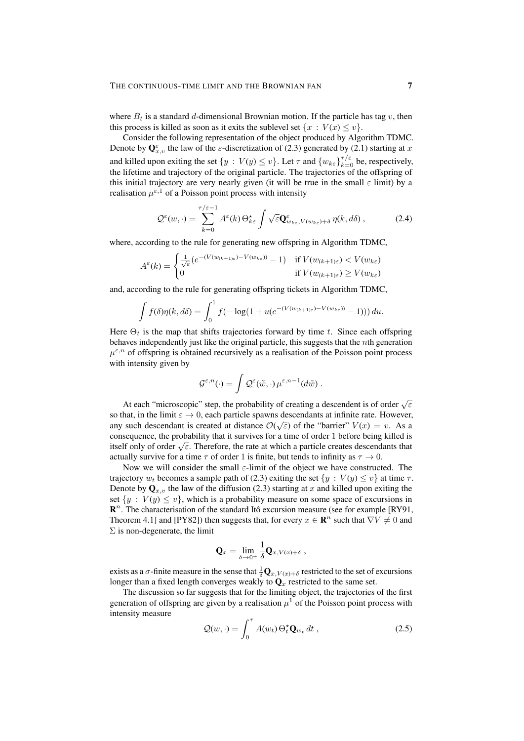where $B_t$ is a standard $d$-dimensional Brownian motion. If the particle has tag $v$, then this process is killed as soon as it exits the sublevel set $\{x : V(x) \leq v\}$.

Consider the following representation of the object produced by Algorithm TDMC. Denote by $\mathbf{Q}^\varepsilon_{x,v}$ the law of the $\varepsilon$-discretization of (2.3) generated by (2.1) starting at $x$ and killed upon exiting the set $\{y : V(y) \leq v\}$. Let $\tau$ and $\{w_{k\varepsilon}\}_{k=0}^{\tau/\varepsilon}$ be, respectively, the lifetime and trajectory of the original particle. The trajectories of the offspring of this initial trajectory are very nearly given (it will be true in the small $\varepsilon$ limit) by a realisation $\mu^{\varepsilon,1}$ of a Poisson point process with intensity

$$\mathcal{Q}^\varepsilon(w,\cdot) = \sum_{k=0}^{\tau/\varepsilon-1} A^\varepsilon(k)\,\Theta^\star_{k\varepsilon} \int \sqrt{\varepsilon}\mathbf{Q}^\varepsilon_{w_{k\varepsilon},V(w_{k\varepsilon})+\delta}\,\eta(k,d\delta)\;, \tag{2.4}$$

where, according to the rule for generating new offspring in Algorithm TDMC,

$$A^\varepsilon(k) = \begin{cases} \frac{1}{\sqrt{\varepsilon}}\big(e^{-(V(w_{(k+1)\varepsilon})-V(w_{k\varepsilon}))}-1\big) & \text{if } V(w_{(k+1)\varepsilon}) < V(w_{k\varepsilon}) \\ 0 & \text{if } V(w_{(k+1)\varepsilon}) \geq V(w_{k\varepsilon}) \end{cases}$$

and, according to the rule for generating offspring tickets in Algorithm TDMC,

$$\int f(\delta)\eta(k,d\delta) = \int_0^1 f\big(-\log(1+u(e^{-(V(w_{(k+1)\varepsilon})-V(w_{k\varepsilon}))}-1))\big)\,du.$$

Here $\Theta_t$ is the map that shifts trajectories forward by time $t$. Since each offspring behaves independently just like the original particle, this suggests that the $n$th generation $\mu^{\varepsilon,n}$ of offspring is obtained recursively as a realisation of the Poisson point process with intensity given by

$$\mathcal{G}^{\varepsilon,n}(\cdot) = \int \mathcal{Q}^\varepsilon(\tilde{w},\cdot)\,\mu^{\varepsilon,n-1}(d\tilde{w})\;.$$

At each "microscopic" step, the probability of creating a descendent is of order $\sqrt{\varepsilon}$ so that, in the limit $\varepsilon \to 0$, each particle spawns descendants at infinite rate. However, any such descendant is created at distance $\mathcal{O}(\sqrt{\varepsilon})$ of the "barrier" $V(x) = v$. As a consequence, the probability that it survives for a time of order 1 before being killed is itself only of order $\sqrt{\varepsilon}$. Therefore, the rate at which a particle creates descendants that actually survive for a time $\tau$ of order 1 is finite, but tends to infinity as $\tau \to 0$.

Now we will consider the small $\varepsilon$-limit of the object we have constructed. The trajectory $w_t$ becomes a sample path of (2.3) exiting the set $\{y : V(y) \leq v\}$ at time $\tau$. Denote by $\mathbf{Q}_{x,v}$ the law of the diffusion (2.3) starting at $x$ and killed upon exiting the set $\{y : V(y) \leq v\}$, which is a probability measure on some space of excursions in $\mathbf{R}^n$. The characterisation of the standard Itô excursion measure (see for example [RY91, Theorem 4.1] and [PY82]) then suggests that, for every $x \in \mathbf{R}^n$ such that $\nabla V \neq 0$ and $\Sigma$ is non-degenerate, the limit

$$\mathbf{Q}_x = \lim_{\delta\to 0^+} \frac{1}{\delta}\mathbf{Q}_{x,V(x)+\delta}\;,$$

exists as a $\sigma$-finite measure in the sense that $\frac{1}{\delta}\mathbf{Q}_{x,V(x)+\delta}$ restricted to the set of excursions longer than a fixed length converges weakly to $\mathbf{Q}_x$ restricted to the same set.

The discussion so far suggests that for the limiting object, the trajectories of the first generation of offspring are given by a realisation $\mu^1$ of the Poisson point process with intensity measure

$$\mathcal{Q}(w,\cdot) = \int_0^\tau A(w_t)\,\Theta^\star_t\mathbf{Q}_{w_t}\,dt\;, \tag{2.5}$$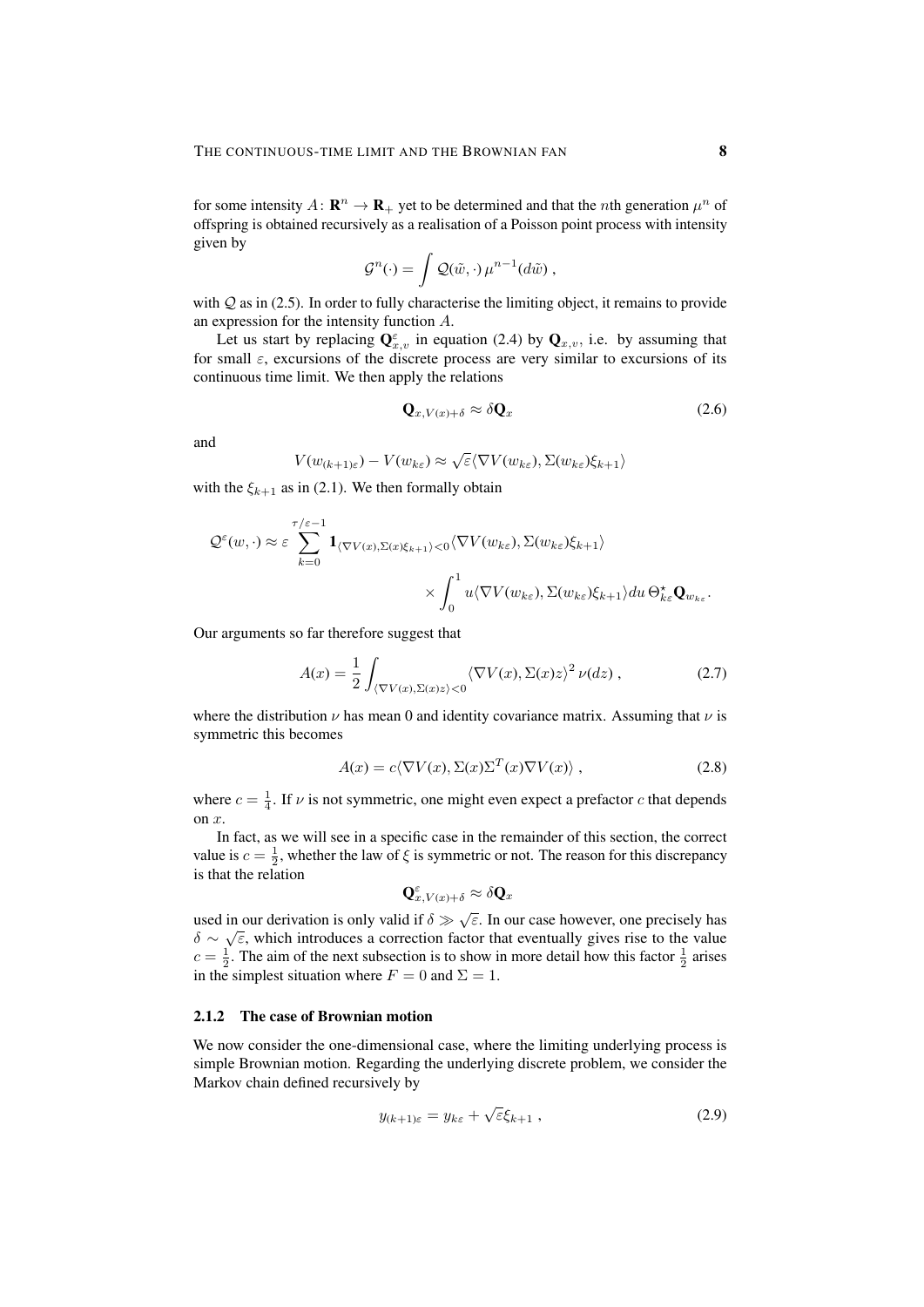for some intensity $A\colon \mathbf{R}^n \to \mathbf{R}_+$ yet to be determined and that the $n$th generation $\mu^n$ of offspring is obtained recursively as a realisation of a Poisson point process with intensity given by

$$\mathcal{G}^n(\cdot) = \int \mathcal{Q}(\tilde w, \cdot)\, \mu^{n-1}(d\tilde w)\;,$$

with $\mathcal{Q}$ as in (2.5). In order to fully characterise the limiting object, it remains to provide an expression for the intensity function $A$.

Let us start by replacing $\mathbf{Q}^\varepsilon_{x,v}$ in equation (2.4) by $\mathbf{Q}_{x,v}$, i.e. by assuming that for small $\varepsilon$, excursions of the discrete process are very similar to excursions of its continuous time limit. We then apply the relations

$$\mathbf{Q}_{x,V(x)+\delta} \approx \delta \mathbf{Q}_x \tag{2.6}$$

and

$$V(w_{(k+1)\varepsilon}) - V(w_{k\varepsilon}) \approx \sqrt{\varepsilon}\langle \nabla V(w_{k\varepsilon}), \Sigma(w_{k\varepsilon})\xi_{k+1}\rangle$$

with the $\xi_{k+1}$ as in (2.1). We then formally obtain

$$\begin{aligned}\mathcal{Q}^\varepsilon(w,\cdot) \approx \varepsilon \sum_{k=0}^{\tau/\varepsilon-1} \mathbf{1}_{\langle \nabla V(x), \Sigma(x)\xi_{k+1}\rangle<0}\langle \nabla V(w_{k\varepsilon}), \Sigma(w_{k\varepsilon})\xi_{k+1}\rangle \\ \times \int_0^1 u\langle \nabla V(w_{k\varepsilon}), \Sigma(w_{k\varepsilon})\xi_{k+1}\rangle du\, \Theta^\star_{k\varepsilon}\mathbf{Q}_{w_{k\varepsilon}}.\end{aligned}$$

Our arguments so far therefore suggest that

$$A(x) = \frac{1}{2}\int_{\langle \nabla V(x), \Sigma(x) z\rangle <0} \langle \nabla V(x), \Sigma(x) z\rangle^2\, \nu(dz)\;, \tag{2.7}$$

where the distribution $\nu$ has mean 0 and identity covariance matrix. Assuming that $\nu$ is symmetric this becomes

$$A(x) = c\langle \nabla V(x), \Sigma(x)\Sigma^T(x)\nabla V(x)\rangle\;, \tag{2.8}$$

where $c = \frac{1}{4}$. If $\nu$ is not symmetric, one might even expect a prefactor $c$ that depends on $x$.

In fact, as we will see in a specific case in the remainder of this section, the correct value is $c = \frac{1}{2}$, whether the law of $\xi$ is symmetric or not. The reason for this discrepancy is that the relation

$$\mathbf{Q}^\varepsilon_{x,V(x)+\delta} \approx \delta \mathbf{Q}_x$$

used in our derivation is only valid if $\delta \gg \sqrt{\varepsilon}$. In our case however, one precisely has $\delta \sim \sqrt{\varepsilon}$, which introduces a correction factor that eventually gives rise to the value $c = \frac{1}{2}$. The aim of the next subsection is to show in more detail how this factor $\frac{1}{2}$ arises in the simplest situation where $F = 0$ and $\Sigma = 1$.

### 2.1.2 The case of Brownian motion

We now consider the one-dimensional case, where the limiting underlying process is simple Brownian motion. Regarding the underlying discrete problem, we consider the Markov chain defined recursively by

$$y_{(k+1)\varepsilon} = y_{k\varepsilon} + \sqrt{\varepsilon}\xi_{k+1}\;, \tag{2.9}$$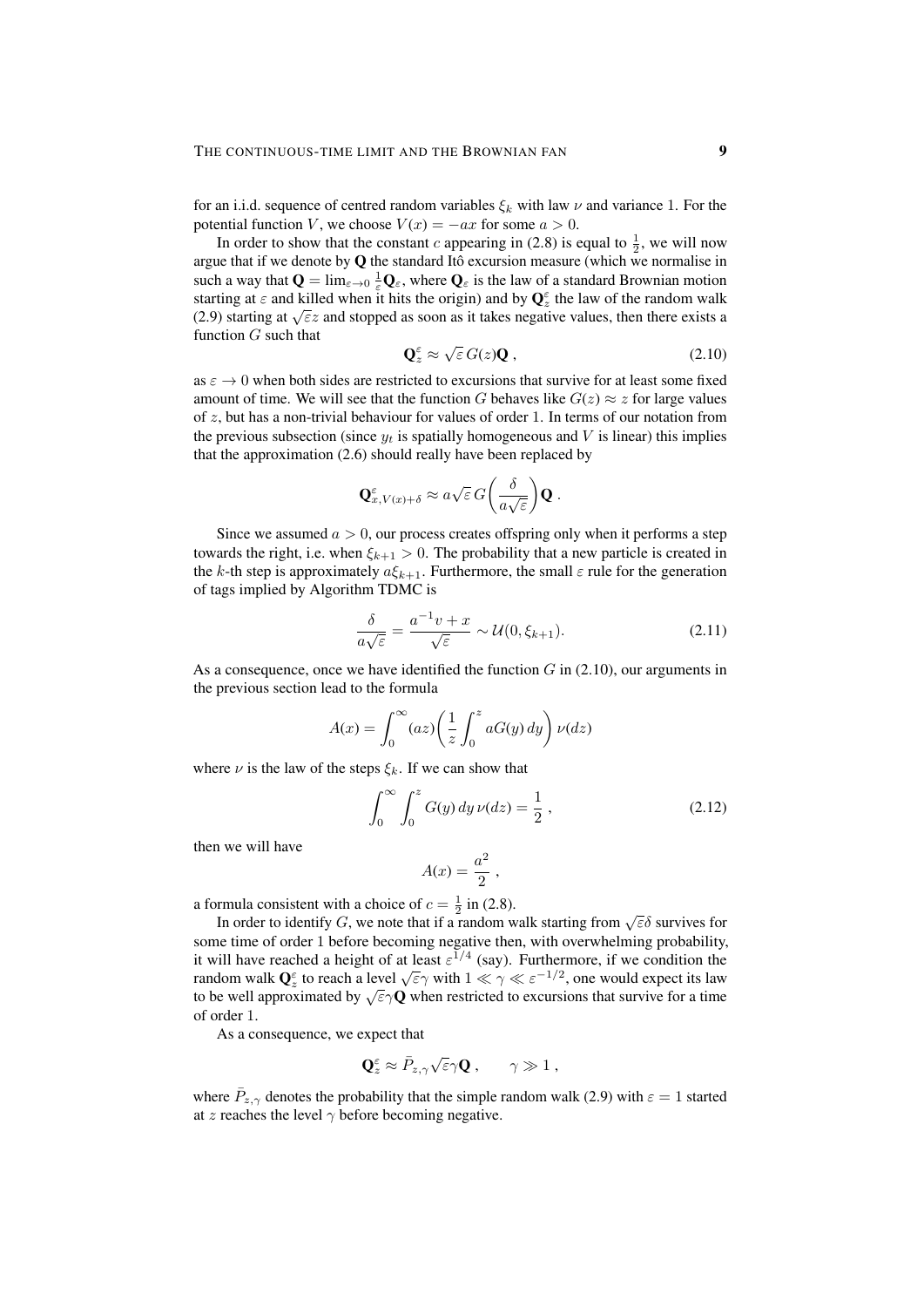for an i.i.d. sequence of centred random variables $\xi_k$ with law $\nu$ and variance 1. For the potential function $V$, we choose $V(x) = -ax$ for some $a > 0$.

In order to show that the constant $c$ appearing in (2.8) is equal to $\frac{1}{2}$, we will now argue that if we denote by $\mathbf{Q}$ the standard Itô excursion measure (which we normalise in such a way that $\mathbf{Q} = \lim_{\varepsilon \to 0} \frac{1}{\varepsilon} \mathbf{Q}_\varepsilon$, where $\mathbf{Q}_\varepsilon$ is the law of a standard Brownian motion starting at $\varepsilon$ and killed when it hits the origin) and by $\mathbf{Q}_z^\varepsilon$ the law of the random walk (2.9) starting at $\sqrt{\varepsilon} z$ and stopped as soon as it takes negative values, then there exists a function $G$ such that

$$\mathbf{Q}_z^\varepsilon \approx \sqrt{\varepsilon}\, G(z) \mathbf{Q}\;, \tag{2.10}$$

as $\varepsilon \to 0$ when both sides are restricted to excursions that survive for at least some fixed amount of time. We will see that the function $G$ behaves like $G(z) \approx z$ for large values of $z$, but has a non-trivial behaviour for values of order 1. In terms of our notation from the previous subsection (since $y_t$ is spatially homogeneous and $V$ is linear) this implies that the approximation (2.6) should really have been replaced by

$$\mathbf{Q}_{x,V(x)+\delta}^\varepsilon \approx a\sqrt{\varepsilon}\, G\biggl(\frac{\delta}{a\sqrt{\varepsilon}}\biggr) \mathbf{Q}\;.$$

Since we assumed $a > 0$, our process creates offspring only when it performs a step towards the right, i.e. when $\xi_{k+1} > 0$. The probability that a new particle is created in the $k$-th step is approximately $a\xi_{k+1}$. Furthermore, the small $\varepsilon$ rule for the generation of tags implied by Algorithm TDMC is

$$\frac{\delta}{a\sqrt{\varepsilon}} = \frac{a^{-1}v + x}{\sqrt{\varepsilon}} \sim \mathcal{U}(0, \xi_{k+1}). \tag{2.11}$$

As a consequence, once we have identified the function $G$ in (2.10), our arguments in the previous section lead to the formula

$$A(x) = \int_0^\infty (az) \biggl(\frac{1}{z} \int_0^z aG(y)\, dy\biggr)\, \nu(dz)$$

where $\nu$ is the law of the steps $\xi_k$. If we can show that

$$\int_0^\infty \int_0^z G(y)\, dy\, \nu(dz) = \frac{1}{2}\;, \tag{2.12}$$

then we will have

$$A(x) = \frac{a^2}{2}\;,$$

a formula consistent with a choice of $c = \frac{1}{2}$ in (2.8).

In order to identify $G$, we note that if a random walk starting from $\sqrt{\varepsilon}\delta$ survives for some time of order 1 before becoming negative then, with overwhelming probability, it will have reached a height of at least $\varepsilon^{1/4}$ (say). Furthermore, if we condition the random walk $\mathbf{Q}_z^\varepsilon$ to reach a level $\sqrt{\varepsilon}\gamma$ with $1 \ll \gamma \ll \varepsilon^{-1/2}$, one would expect its law to be well approximated by $\sqrt{\varepsilon}\gamma\mathbf{Q}$ when restricted to excursions that survive for a time of order 1.

As a consequence, we expect that

$$\mathbf{Q}_z^\varepsilon \approx \bar{P}_{z,\gamma}\sqrt{\varepsilon}\gamma\mathbf{Q}\;, \qquad \gamma \gg 1\;,$$

where $\bar{P}_{z,\gamma}$ denotes the probability that the simple random walk (2.9) with $\varepsilon = 1$ started at $z$ reaches the level $\gamma$ before becoming negative.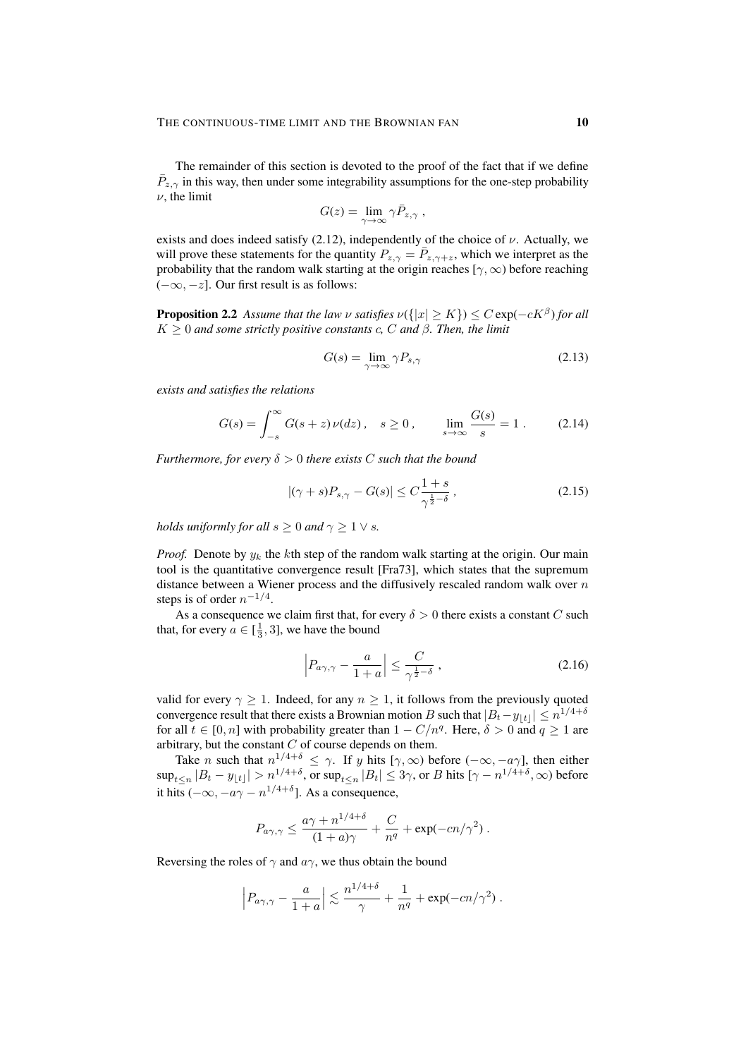The remainder of this section is devoted to the proof of the fact that if we define $\bar{P}_{z,\gamma}$ in this way, then under some integrability assumptions for the one-step probability $\nu$, the limit

$$G(z) = \lim_{\gamma \to \infty} \gamma \bar{P}_{z,\gamma} \;,$$

exists and does indeed satisfy (2.12), independently of the choice of $\nu$. Actually, we will prove these statements for the quantity $P_{z,\gamma} = \bar{P}_{z,\gamma+z}$, which we interpret as the probability that the random walk starting at the origin reaches $[\gamma, \infty)$ before reaching $(-\infty, -z]$. Our first result is as follows:

**Proposition 2.2** *Assume that the law $\nu$ satisfies $\nu(\{|x| \geq K\}) \leq C \exp(-cK^\beta)$ for all $K \geq 0$ and some strictly positive constants $c$, $C$ and $\beta$. Then, the limit*

$$G(s) = \lim_{\gamma \to \infty} \gamma P_{s,\gamma} \tag{2.13}$$

*exists and satisfies the relations*

$$G(s) = \int_{-s}^{\infty} G(s+z)\,\nu(dz)\;, \quad s \geq 0\;, \qquad \lim_{s\to\infty} \frac{G(s)}{s} = 1\;. \tag{2.14}$$

*Furthermore, for every $\delta > 0$ there exists $C$ such that the bound*

$$|(\gamma + s)P_{s,\gamma} - G(s)| \leq C\frac{1+s}{\gamma^{\frac{1}{2}-\delta}}\;, \tag{2.15}$$

*holds uniformly for all $s \geq 0$ and $\gamma \geq 1 \vee s$.*

*Proof.* Denote by $y_k$ the $k$th step of the random walk starting at the origin. Our main tool is the quantitative convergence result [Fra73], which states that the supremum distance between a Wiener process and the diffusively rescaled random walk over $n$ steps is of order $n^{-1/4}$.

As a consequence we claim first that, for every $\delta > 0$ there exists a constant $C$ such that, for every $a \in [\frac{1}{3}, 3]$, we have the bound

$$\Big|P_{a\gamma,\gamma} - \frac{a}{1+a}\Big| \leq \frac{C}{\gamma^{\frac{1}{2}-\delta}}\;, \tag{2.16}$$

valid for every $\gamma \geq 1$. Indeed, for any $n \geq 1$, it follows from the previously quoted convergence result that there exists a Brownian motion $B$ such that $|B_t - y_{\lfloor t\rfloor}| \leq n^{1/4+\delta}$ for all $t \in [0,n]$ with probability greater than $1 - C/n^q$. Here, $\delta > 0$ and $q \geq 1$ are arbitrary, but the constant $C$ of course depends on them.

Take $n$ such that $n^{1/4+\delta} \leq \gamma$. If $y$ hits $[\gamma, \infty)$ before $(-\infty, -a\gamma]$, then either $\sup_{t\leq n} |B_t - y_{\lfloor t\rfloor}| > n^{1/4+\delta}$, or $\sup_{t\leq n}|B_t| \leq 3\gamma$, or $B$ hits $[\gamma - n^{1/4+\delta}, \infty)$ before it hits $(-\infty, -a\gamma - n^{1/4+\delta}]$. As a consequence,

$$P_{a\gamma,\gamma} \leq \frac{a\gamma + n^{1/4+\delta}}{(1+a)\gamma} + \frac{C}{n^q} + \exp(-cn/\gamma^2)\;.$$

Reversing the roles of $\gamma$ and $a\gamma$, we thus obtain the bound

$$\Big|P_{a\gamma,\gamma} - \frac{a}{1+a}\Big| \lesssim \frac{n^{1/4+\delta}}{\gamma} + \frac{1}{n^q} + \exp(-cn/\gamma^2)\;.$$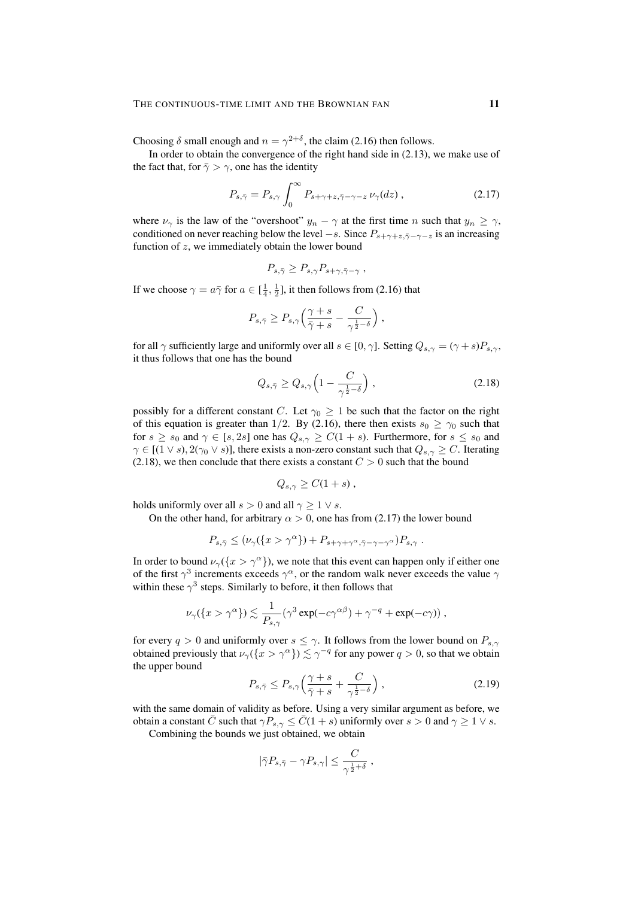Choosing $\delta$ small enough and $n = \gamma^{2+\delta}$, the claim (2.16) then follows.

In order to obtain the convergence of the right hand side in (2.13), we make use of the fact that, for $\bar\gamma > \gamma$, one has the identity

$$P_{s,\bar\gamma} = P_{s,\gamma} \int_0^\infty P_{s+\gamma+z,\bar\gamma-\gamma-z}\,\nu_\gamma(dz)\;, \tag{2.17}$$

where $\nu_\gamma$ is the law of the "overshoot" $y_n - \gamma$ at the first time $n$ such that $y_n \geq \gamma$, conditioned on never reaching below the level $-s$. Since $P_{s+\gamma+z,\bar\gamma-\gamma-z}$ is an increasing function of $z$, we immediately obtain the lower bound

$$P_{s,\bar\gamma} \geq P_{s,\gamma} P_{s+\gamma,\bar\gamma-\gamma}\;,$$

If we choose $\gamma = a\bar\gamma$ for $a \in [\frac{1}{4}, \frac{1}{2}]$, it then follows from (2.16) that

$$P_{s,\bar\gamma} \geq P_{s,\gamma}\Big(\frac{\gamma+s}{\bar\gamma+s} - \frac{C}{\gamma^{\frac{1}{2}-\delta}}\Big)\;,$$

for all $\gamma$ sufficiently large and uniformly over all $s \in [0,\gamma]$. Setting $Q_{s,\gamma} = (\gamma+s)P_{s,\gamma}$, it thus follows that one has the bound

$$Q_{s,\bar\gamma} \geq Q_{s,\gamma}\Big(1 - \frac{C}{\gamma^{\frac{1}{2}-\delta}}\Big)\;, \tag{2.18}$$

possibly for a different constant $C$. Let $\gamma_0 \geq 1$ be such that the factor on the right of this equation is greater than $1/2$. By (2.16), there then exists $s_0 \geq \gamma_0$ such that for $s \geq s_0$ and $\gamma \in [s, 2s]$ one has $Q_{s,\gamma} \geq C(1+s)$. Furthermore, for $s \leq s_0$ and $\gamma \in [(1 \vee s), 2(\gamma_0 \vee s)]$, there exists a non-zero constant such that $Q_{s,\gamma} \geq C$. Iterating (2.18), we then conclude that there exists a constant $C > 0$ such that the bound

$$Q_{s,\gamma} \geq C(1+s)\;,$$

holds uniformly over all $s > 0$ and all $\gamma \geq 1 \vee s$.

On the other hand, for arbitrary $\alpha > 0$, one has from (2.17) the lower bound

$$P_{s,\bar\gamma} \leq (\nu_\gamma(\{x > \gamma^\alpha\}) + P_{s+\gamma+\gamma^\alpha,\bar\gamma-\gamma-\gamma^\alpha})P_{s,\gamma}\;.$$

In order to bound $\nu_\gamma(\{x > \gamma^\alpha\})$, we note that this event can happen only if either one of the first $\gamma^3$ increments exceeds $\gamma^\alpha$, or the random walk never exceeds the value $\gamma$ within these $\gamma^3$ steps. Similarly to before, it then follows that

$$\nu_\gamma(\{x > \gamma^\alpha\}) \lesssim \frac{1}{P_{s,\gamma}}(\gamma^3 \exp(-c\gamma^{\alpha\beta}) + \gamma^{-q} + \exp(-c\gamma))\;,$$

for every $q > 0$ and uniformly over $s \leq \gamma$. It follows from the lower bound on $P_{s,\gamma}$ obtained previously that $\nu_\gamma(\{x > \gamma^\alpha\}) \lesssim \gamma^{-q}$ for any power $q > 0$, so that we obtain the upper bound

$$P_{s,\bar\gamma} \leq P_{s,\gamma}\Big(\frac{\gamma+s}{\bar\gamma+s} + \frac{C}{\gamma^{\frac{1}{2}-\delta}}\Big)\;, \tag{2.19}$$

with the same domain of validity as before. Using a very similar argument as before, we obtain a constant $\bar C$ such that $\gamma P_{s,\gamma} \leq \bar C(1+s)$ uniformly over $s > 0$ and $\gamma \geq 1 \vee s$.

Combining the bounds we just obtained, we obtain

$$|\bar\gamma P_{s,\bar\gamma} - \gamma P_{s,\gamma}| \leq \frac{C}{\gamma^{\frac{1}{2}+\delta}}\;,$$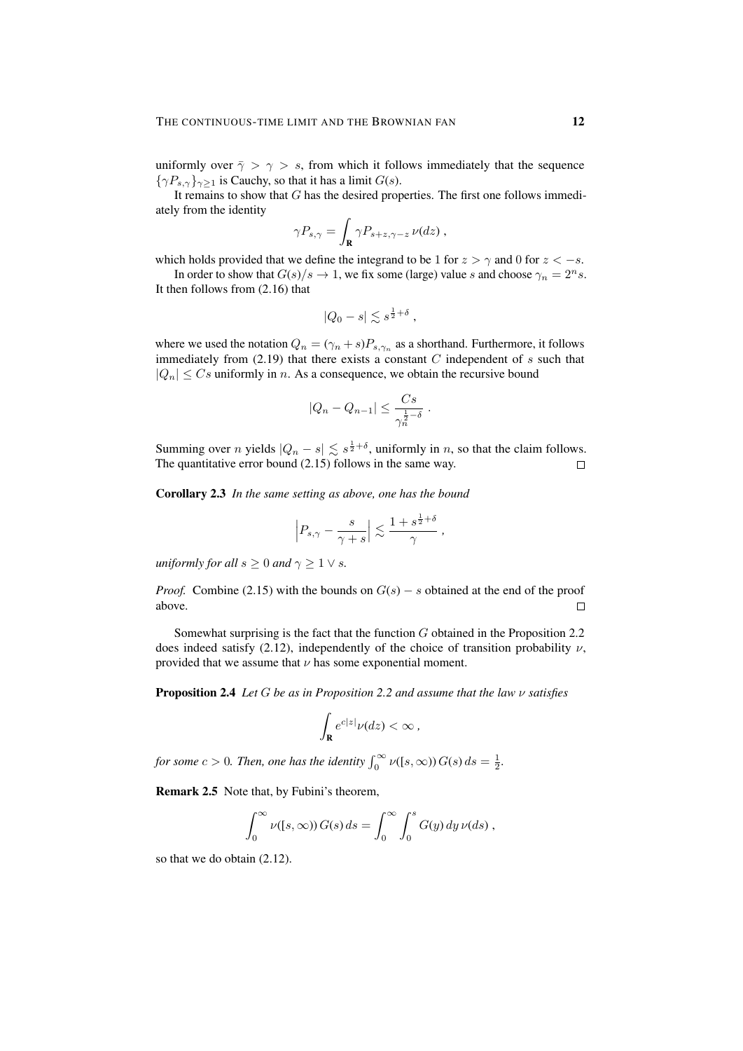uniformly over $\bar{\gamma} > \gamma > s$, from which it follows immediately that the sequence $\{\gamma P_{s,\gamma}\}_{\gamma \geq 1}$ is Cauchy, so that it has a limit $G(s)$.

It remains to show that $G$ has the desired properties. The first one follows immediately from the identity

$$\gamma P_{s,\gamma} = \int_{\mathbf{R}} \gamma P_{s+z,\gamma-z}\, \nu(dz) ,$$

which holds provided that we define the integrand to be 1 for $z > \gamma$ and 0 for $z < -s$.

In order to show that $G(s)/s \to 1$, we fix some (large) value $s$ and choose $\gamma_n = 2^n s$. It then follows from (2.16) that

$$|Q_0 - s| \lesssim s^{\frac{1}{2}+\delta} ,$$

where we used the notation $Q_n = (\gamma_n + s)P_{s,\gamma_n}$ as a shorthand. Furthermore, it follows immediately from (2.19) that there exists a constant $C$ independent of $s$ such that $|Q_n| \leq Cs$ uniformly in $n$. As a consequence, we obtain the recursive bound

$$|Q_n - Q_{n-1}| \leq \frac{Cs}{\gamma_n^{\frac{1}{2}-\delta}} .$$

Summing over $n$ yields $|Q_n - s| \lesssim s^{\frac{1}{2}+\delta}$, uniformly in $n$, so that the claim follows. The quantitative error bound (2.15) follows in the same way. $\square$

**Corollary 2.3** *In the same setting as above, one has the bound*

$$\Big| P_{s,\gamma} - \frac{s}{\gamma + s} \Big| \lesssim \frac{1 + s^{\frac{1}{2}+\delta}}{\gamma} ,$$

*uniformly for all $s \geq 0$ and $\gamma \geq 1 \vee s$.*

*Proof.* Combine (2.15) with the bounds on $G(s) - s$ obtained at the end of the proof above. $\square$

Somewhat surprising is the fact that the function $G$ obtained in the Proposition 2.2 does indeed satisfy (2.12), independently of the choice of transition probability $\nu$, provided that we assume that $\nu$ has some exponential moment.

**Proposition 2.4** *Let $G$ be as in Proposition 2.2 and assume that the law $\nu$ satisfies*

$$\int_{\mathbf{R}} e^{c|z|} \nu(dz) < \infty ,$$

*for some $c > 0$. Then, one has the identity $\int_0^\infty \nu([s,\infty))\, G(s)\, ds = \frac{1}{2}$.*

**Remark 2.5** Note that, by Fubini's theorem,

$$\int_0^\infty \nu([s,\infty))\, G(s)\, ds = \int_0^\infty \int_0^s G(y)\, dy\, \nu(ds) ,$$

so that we do obtain (2.12).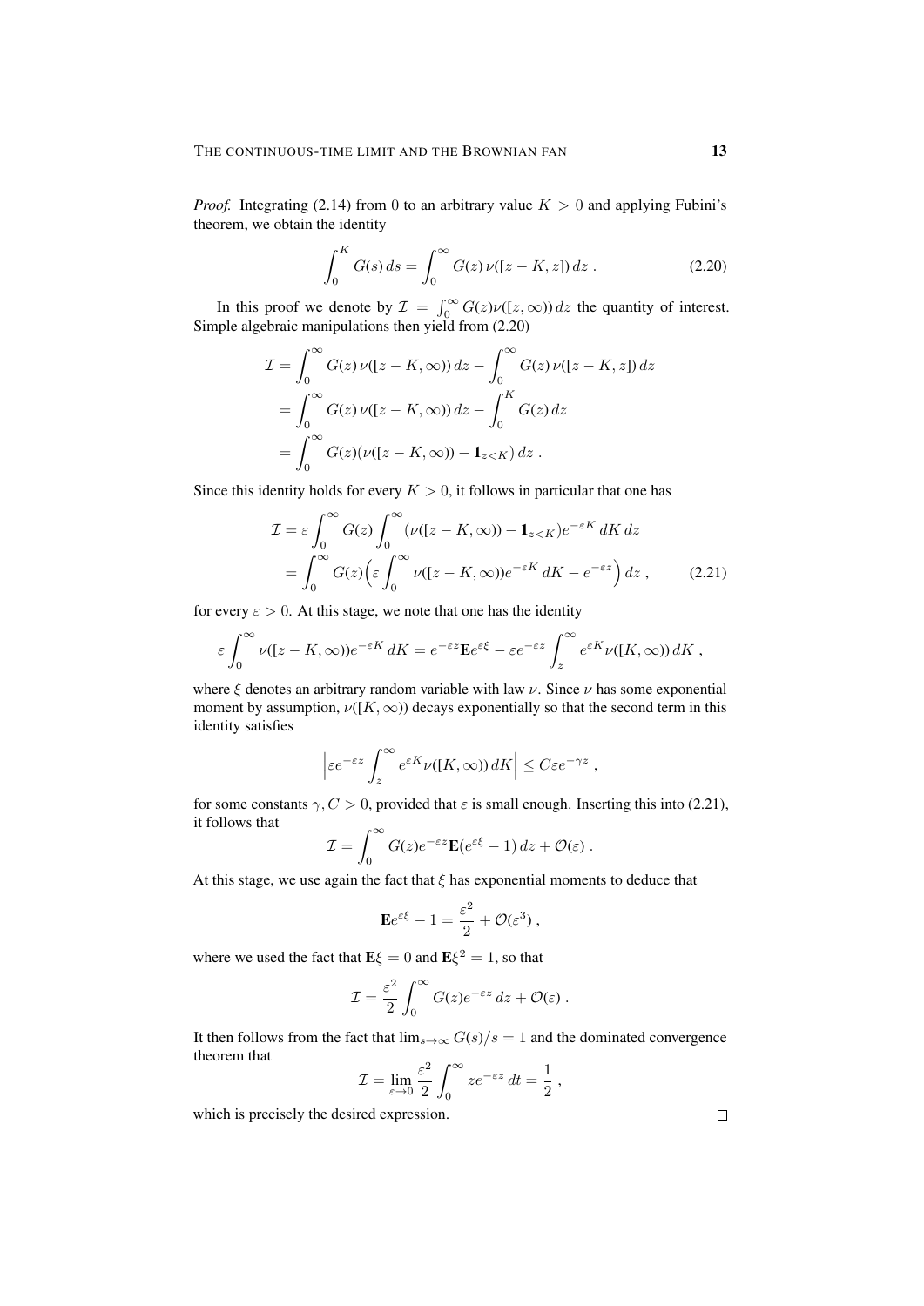*Proof.* Integrating (2.14) from 0 to an arbitrary value $K > 0$ and applying Fubini's theorem, we obtain the identity

$$\int_0^K G(s)\,ds = \int_0^\infty G(z)\,\nu([z-K,z])\,dz\;. \tag{2.20}$$

In this proof we denote by $\mathcal{I} = \int_0^\infty G(z)\nu([z,\infty))\,dz$ the quantity of interest. Simple algebraic manipulations then yield from (2.20)

$$\begin{aligned}
\mathcal{I} &= \int_0^\infty G(z)\,\nu([z-K,\infty))\,dz - \int_0^\infty G(z)\,\nu([z-K,z])\,dz \\
&= \int_0^\infty G(z)\,\nu([z-K,\infty))\,dz - \int_0^K G(z)\,dz \\
&= \int_0^\infty G(z)(\nu([z-K,\infty)) - \mathbf{1}_{z<K})\,dz\;.
\end{aligned}$$

Since this identity holds for every $K > 0$, it follows in particular that one has

$$\begin{aligned}
\mathcal{I} &= \varepsilon \int_0^\infty G(z) \int_0^\infty (\nu([z-K,\infty)) - \mathbf{1}_{z<K}) e^{-\varepsilon K}\,dK\,dz \\
&= \int_0^\infty G(z) \Big(\varepsilon \int_0^\infty \nu([z-K,\infty)) e^{-\varepsilon K}\,dK - e^{-\varepsilon z}\Big)\,dz\;,
\end{aligned} \tag{2.21}$$

for every $\varepsilon > 0$. At this stage, we note that one has the identity

$$\varepsilon \int_0^\infty \nu([z-K,\infty)) e^{-\varepsilon K}\,dK = e^{-\varepsilon z}\mathbf{E} e^{\varepsilon\xi} - \varepsilon e^{-\varepsilon z} \int_z^\infty e^{\varepsilon K} \nu([K,\infty))\,dK\;,$$

where $\xi$ denotes an arbitrary random variable with law $\nu$. Since $\nu$ has some exponential moment by assumption, $\nu([K,\infty))$ decays exponentially so that the second term in this identity satisfies

$$\Big|\varepsilon e^{-\varepsilon z} \int_z^\infty e^{\varepsilon K} \nu([K,\infty))\,dK\Big| \le C\varepsilon e^{-\gamma z}\;,$$

for some constants $\gamma, C > 0$, provided that $\varepsilon$ is small enough. Inserting this into (2.21), it follows that

$$\mathcal{I} = \int_0^\infty G(z) e^{-\varepsilon z} \mathbf{E}(e^{\varepsilon\xi} - 1)\,dz + \mathcal{O}(\varepsilon)\;.$$

At this stage, we use again the fact that $\xi$ has exponential moments to deduce that

$$\mathbf{E} e^{\varepsilon\xi} - 1 = \frac{\varepsilon^2}{2} + \mathcal{O}(\varepsilon^3)\;,$$

where we used the fact that $\mathbf{E}\xi = 0$ and $\mathbf{E}\xi^2 = 1$, so that

$$\mathcal{I} = \frac{\varepsilon^2}{2} \int_0^\infty G(z) e^{-\varepsilon z}\,dz + \mathcal{O}(\varepsilon)\;.$$

It then follows from the fact that $\lim_{s\to\infty} G(s)/s = 1$ and the dominated convergence theorem that

$$\mathcal{I} = \lim_{\varepsilon\to 0} \frac{\varepsilon^2}{2} \int_0^\infty z e^{-\varepsilon z}\,dt = \frac{1}{2}\;,$$

which is precisely the desired expression. □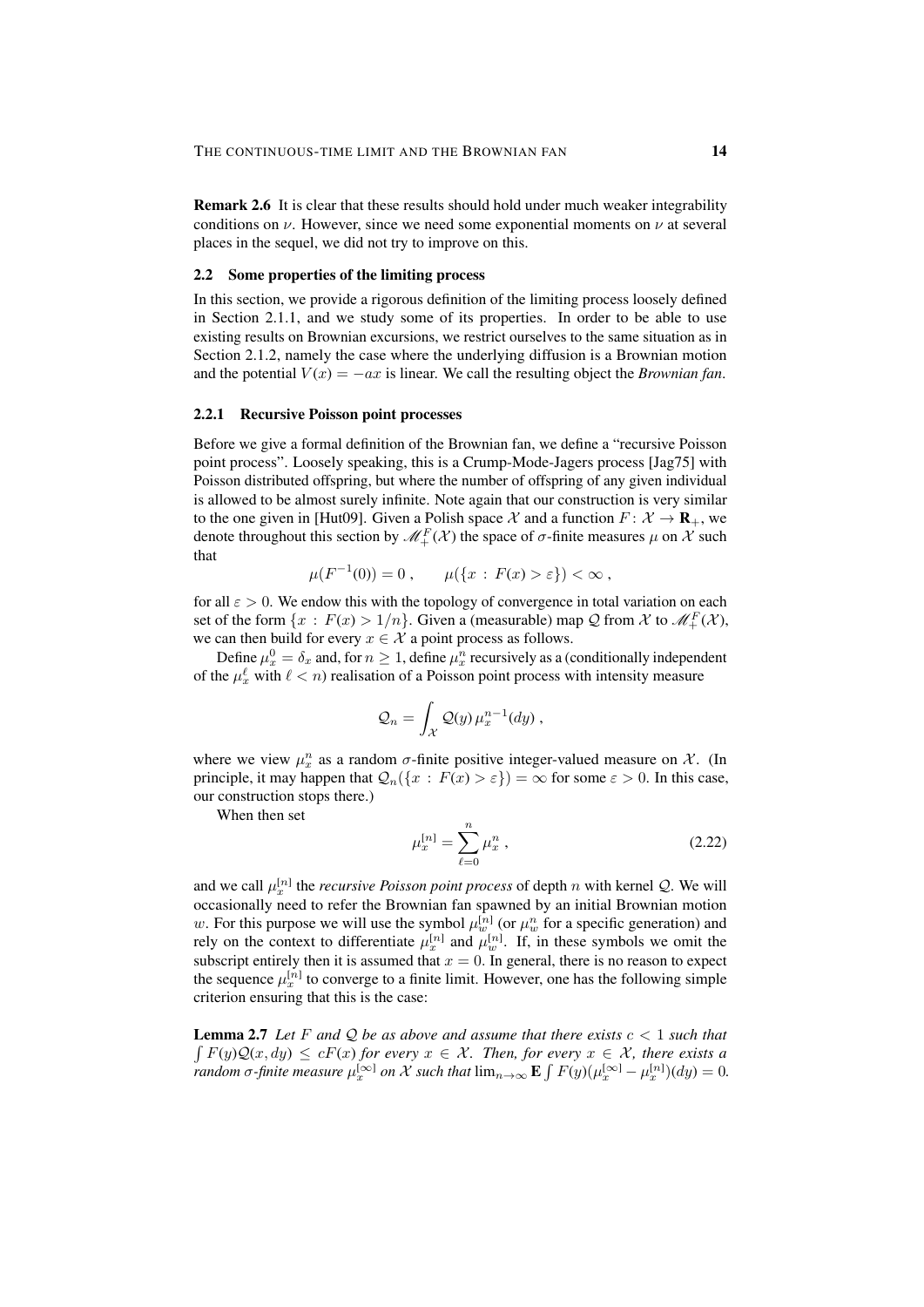**Remark 2.6** It is clear that these results should hold under much weaker integrability conditions on $\nu$. However, since we need some exponential moments on $\nu$ at several places in the sequel, we did not try to improve on this.

## 2.2 Some properties of the limiting process

In this section, we provide a rigorous definition of the limiting process loosely defined in Section 2.1.1, and we study some of its properties. In order to be able to use existing results on Brownian excursions, we restrict ourselves to the same situation as in Section 2.1.2, namely the case where the underlying diffusion is a Brownian motion and the potential $V(x) = -ax$ is linear. We call the resulting object the *Brownian fan*.

### 2.2.1 Recursive Poisson point processes

Before we give a formal definition of the Brownian fan, we define a "recursive Poisson point process". Loosely speaking, this is a Crump-Mode-Jagers process [Jag75] with Poisson distributed offspring, but where the number of offspring of any given individual is allowed to be almost surely infinite. Note again that our construction is very similar to the one given in [Hut09]. Given a Polish space $\mathcal{X}$ and a function $F\colon \mathcal{X} \to \mathbf{R}_+$, we denote throughout this section by $\mathscr{M}_+^F(\mathcal{X})$ the space of $\sigma$-finite measures $\mu$ on $\mathcal{X}$ such that

$$\mu(F^{-1}(0)) = 0\;, \qquad \mu(\{x\,:\, F(x) > \varepsilon\}) < \infty\;,$$

for all $\varepsilon > 0$. We endow this with the topology of convergence in total variation on each set of the form $\{x\,:\, F(x) > 1/n\}$. Given a (measurable) map $\mathcal{Q}$ from $\mathcal{X}$ to $\mathscr{M}_+^F(\mathcal{X})$, we can then build for every $x \in \mathcal{X}$ a point process as follows.

Define $\mu_x^0 = \delta_x$ and, for $n \geq 1$, define $\mu_x^n$ recursively as a (conditionally independent of the $\mu_x^\ell$ with $\ell < n$) realisation of a Poisson point process with intensity measure

$$\mathcal{Q}_n = \int_{\mathcal{X}} \mathcal{Q}(y)\, \mu_x^{n-1}(dy)\;,$$

where we view $\mu_x^n$ as a random $\sigma$-finite positive integer-valued measure on $\mathcal{X}$. (In principle, it may happen that $\mathcal{Q}_n(\{x\,:\, F(x) > \varepsilon\}) = \infty$ for some $\varepsilon > 0$. In this case, our construction stops there.)

When then set

$$\mu_x^{[n]} = \sum_{\ell=0}^{n} \mu_x^n\;, \tag{2.22}$$

and we call $\mu_x^{[n]}$ the *recursive Poisson point process* of depth $n$ with kernel $\mathcal{Q}$. We will occasionally need to refer the Brownian fan spawned by an initial Brownian motion $w$. For this purpose we will use the symbol $\mu_w^{[n]}$ (or $\mu_w^n$ for a specific generation) and rely on the context to differentiate $\mu_x^{[n]}$ and $\mu_w^{[n]}$. If, in these symbols we omit the subscript entirely then it is assumed that $x = 0$. In general, there is no reason to expect the sequence $\mu_x^{[n]}$ to converge to a finite limit. However, one has the following simple criterion ensuring that this is the case:

**Lemma 2.7** *Let $F$ and $\mathcal{Q}$ be as above and assume that there exists $c < 1$ such that $\int F(y)\mathcal{Q}(x, dy) \leq cF(x)$ for every $x \in \mathcal{X}$. Then, for every $x \in \mathcal{X}$, there exists a random $\sigma$-finite measure $\mu_x^{[\infty]}$ on $\mathcal{X}$ such that $\lim_{n\to\infty} \mathbf{E} \int F(y)(\mu_x^{[\infty]} - \mu_x^{[n]})(dy) = 0$.*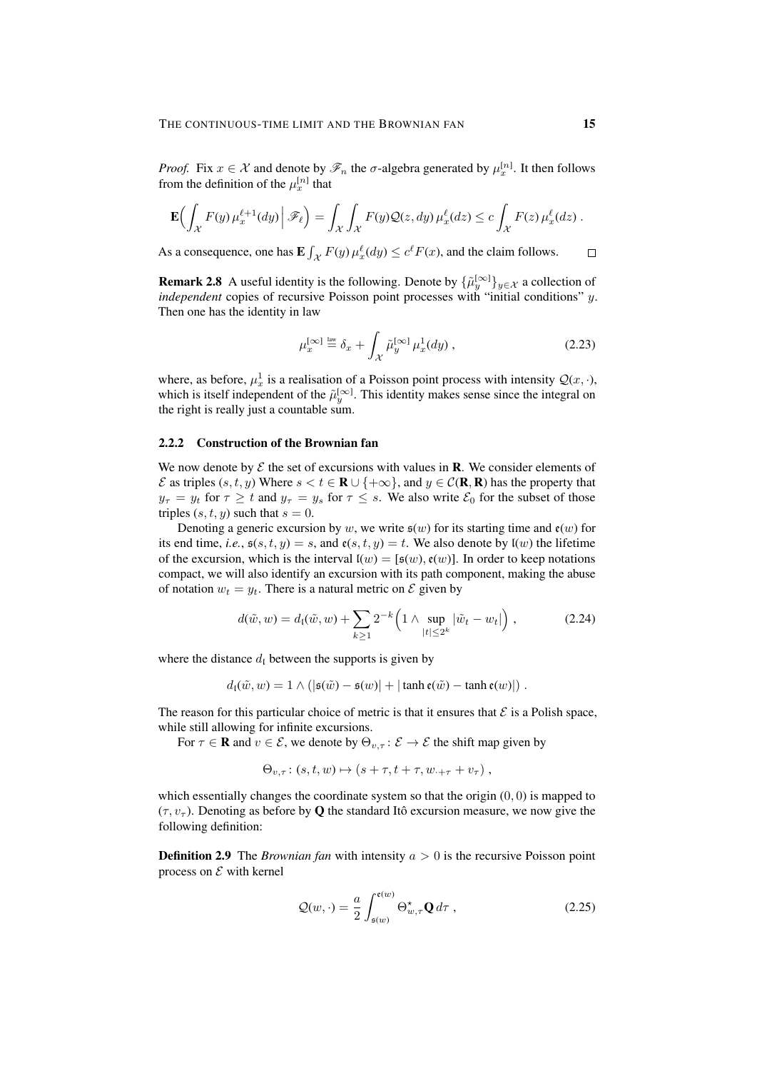*Proof.* Fix $x \in \mathcal{X}$ and denote by $\mathscr{F}_n$ the $\sigma$-algebra generated by $\mu_x^{[n]}$. It then follows from the definition of the $\mu_x^{[n]}$ that

$$\mathbf{E}\Big(\int_{\mathcal{X}} F(y)\,\mu_x^{\ell+1}(dy)\,\Big|\,\mathscr{F}_\ell\Big) = \int_{\mathcal{X}}\int_{\mathcal{X}} F(y)\mathcal{Q}(z,dy)\,\mu_x^\ell(dz) \le c\int_{\mathcal{X}} F(z)\,\mu_x^\ell(dz)\;.$$

As a consequence, one has $\mathbf{E}\int_{\mathcal{X}} F(y)\,\mu_x^\ell(dy) \le c^\ell F(x)$, and the claim follows. $\square$

**Remark 2.8** A useful identity is the following. Denote by $\{\tilde\mu_y^{[\infty]}\}_{y\in\mathcal{X}}$ a collection of *independent* copies of recursive Poisson point processes with "initial conditions" $y$. Then one has the identity in law

$$\mu_x^{[\infty]} \stackrel{\text{law}}{=} \delta_x + \int_{\mathcal{X}} \tilde\mu_y^{[\infty]}\,\mu_x^1(dy)\;, \tag{2.23}$$

where, as before, $\mu_x^1$ is a realisation of a Poisson point process with intensity $\mathcal{Q}(x,\cdot)$, which is itself independent of the $\tilde\mu_y^{[\infty]}$. This identity makes sense since the integral on the right is really just a countable sum.

### 2.2.2 Construction of the Brownian fan

We now denote by $\mathcal{E}$ the set of excursions with values in $\mathbf{R}$. We consider elements of $\mathcal{E}$ as triples $(s,t,y)$ Where $s<t\in\mathbf{R}\cup\{+\infty\}$, and $y\in\mathcal{C}(\mathbf{R},\mathbf{R})$ has the property that $y_\tau = y_t$ for $\tau\ge t$ and $y_\tau = y_s$ for $\tau \le s$. We also write $\mathcal{E}_0$ for the subset of those triples $(s,t,y)$ such that $s=0$.

Denoting a generic excursion by $w$, we write $\mathfrak{s}(w)$ for its starting time and $\mathfrak{e}(w)$ for its end time, *i.e.*, $\mathfrak{s}(s,t,y)=s$, and $\mathfrak{e}(s,t,y)=t$. We also denote by $\mathfrak{l}(w)$ the lifetime of the excursion, which is the interval $\mathfrak{l}(w)=[\mathfrak{s}(w),\mathfrak{e}(w)]$. In order to keep notations compact, we will also identify an excursion with its path component, making the abuse of notation $w_t = y_t$. There is a natural metric on $\mathcal{E}$ given by

$$d(\tilde w, w) = d_{\mathfrak{l}}(\tilde w, w) + \sum_{k\ge1} 2^{-k}\Big(1\wedge \sup_{|t|\le 2^k} |\tilde w_t - w_t|\Big)\;, \tag{2.24}$$

where the distance $d_{\mathfrak{l}}$ between the supports is given by

$$d_{\mathfrak{l}}(\tilde w, w) = 1\wedge\big(|\mathfrak{s}(\tilde w)-\mathfrak{s}(w)| + |\tanh\mathfrak{e}(\tilde w) - \tanh\mathfrak{e}(w)|\big)\;.$$

The reason for this particular choice of metric is that it ensures that $\mathcal{E}$ is a Polish space, while still allowing for infinite excursions.

For $\tau\in\mathbf{R}$ and $v\in\mathcal{E}$, we denote by $\Theta_{v,\tau}\colon \mathcal{E}\to\mathcal{E}$ the shift map given by

$$\Theta_{v,\tau}\colon (s,t,w)\mapsto (s+\tau, t+\tau, w_{\cdot+\tau}+v_\tau)\;,$$

which essentially changes the coordinate system so that the origin $(0,0)$ is mapped to $(\tau, v_\tau)$. Denoting as before by $\mathbf{Q}$ the standard Itô excursion measure, we now give the following definition:

**Definition 2.9** The *Brownian fan* with intensity $a>0$ is the recursive Poisson point process on $\mathcal{E}$ with kernel

$$\mathcal{Q}(w,\cdot) = \frac{a}{2}\int_{\mathfrak{s}(w)}^{\mathfrak{e}(w)} \Theta_{w,\tau}^\star \mathbf{Q}\,d\tau\;, \tag{2.25}$$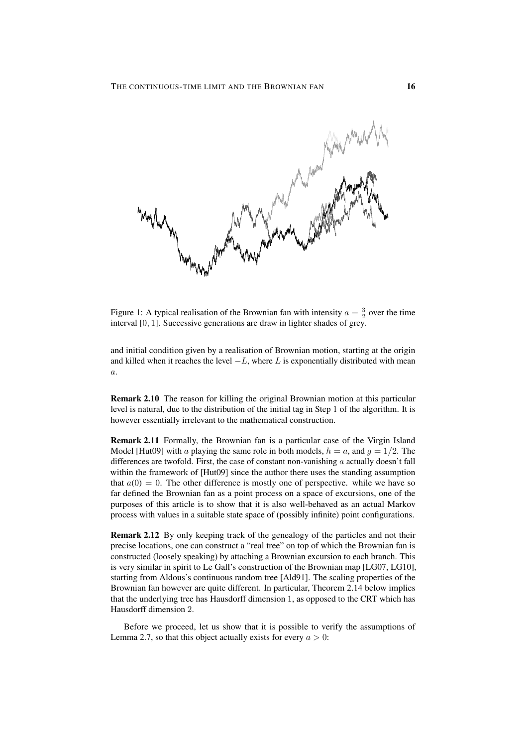Figure 1: A typical realisation of the Brownian fan with intensity $a = \frac{3}{2}$ over the time interval $[0, 1]$. Successive generations are draw in lighter shades of grey.

and initial condition given by a realisation of Brownian motion, starting at the origin and killed when it reaches the level $-L$, where $L$ is exponentially distributed with mean $a$.

**Remark 2.10** The reason for killing the original Brownian motion at this particular level is natural, due to the distribution of the initial tag in Step 1 of the algorithm. It is however essentially irrelevant to the mathematical construction.

**Remark 2.11** Formally, the Brownian fan is a particular case of the Virgin Island Model [Hut09] with $a$ playing the same role in both models, $h = a$, and $g = 1/2$. The differences are twofold. First, the case of constant non-vanishing $a$ actually doesn't fall within the framework of [Hut09] since the author there uses the standing assumption that $a(0) = 0$. The other difference is mostly one of perspective. while we have so far defined the Brownian fan as a point process on a space of excursions, one of the purposes of this article is to show that it is also well-behaved as an actual Markov process with values in a suitable state space of (possibly infinite) point configurations.

**Remark 2.12** By only keeping track of the genealogy of the particles and not their precise locations, one can construct a "real tree" on top of which the Brownian fan is constructed (loosely speaking) by attaching a Brownian excursion to each branch. This is very similar in spirit to Le Gall's construction of the Brownian map [LG07, LG10], starting from Aldous's continuous random tree [Ald91]. The scaling properties of the Brownian fan however are quite different. In particular, Theorem 2.14 below implies that the underlying tree has Hausdorff dimension 1, as opposed to the CRT which has Hausdorff dimension 2.

Before we proceed, let us show that it is possible to verify the assumptions of Lemma 2.7, so that this object actually exists for every $a > 0$: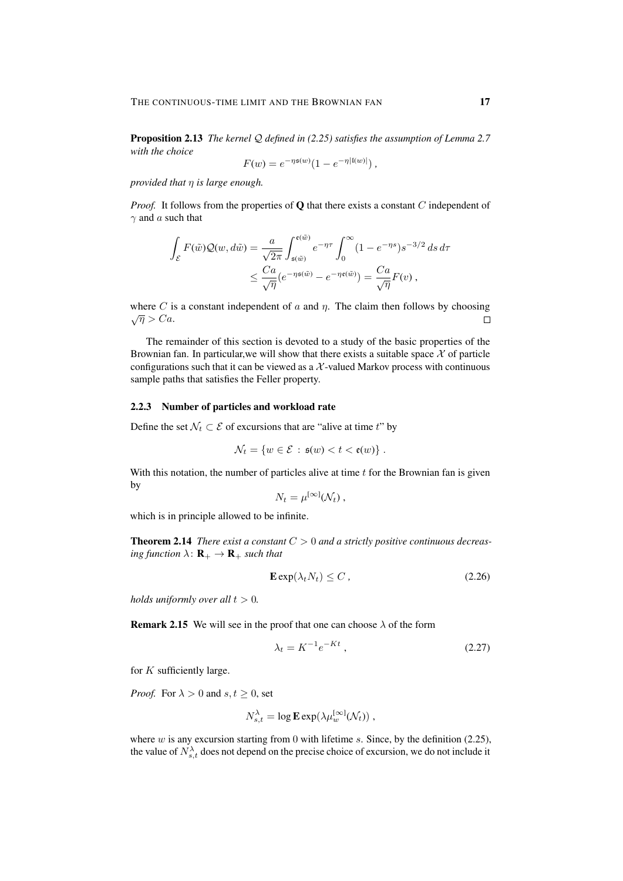**Proposition 2.13** *The kernel $\mathcal{Q}$ defined in (2.25) satisfies the assumption of Lemma 2.7 with the choice*

$$F(w) = e^{-\eta \mathfrak{s}(w)}(1 - e^{-\eta |\mathfrak{l}(w)|}) ,$$

*provided that $\eta$ is large enough.*

*Proof.* It follows from the properties of $\mathbf{Q}$ that there exists a constant $C$ independent of $\gamma$ and $a$ such that

$$\begin{aligned}
\int_{\mathcal{E}} F(\tilde{w})\mathcal{Q}(w, d\tilde{w}) &= \frac{a}{\sqrt{2\pi}} \int_{\mathfrak{s}(\tilde{w})}^{\mathfrak{e}(\tilde{w})} e^{-\eta \tau} \int_0^\infty (1 - e^{-\eta s}) s^{-3/2} \, ds \, d\tau \\
&\leq \frac{Ca}{\sqrt{\eta}} (e^{-\eta \mathfrak{s}(\tilde{w})} - e^{-\eta \mathfrak{e}(\tilde{w})}) = \frac{Ca}{\sqrt{\eta}} F(v) ,
\end{aligned}$$

where $C$ is a constant independent of $a$ and $\eta$. The claim then follows by choosing $\sqrt{\eta} > Ca$. $\square$

The remainder of this section is devoted to a study of the basic properties of the Brownian fan. In particular,we will show that there exists a suitable space $\mathcal{X}$ of particle configurations such that it can be viewed as a $\mathcal{X}$-valued Markov process with continuous sample paths that satisfies the Feller property.

### 2.2.3 Number of particles and workload rate

Define the set $\mathcal{N}_t \subset \mathcal{E}$ of excursions that are "alive at time $t$" by

$$\mathcal{N}_t = \{ w \in \mathcal{E} \, : \, \mathfrak{s}(w) < t < \mathfrak{e}(w) \} .$$

With this notation, the number of particles alive at time $t$ for the Brownian fan is given by

$$N_t = \mu^{[\infty]}(\mathcal{N}_t) ,$$

which is in principle allowed to be infinite.

**Theorem 2.14** *There exist a constant $C > 0$ and a strictly positive continuous decreasing function $\lambda \colon \mathbf{R}_+ \to \mathbf{R}_+$ such that*

$$\mathbf{E} \exp(\lambda_t N_t) \leq C , \tag{2.26}$$

*holds uniformly over all $t > 0$.*

**Remark 2.15** We will see in the proof that one can choose $\lambda$ of the form

$$\lambda_t = K^{-1} e^{-Kt} , \tag{2.27}$$

for $K$ sufficiently large.

*Proof.* For $\lambda > 0$ and $s, t \geq 0$, set

$$N_{s,t}^\lambda = \log \mathbf{E} \exp(\lambda \mu_w^{[\infty]}(\mathcal{N}_t)) ,$$

where $w$ is any excursion starting from $0$ with lifetime $s$. Since, by the definition (2.25), the value of $N_{s,t}^\lambda$ does not depend on the precise choice of excursion, we do not include it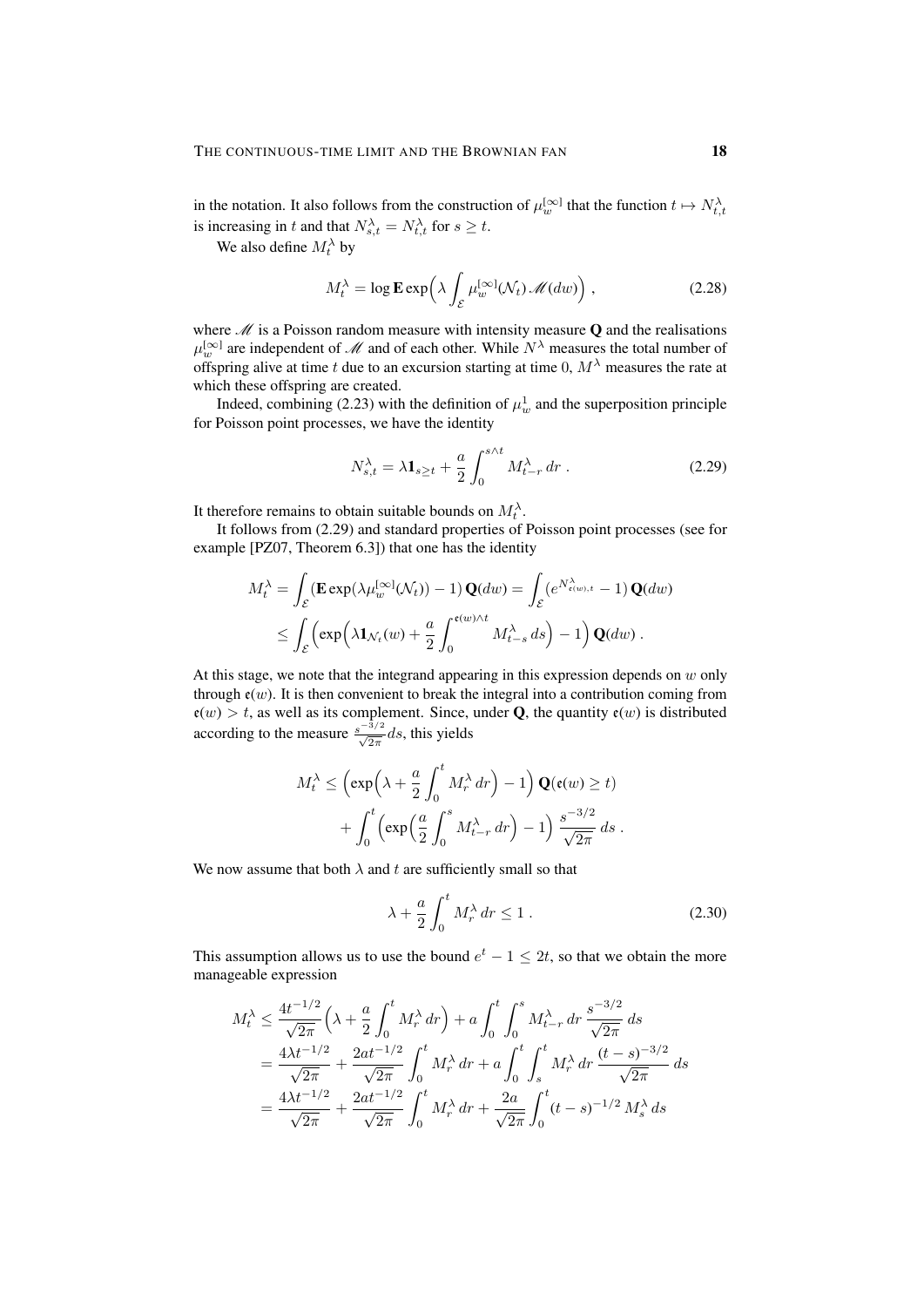in the notation. It also follows from the construction of $\mu_w^{[\infty]}$ that the function $t \mapsto N_{t,t}^\lambda$ is increasing in $t$ and that $N_{s,t}^\lambda = N_{t,t}^\lambda$ for $s \geq t$.

We also define $M_t^\lambda$ by

$$M_t^\lambda = \log \mathbf{E} \exp\Big(\lambda \int_{\mathcal{E}} \mu_w^{[\infty]}(\mathcal{N}_t) \, \mathscr{M}(dw)\Big) \;, \tag{2.28}$$

where $\mathscr{M}$ is a Poisson random measure with intensity measure $\mathbf{Q}$ and the realisations $\mu_w^{[\infty]}$ are independent of $\mathscr{M}$ and of each other. While $N^\lambda$ measures the total number of offspring alive at time $t$ due to an excursion starting at time $0$, $M^\lambda$ measures the rate at which these offspring are created.

Indeed, combining (2.23) with the definition of $\mu_w^1$ and the superposition principle for Poisson point processes, we have the identity

$$N_{s,t}^\lambda = \lambda \mathbf{1}_{s \geq t} + \frac{a}{2} \int_0^{s\wedge t} M_{t-r}^\lambda \, dr \;. \tag{2.29}$$

It therefore remains to obtain suitable bounds on $M_t^\lambda$.

It follows from (2.29) and standard properties of Poisson point processes (see for example [PZ07, Theorem 6.3]) that one has the identity

$$\begin{aligned}
M_t^\lambda &= \int_{\mathcal{E}} (\mathbf{E} \exp(\lambda \mu_w^{[\infty]}(\mathcal{N}_t)) - 1) \, \mathbf{Q}(dw) = \int_{\mathcal{E}} (e^{N_{\mathfrak{e}(w),t}^\lambda} - 1) \, \mathbf{Q}(dw) \\
&\leq \int_{\mathcal{E}} \Big(\exp\Big(\lambda \mathbf{1}_{\mathcal{N}_t}(w) + \frac{a}{2} \int_0^{\mathfrak{e}(w)\wedge t} M_{t-s}^\lambda \, ds\Big) - 1\Big) \, \mathbf{Q}(dw) \;.
\end{aligned}$$

At this stage, we note that the integrand appearing in this expression depends on $w$ only through $\mathfrak{e}(w)$. It is then convenient to break the integral into a contribution coming from $\mathfrak{e}(w) > t$, as well as its complement. Since, under $\mathbf{Q}$, the quantity $\mathfrak{e}(w)$ is distributed according to the measure $\frac{s^{-3/2}}{\sqrt{2\pi}} ds$, this yields

$$\begin{aligned}
M_t^\lambda &\leq \Big(\exp\Big(\lambda + \frac{a}{2} \int_0^t M_r^\lambda \, dr\Big) - 1\Big) \, \mathbf{Q}(\mathfrak{e}(w) \geq t) \\
&\quad + \int_0^t \Big(\exp\Big(\frac{a}{2} \int_0^s M_{t-r}^\lambda \, dr\Big) - 1\Big) \, \frac{s^{-3/2}}{\sqrt{2\pi}} \, ds \;.
\end{aligned}$$

We now assume that both $\lambda$ and $t$ are sufficiently small so that

$$\lambda + \frac{a}{2} \int_0^t M_r^\lambda \, dr \leq 1 \;. \tag{2.30}$$

This assumption allows us to use the bound $e^t - 1 \leq 2t$, so that we obtain the more manageable expression

$$\begin{aligned}
M_t^\lambda &\leq \frac{4t^{-1/2}}{\sqrt{2\pi}} \Big(\lambda + \frac{a}{2} \int_0^t M_r^\lambda \, dr\Big) + a \int_0^t \int_0^s M_{t-r}^\lambda \, dr \, \frac{s^{-3/2}}{\sqrt{2\pi}} \, ds \\
&= \frac{4\lambda t^{-1/2}}{\sqrt{2\pi}} + \frac{2at^{-1/2}}{\sqrt{2\pi}} \int_0^t M_r^\lambda \, dr + a \int_0^t \int_s^t M_r^\lambda \, dr \, \frac{(t-s)^{-3/2}}{\sqrt{2\pi}} \, ds \\
&= \frac{4\lambda t^{-1/2}}{\sqrt{2\pi}} + \frac{2at^{-1/2}}{\sqrt{2\pi}} \int_0^t M_r^\lambda \, dr + \frac{2a}{\sqrt{2\pi}} \int_0^t (t-s)^{-1/2} \, M_s^\lambda \, ds
\end{aligned}$$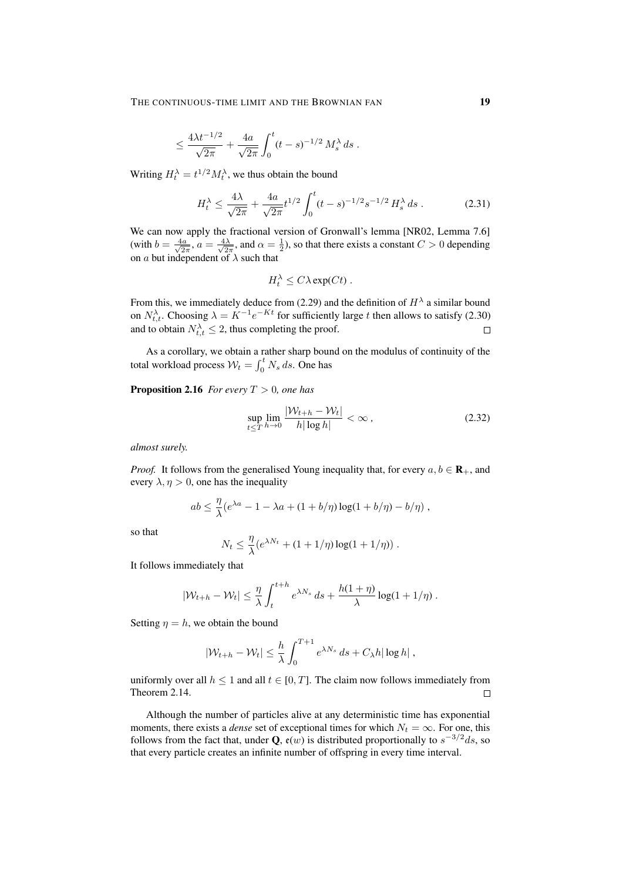$$\leq \frac{4\lambda t^{-1/2}}{\sqrt{2\pi}} + \frac{4a}{\sqrt{2\pi}} \int_0^t (t-s)^{-1/2} M_s^\lambda \, ds \; .$$

Writing $H_t^\lambda = t^{1/2} M_t^\lambda$, we thus obtain the bound

$$H_t^\lambda \leq \frac{4\lambda}{\sqrt{2\pi}} + \frac{4a}{\sqrt{2\pi}} t^{1/2} \int_0^t (t-s)^{-1/2} s^{-1/2} H_s^\lambda \, ds \; . \tag{2.31}$$

We can now apply the fractional version of Gronwall's lemma [NR02, Lemma 7.6] (with $b = \frac{4a}{\sqrt{2\pi}}$, $a = \frac{4\lambda}{\sqrt{2\pi}}$, and $\alpha = \frac{1}{2}$), so that there exists a constant $C > 0$ depending on $a$ but independent of $\lambda$ such that

$$H_t^\lambda \leq C\lambda \exp(Ct) \; .$$

From this, we immediately deduce from (2.29) and the definition of $H^\lambda$ a similar bound on $N_{t,t}^\lambda$. Choosing $\lambda = K^{-1} e^{-Kt}$ for sufficiently large $t$ then allows to satisfy (2.30) and to obtain $N_{t,t}^\lambda \leq 2$, thus completing the proof. $\square$

As a corollary, we obtain a rather sharp bound on the modulus of continuity of the total workload process $\mathcal{W}_t = \int_0^t N_s \, ds$. One has

**Proposition 2.16** *For every $T > 0$, one has*

$$\sup_{t \leq T} \lim_{h \to 0} \frac{|\mathcal{W}_{t+h} - \mathcal{W}_t|}{h |\log h|} < \infty \; , \tag{2.32}$$

*almost surely.*

*Proof.* It follows from the generalised Young inequality that, for every $a, b \in \mathbf{R}_+$, and every $\lambda, \eta > 0$, one has the inequality

$$ab \leq \frac{\eta}{\lambda} (e^{\lambda a} - 1 - \lambda a + (1 + b/\eta) \log(1 + b/\eta) - b/\eta) \; ,$$

so that

$$N_t \leq \frac{\eta}{\lambda} (e^{\lambda N_t} + (1 + 1/\eta) \log(1 + 1/\eta)) \; .$$

It follows immediately that

$$|\mathcal{W}_{t+h} - \mathcal{W}_t| \leq \frac{\eta}{\lambda} \int_t^{t+h} e^{\lambda N_s} \, ds + \frac{h(1+\eta)}{\lambda} \log(1 + 1/\eta) \; .$$

Setting $\eta = h$, we obtain the bound

$$|\mathcal{W}_{t+h} - \mathcal{W}_t| \leq \frac{h}{\lambda} \int_0^{T+1} e^{\lambda N_s} \, ds + C_\lambda h |\log h| \; ,$$

uniformly over all $h \leq 1$ and all $t \in [0, T]$. The claim now follows immediately from Theorem 2.14. $\square$

Although the number of particles alive at any deterministic time has exponential moments, there exists a *dense* set of exceptional times for which $N_t = \infty$. For one, this follows from the fact that, under $\mathbf{Q}$, $\mathfrak{e}(w)$ is distributed proportionally to $s^{-3/2} ds$, so that every particle creates an infinite number of offspring in every time interval.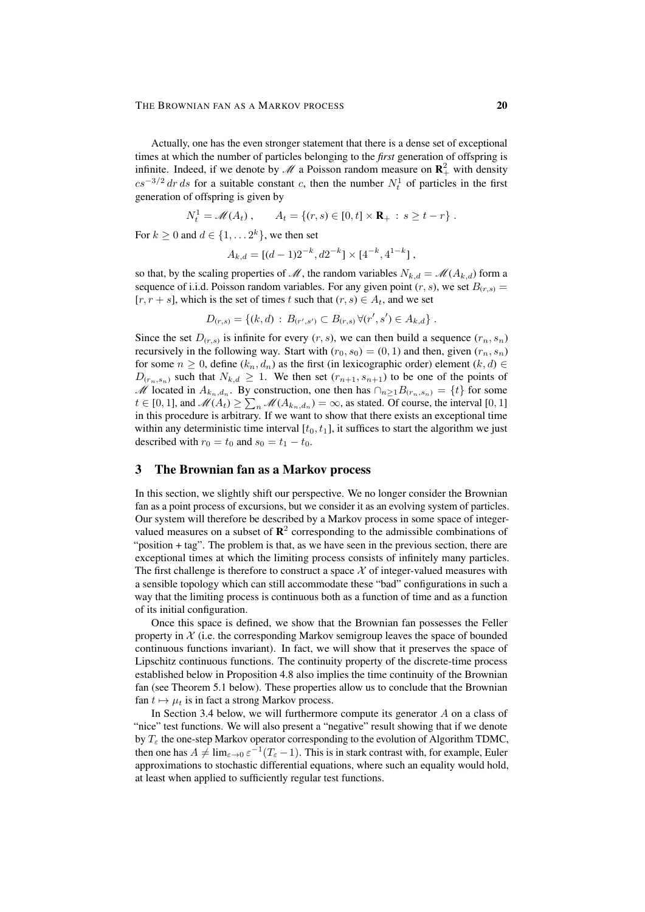Actually, one has the even stronger statement that there is a dense set of exceptional times at which the number of particles belonging to the ***first*** generation of offspring is infinite. Indeed, if we denote by $\mathscr{M}$ a Poisson random measure on $\mathbf{R}_+^2$ with density $cs^{-3/2}\,dr\,ds$ for a suitable constant $c$, then the number $N_t^1$ of particles in the first generation of offspring is given by

$$N_t^1 = \mathscr{M}(A_t)\;, \qquad A_t = \{(r,s) \in [0,t] \times \mathbf{R}_+ \,:\, s \geq t - r\}\;.$$

For $k \geq 0$ and $d \in \{1, \ldots 2^k\}$, we then set

$$A_{k,d} = [(d-1)2^{-k}, d2^{-k}] \times [4^{-k}, 4^{1-k}]\;,$$

so that, by the scaling properties of $\mathscr{M}$, the random variables $N_{k,d} = \mathscr{M}(A_{k,d})$ form a sequence of i.i.d. Poisson random variables. For any given point $(r,s)$, we set $B_{(r,s)} = [r, r+s]$, which is the set of times $t$ such that $(r,s) \in A_t$, and we set

$$D_{(r,s)} = \{(k,d) \,:\, B_{(r',s')} \subset B_{(r,s)} \,\forall (r',s') \in A_{k,d}\}\;.$$

Since the set $D_{(r,s)}$ is infinite for every $(r,s)$, we can then build a sequence $(r_n, s_n)$ recursively in the following way. Start with $(r_0, s_0) = (0,1)$ and then, given $(r_n, s_n)$ for some $n \geq 0$, define $(k_n, d_n)$ as the first (in lexicographic order) element $(k,d) \in D_{(r_n,s_n)}$ such that $N_{k,d} \geq 1$. We then set $(r_{n+1}, s_{n+1})$ to be one of the points of $\mathscr{M}$ located in $A_{k_n,d_n}$. By construction, one then has $\cap_{n\geq 1} B_{(r_n,s_n)} = \{t\}$ for some $t \in [0,1]$, and $\mathscr{M}(A_t) \geq \sum_n \mathscr{M}(A_{k_n,d_n}) = \infty$, as stated. Of course, the interval $[0,1]$ in this procedure is arbitrary. If we want to show that there exists an exceptional time within any deterministic time interval $[t_0, t_1]$, it suffices to start the algorithm we just described with $r_0 = t_0$ and $s_0 = t_1 - t_0$.

## 3 The Brownian fan as a Markov process

In this section, we slightly shift our perspective. We no longer consider the Brownian fan as a point process of excursions, but we consider it as an evolving system of particles. Our system will therefore be described by a Markov process in some space of integer-valued measures on a subset of $\mathbf{R}^2$ corresponding to the admissible combinations of "position + tag". The problem is that, as we have seen in the previous section, there are exceptional times at which the limiting process consists of infinitely many particles. The first challenge is therefore to construct a space $\mathcal{X}$ of integer-valued measures with a sensible topology which can still accommodate these "bad" configurations in such a way that the limiting process is continuous both as a function of time and as a function of its initial configuration.

Once this space is defined, we show that the Brownian fan possesses the Feller property in $\mathcal{X}$ (i.e. the corresponding Markov semigroup leaves the space of bounded continuous functions invariant). In fact, we will show that it preserves the space of Lipschitz continuous functions. The continuity property of the discrete-time process established below in Proposition 4.8 also implies the time continuity of the Brownian fan (see Theorem 5.1 below). These properties allow us to conclude that the Brownian fan $t \mapsto \mu_t$ is in fact a strong Markov process.

In Section 3.4 below, we will furthermore compute its generator $A$ on a class of "nice" test functions. We will also present a "negative" result showing that if we denote by $T_\varepsilon$ the one-step Markov operator corresponding to the evolution of Algorithm TDMC, then one has $A \neq \lim_{\varepsilon\to 0} \varepsilon^{-1}(T_\varepsilon - 1)$. This is in stark contrast with, for example, Euler approximations to stochastic differential equations, where such an equality would hold, at least when applied to sufficiently regular test functions.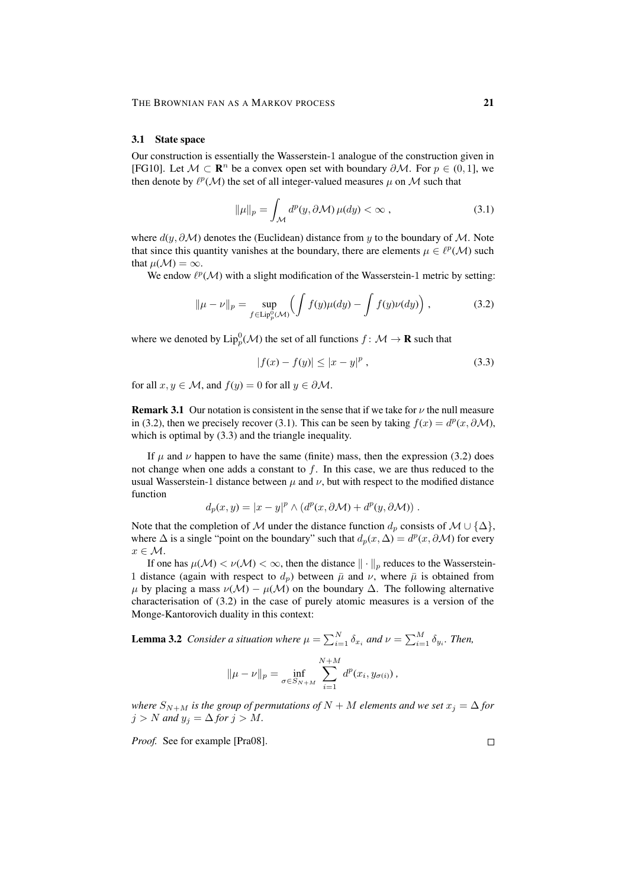### 3.1 State space

Our construction is essentially the Wasserstein-1 analogue of the construction given in [FG10]. Let $\mathcal{M} \subset \mathbf{R}^n$ be a convex open set with boundary $\partial\mathcal{M}$. For $p \in (0, 1]$, we then denote by $\ell^p(\mathcal{M})$ the set of all integer-valued measures $\mu$ on $\mathcal{M}$ such that

$$\|\mu\|_p = \int_{\mathcal{M}} d^p(y, \partial\mathcal{M})\, \mu(dy) < \infty\;, \tag{3.1}$$

where $d(y, \partial\mathcal{M})$ denotes the (Euclidean) distance from $y$ to the boundary of $\mathcal{M}$. Note that since this quantity vanishes at the boundary, there are elements $\mu \in \ell^p(\mathcal{M})$ such that $\mu(\mathcal{M}) = \infty$.

We endow $\ell^p(\mathcal{M})$ with a slight modification of the Wasserstein-1 metric by setting:

$$\|\mu - \nu\|_p = \sup_{f \in \mathrm{Lip}_p^0(\mathcal{M})} \Big( \int f(y)\mu(dy) - \int f(y)\nu(dy) \Big)\;, \tag{3.2}$$

where we denoted by $\mathrm{Lip}_p^0(\mathcal{M})$ the set of all functions $f \colon \mathcal{M} \to \mathbf{R}$ such that

$$|f(x) - f(y)| \le |x - y|^p\;, \tag{3.3}$$

for all $x, y \in \mathcal{M}$, and $f(y) = 0$ for all $y \in \partial\mathcal{M}$.

**Remark 3.1** Our notation is consistent in the sense that if we take for $\nu$ the null measure in (3.2), then we precisely recover (3.1). This can be seen by taking $f(x) = d^p(x, \partial\mathcal{M})$, which is optimal by (3.3) and the triangle inequality.

If $\mu$ and $\nu$ happen to have the same (finite) mass, then the expression (3.2) does not change when one adds a constant to $f$. In this case, we are thus reduced to the usual Wasserstein-1 distance between $\mu$ and $\nu$, but with respect to the modified distance function

$$d_p(x, y) = |x - y|^p \wedge (d^p(x, \partial\mathcal{M}) + d^p(y, \partial\mathcal{M}))\;.$$

Note that the completion of $\mathcal{M}$ under the distance function $d_p$ consists of $\mathcal{M} \cup \{\Delta\}$, where $\Delta$ is a single "point on the boundary" such that $d_p(x, \Delta) = d^p(x, \partial\mathcal{M})$ for every $x \in \mathcal{M}$.

If one has $\mu(\mathcal{M}) < \nu(\mathcal{M}) < \infty$, then the distance $\|\cdot\|_p$ reduces to the Wasserstein-1 distance (again with respect to $d_p$) between $\bar\mu$ and $\nu$, where $\bar\mu$ is obtained from $\mu$ by placing a mass $\nu(\mathcal{M}) - \mu(\mathcal{M})$ on the boundary $\Delta$. The following alternative characterisation of (3.2) in the case of purely atomic measures is a version of the Monge-Kantorovich duality in this context:

**Lemma 3.2** *Consider a situation where $\mu = \sum_{i=1}^N \delta_{x_i}$ and $\nu = \sum_{i=1}^M \delta_{y_i}$. Then,*

$$\|\mu - \nu\|_p = \inf_{\sigma \in S_{N+M}} \sum_{i=1}^{N+M} d^p(x_i, y_{\sigma(i)})\;,$$

*where $S_{N+M}$ is the group of permutations of $N + M$ elements and we set $x_j = \Delta$ for $j > N$ and $y_j = \Delta$ for $j > M$.*

*Proof.* See for example [Pra08]. ∎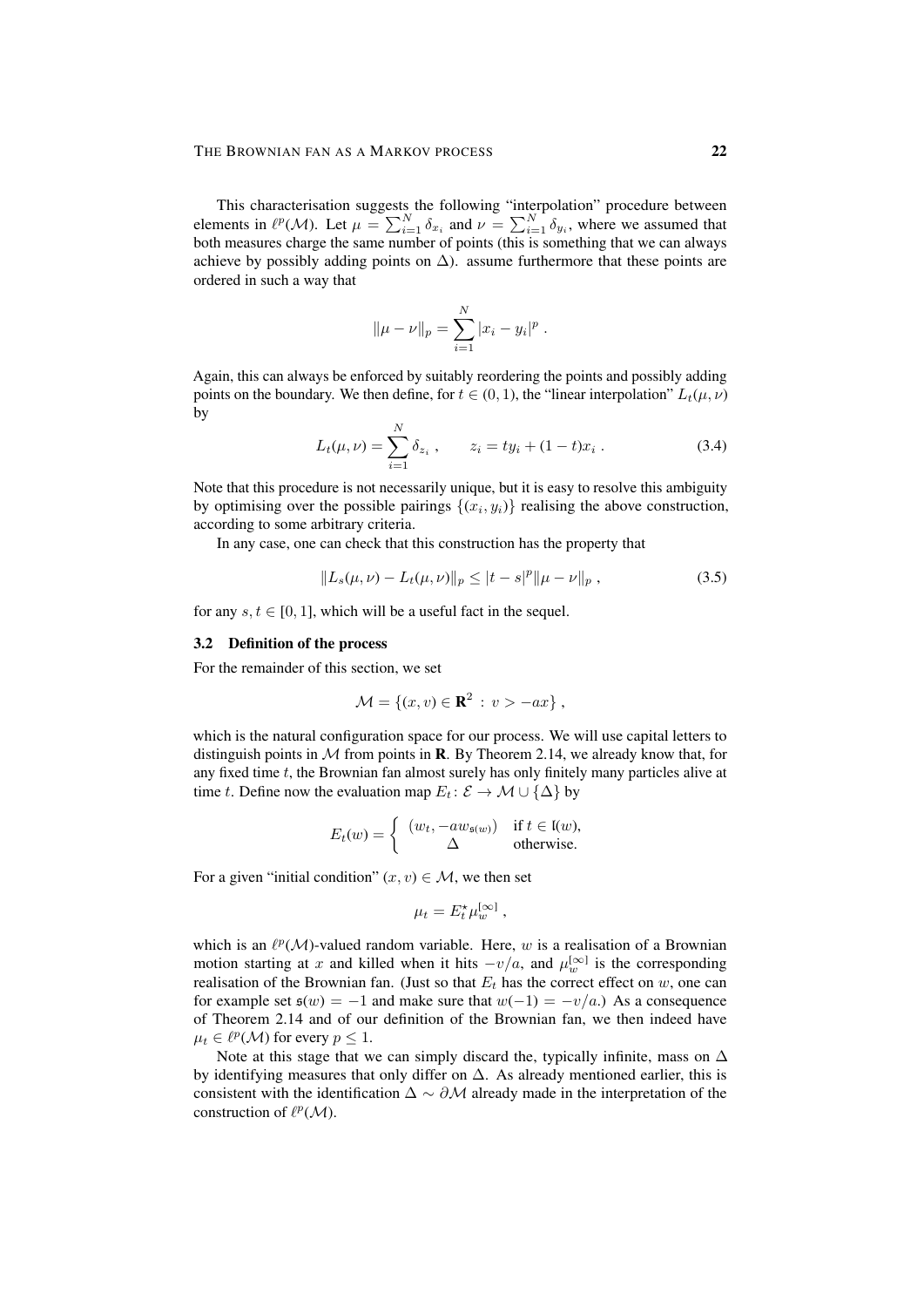This characterisation suggests the following "interpolation" procedure between elements in $\ell^p(\mathcal{M})$. Let $\mu = \sum_{i=1}^N \delta_{x_i}$ and $\nu = \sum_{i=1}^N \delta_{y_i}$, where we assumed that both measures charge the same number of points (this is something that we can always achieve by possibly adding points on $\Delta$). assume furthermore that these points are ordered in such a way that

$$\|\mu - \nu\|_p = \sum_{i=1}^N |x_i - y_i|^p \;.$$

Again, this can always be enforced by suitably reordering the points and possibly adding points on the boundary. We then define, for $t \in (0,1)$, the "linear interpolation" $L_t(\mu,\nu)$ by

$$L_t(\mu,\nu) = \sum_{i=1}^N \delta_{z_i}\;, \qquad z_i = t y_i + (1-t) x_i\;. \tag{3.4}$$

Note that this procedure is not necessarily unique, but it is easy to resolve this ambiguity by optimising over the possible pairings $\{(x_i, y_i)\}$ realising the above construction, according to some arbitrary criteria.

In any case, one can check that this construction has the property that

$$\|L_s(\mu,\nu) - L_t(\mu,\nu)\|_p \le |t-s|^p \|\mu - \nu\|_p\;, \tag{3.5}$$

for any $s, t \in [0,1]$, which will be a useful fact in the sequel.

### 3.2 Definition of the process

For the remainder of this section, we set

$$\mathcal{M} = \{(x,v) \in \mathbf{R}^2 \,:\, v > -ax\}\;,$$

which is the natural configuration space for our process. We will use capital letters to distinguish points in $\mathcal{M}$ from points in $\mathbf{R}$. By Theorem 2.14, we already know that, for any fixed time $t$, the Brownian fan almost surely has only finitely many particles alive at time $t$. Define now the evaluation map $E_t \colon \mathcal{E} \to \mathcal{M} \cup \{\Delta\}$ by

$$E_t(w) = \begin{cases} (w_t, -a w_{\mathfrak{s}(w)}) & \text{if } t \in \mathfrak{l}(w), \\ \Delta & \text{otherwise.} \end{cases}$$

For a given "initial condition" $(x,v) \in \mathcal{M}$, we then set

$$\mu_t = E_t^\star \mu_w^{[\infty]}\;,$$

which is an $\ell^p(\mathcal{M})$-valued random variable. Here, $w$ is a realisation of a Brownian motion starting at $x$ and killed when it hits $-v/a$, and $\mu_w^{[\infty]}$ is the corresponding realisation of the Brownian fan. (Just so that $E_t$ has the correct effect on $w$, one can for example set $\mathfrak{s}(w) = -1$ and make sure that $w(-1) = -v/a$.) As a consequence of Theorem 2.14 and of our definition of the Brownian fan, we then indeed have $\mu_t \in \ell^p(\mathcal{M})$ for every $p \le 1$.

Note at this stage that we can simply discard the, typically infinite, mass on $\Delta$ by identifying measures that only differ on $\Delta$. As already mentioned earlier, this is consistent with the identification $\Delta \sim \partial\mathcal{M}$ already made in the interpretation of the construction of $\ell^p(\mathcal{M})$.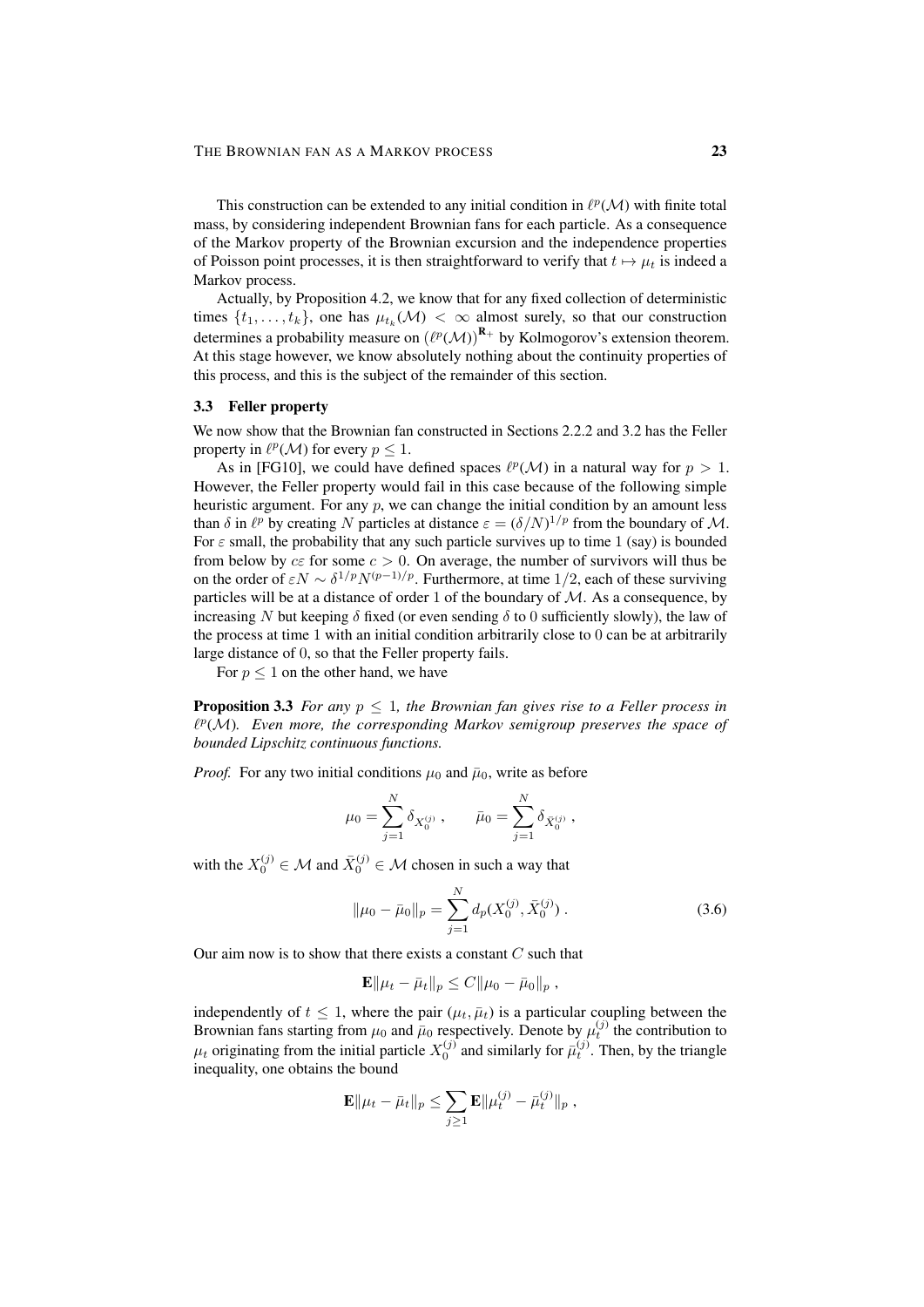This construction can be extended to any initial condition in $\ell^p(\mathcal{M})$ with finite total mass, by considering independent Brownian fans for each particle. As a consequence of the Markov property of the Brownian excursion and the independence properties of Poisson point processes, it is then straightforward to verify that $t \mapsto \mu_t$ is indeed a Markov process.

Actually, by Proposition 4.2, we know that for any fixed collection of deterministic times $\{t_1, \ldots, t_k\}$, one has $\mu_{t_k}(\mathcal{M}) < \infty$ almost surely, so that our construction determines a probability measure on $(\ell^p(\mathcal{M}))^{\mathbf{R}_+}$ by Kolmogorov's extension theorem. At this stage however, we know absolutely nothing about the continuity properties of this process, and this is the subject of the remainder of this section.

### 3.3 Feller property

We now show that the Brownian fan constructed in Sections 2.2.2 and 3.2 has the Feller property in $\ell^p(\mathcal{M})$ for every $p \leq 1$.

As in [FG10], we could have defined spaces $\ell^p(\mathcal{M})$ in a natural way for $p > 1$. However, the Feller property would fail in this case because of the following simple heuristic argument. For any $p$, we can change the initial condition by an amount less than $\delta$ in $\ell^p$ by creating $N$ particles at distance $\varepsilon = (\delta/N)^{1/p}$ from the boundary of $\mathcal{M}$. For $\varepsilon$ small, the probability that any such particle survives up to time 1 (say) is bounded from below by $c\varepsilon$ for some $c > 0$. On average, the number of survivors will thus be on the order of $\varepsilon N \sim \delta^{1/p} N^{(p-1)/p}$. Furthermore, at time $1/2$, each of these surviving particles will be at a distance of order 1 of the boundary of $\mathcal{M}$. As a consequence, by increasing $N$ but keeping $\delta$ fixed (or even sending $\delta$ to 0 sufficiently slowly), the law of the process at time 1 with an initial condition arbitrarily close to 0 can be at arbitrarily large distance of 0, so that the Feller property fails.

For $p \leq 1$ on the other hand, we have

**Proposition 3.3** *For any $p \leq 1$, the Brownian fan gives rise to a Feller process in $\ell^p(\mathcal{M})$. Even more, the corresponding Markov semigroup preserves the space of bounded Lipschitz continuous functions.*

*Proof.* For any two initial conditions $\mu_0$ and $\bar{\mu}_0$, write as before

$$\mu_0 = \sum_{j=1}^N \delta_{X_0^{(j)}} , \qquad \bar{\mu}_0 = \sum_{j=1}^N \delta_{\bar{X}_0^{(j)}} ,$$

with the $X_0^{(j)} \in \mathcal{M}$ and $\bar{X}_0^{(j)} \in \mathcal{M}$ chosen in such a way that

$$\|\mu_0 - \bar{\mu}_0\|_p = \sum_{j=1}^N d_p(X_0^{(j)}, \bar{X}_0^{(j)}) . \tag{3.6}$$

Our aim now is to show that there exists a constant $C$ such that

$$\mathbf{E}\|\mu_t - \bar{\mu}_t\|_p \leq C\|\mu_0 - \bar{\mu}_0\|_p ,$$

independently of $t \leq 1$, where the pair $(\mu_t, \bar{\mu}_t)$ is a particular coupling between the Brownian fans starting from $\mu_0$ and $\bar{\mu}_0$ respectively. Denote by $\mu_t^{(j)}$ the contribution to $\mu_t$ originating from the initial particle $X_0^{(j)}$ and similarly for $\bar{\mu}_t^{(j)}$. Then, by the triangle inequality, one obtains the bound

$$\mathbf{E}\|\mu_t - \bar{\mu}_t\|_p \leq \sum_{j \geq 1} \mathbf{E}\|\mu_t^{(j)} - \bar{\mu}_t^{(j)}\|_p ,$$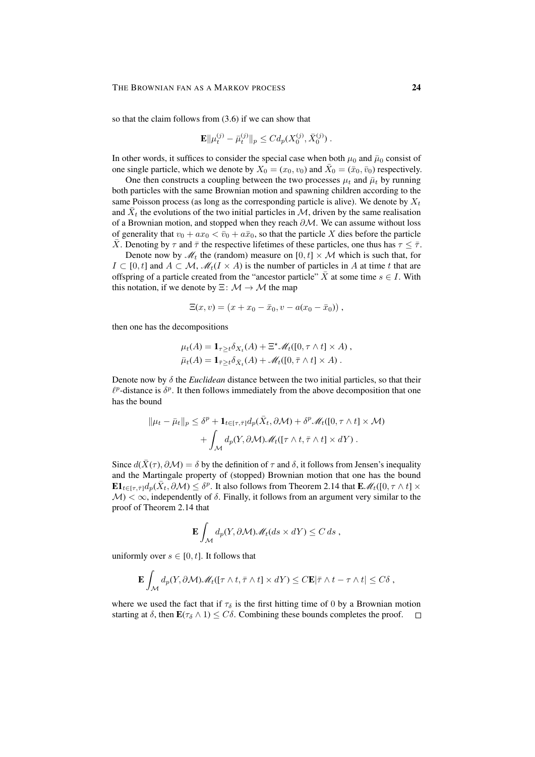so that the claim follows from (3.6) if we can show that

$$\mathbf{E}\|\mu_t^{(j)} - \bar{\mu}_t^{(j)}\|_p \le C d_p(X_0^{(j)}, \bar{X}_0^{(j)}) \;.$$

In other words, it suffices to consider the special case when both $\mu_0$ and $\bar{\mu}_0$ consist of one single particle, which we denote by $X_0 = (x_0, v_0)$ and $\bar{X}_0 = (\bar{x}_0, \bar{v}_0)$ respectively.

One then constructs a coupling between the two processes $\mu_t$ and $\bar{\mu}_t$ by running both particles with the same Brownian motion and spawning children according to the same Poisson process (as long as the corresponding particle is alive). We denote by $X_t$ and $\bar{X}_t$ the evolutions of the two initial particles in $\mathcal{M}$, driven by the same realisation of a Brownian motion, and stopped when they reach $\partial\mathcal{M}$. We can assume without loss of generality that $v_0 + ax_0 < \bar{v}_0 + a\bar{x}_0$, so that the particle $X$ dies before the particle $\bar{X}$. Denoting by $\tau$ and $\bar{\tau}$ the respective lifetimes of these particles, one thus has $\tau \le \bar{\tau}$.

Denote now by $\mathscr{M}_t$ the (random) measure on $[0,t] \times \mathcal{M}$ which is such that, for $I \subset [0,t]$ and $A \subset \mathcal{M}$, $\mathscr{M}_t(I \times A)$ is the number of particles in $A$ at time $t$ that are offspring of a particle created from the "ancestor particle" $\bar{X}$ at some time $s \in I$. With this notation, if we denote by $\Xi \colon \mathcal{M} \to \mathcal{M}$ the map

$$\Xi(x,v) = \big(x + x_0 - \bar{x}_0, v - a(x_0 - \bar{x}_0)\big) \;,$$

then one has the decompositions

$$\begin{aligned}
\mu_t(A) &= \mathbf{1}_{\tau \ge t}\delta_{X_t}(A) + \Xi^\star \mathscr{M}_t([0, \tau\wedge t] \times A) \;, \\
\bar{\mu}_t(A) &= \mathbf{1}_{\bar{\tau} \ge t}\delta_{\bar{X}_t}(A) + \mathscr{M}_t([0, \bar{\tau}\wedge t] \times A) \;.
\end{aligned}$$

Denote now by $\delta$ the *Euclidean* distance between the two initial particles, so that their $\ell^p$-distance is $\delta^p$. It then follows immediately from the above decomposition that one has the bound

$$\begin{aligned}
\|\mu_t - \bar{\mu}_t\|_p \le \delta^p &+ \mathbf{1}_{t \in [\tau, \bar{\tau}]} d_p(\bar{X}_t, \partial\mathcal{M}) + \delta^p \mathscr{M}_t([0,\tau\wedge t] \times \mathcal{M}) \\
&+ \int_{\mathcal{M}} d_p(Y, \partial\mathcal{M}) \mathscr{M}_t([\tau\wedge t, \bar{\tau}\wedge t] \times dY) \;.
\end{aligned}$$

Since $d(\bar{X}(\tau), \partial\mathcal{M}) = \delta$ by the definition of $\tau$ and $\delta$, it follows from Jensen's inequality and the Martingale property of (stopped) Brownian motion that one has the bound $\mathbf{E}\mathbf{1}_{t\in[\tau,\bar{\tau}]} d_p(\bar{X}_t, \partial\mathcal{M}) \le \delta^p$. It also follows from Theorem 2.14 that $\mathbf{E}\mathscr{M}_t([0,\tau\wedge t] \times \mathcal{M}) < \infty$, independently of $\delta$. Finally, it follows from an argument very similar to the proof of Theorem 2.14 that

$$\mathbf{E}\int_{\mathcal{M}} d_p(Y, \partial\mathcal{M}) \mathscr{M}_t(ds \times dY) \le C\, ds \;,$$

uniformly over $s \in [0,t]$. It follows that

$$\mathbf{E}\int_{\mathcal{M}} d_p(Y, \partial\mathcal{M}) \mathscr{M}_t([\tau\wedge t, \bar{\tau}\wedge t] \times dY) \le C\mathbf{E}|\bar{\tau}\wedge t - \tau\wedge t| \le C\delta \;,$$

where we used the fact that if $\tau_\delta$ is the first hitting time of $0$ by a Brownian motion starting at $\delta$, then $\mathbf{E}(\tau_\delta \wedge 1) \le C\delta$. Combining these bounds completes the proof. $\square$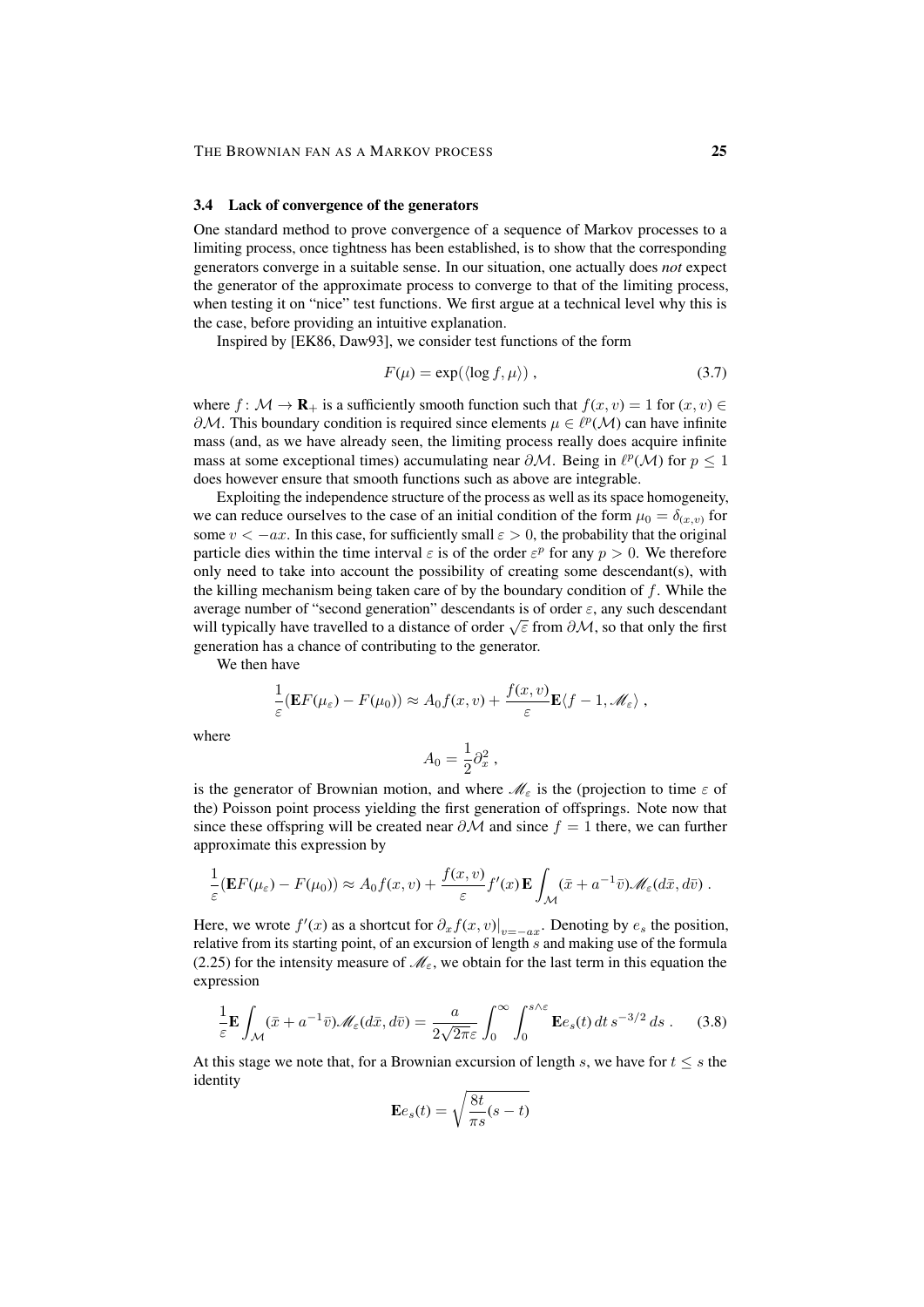### 3.4 Lack of convergence of the generators

One standard method to prove convergence of a sequence of Markov processes to a limiting process, once tightness has been established, is to show that the corresponding generators converge in a suitable sense. In our situation, one actually does *not* expect the generator of the approximate process to converge to that of the limiting process, when testing it on "nice" test functions. We first argue at a technical level why this is the case, before providing an intuitive explanation.

Inspired by [EK86, Daw93], we consider test functions of the form

$$F(\mu) = \exp(\langle \log f, \mu \rangle) , \tag{3.7}$$

where $f\colon \mathcal{M} \to \mathbf{R}_+$ is a sufficiently smooth function such that $f(x,v) = 1$ for $(x,v) \in \partial\mathcal{M}$. This boundary condition is required since elements $\mu \in \ell^p(\mathcal{M})$ can have infinite mass (and, as we have already seen, the limiting process really does acquire infinite mass at some exceptional times) accumulating near $\partial\mathcal{M}$. Being in $\ell^p(\mathcal{M})$ for $p \le 1$ does however ensure that smooth functions such as above are integrable.

Exploiting the independence structure of the process as well as its space homogeneity, we can reduce ourselves to the case of an initial condition of the form $\mu_0 = \delta_{(x,v)}$ for some $v < -ax$. In this case, for sufficiently small $\varepsilon > 0$, the probability that the original particle dies within the time interval $\varepsilon$ is of the order $\varepsilon^p$ for any $p > 0$. We therefore only need to take into account the possibility of creating some descendant(s), with the killing mechanism being taken care of by the boundary condition of $f$. While the average number of "second generation" descendants is of order $\varepsilon$, any such descendant will typically have travelled to a distance of order $\sqrt{\varepsilon}$ from $\partial\mathcal{M}$, so that only the first generation has a chance of contributing to the generator.

We then have

$$\frac{1}{\varepsilon}(\mathbf{E}F(\mu_\varepsilon) - F(\mu_0)) \approx A_0 f(x,v) + \frac{f(x,v)}{\varepsilon}\mathbf{E}\langle f-1, \mathscr{M}_\varepsilon\rangle ,$$

where

$$A_0 = \frac{1}{2}\partial_x^2 ,$$

is the generator of Brownian motion, and where $\mathscr{M}_\varepsilon$ is the (projection to time $\varepsilon$ of the) Poisson point process yielding the first generation of offsprings. Note now that since these offspring will be created near $\partial\mathcal{M}$ and since $f = 1$ there, we can further approximate this expression by

$$\frac{1}{\varepsilon}(\mathbf{E}F(\mu_\varepsilon) - F(\mu_0)) \approx A_0 f(x,v) + \frac{f(x,v)}{\varepsilon} f'(x)\,\mathbf{E}\int_{\mathcal{M}} (\bar x + a^{-1}\bar v)\mathscr{M}_\varepsilon(d\bar x, d\bar v) .$$

Here, we wrote $f'(x)$ as a shortcut for $\partial_x f(x,v)\big|_{v=-ax}$. Denoting by $e_s$ the position, relative from its starting point, of an excursion of length $s$ and making use of the formula (2.25) for the intensity measure of $\mathscr{M}_\varepsilon$, we obtain for the last term in this equation the expression

$$\frac{1}{\varepsilon}\mathbf{E}\int_{\mathcal{M}} (\bar x + a^{-1}\bar v)\mathscr{M}_\varepsilon(d\bar x, d\bar v) = \frac{a}{2\sqrt{2\pi}\varepsilon}\int_0^\infty \int_0^{s\wedge\varepsilon} \mathbf{E}e_s(t)\,dt\,s^{-3/2}\,ds . \tag{3.8}$$

At this stage we note that, for a Brownian excursion of length $s$, we have for $t \le s$ the identity

$$\mathbf{E}e_s(t) = \sqrt{\frac{8t}{\pi s}(s-t)}$$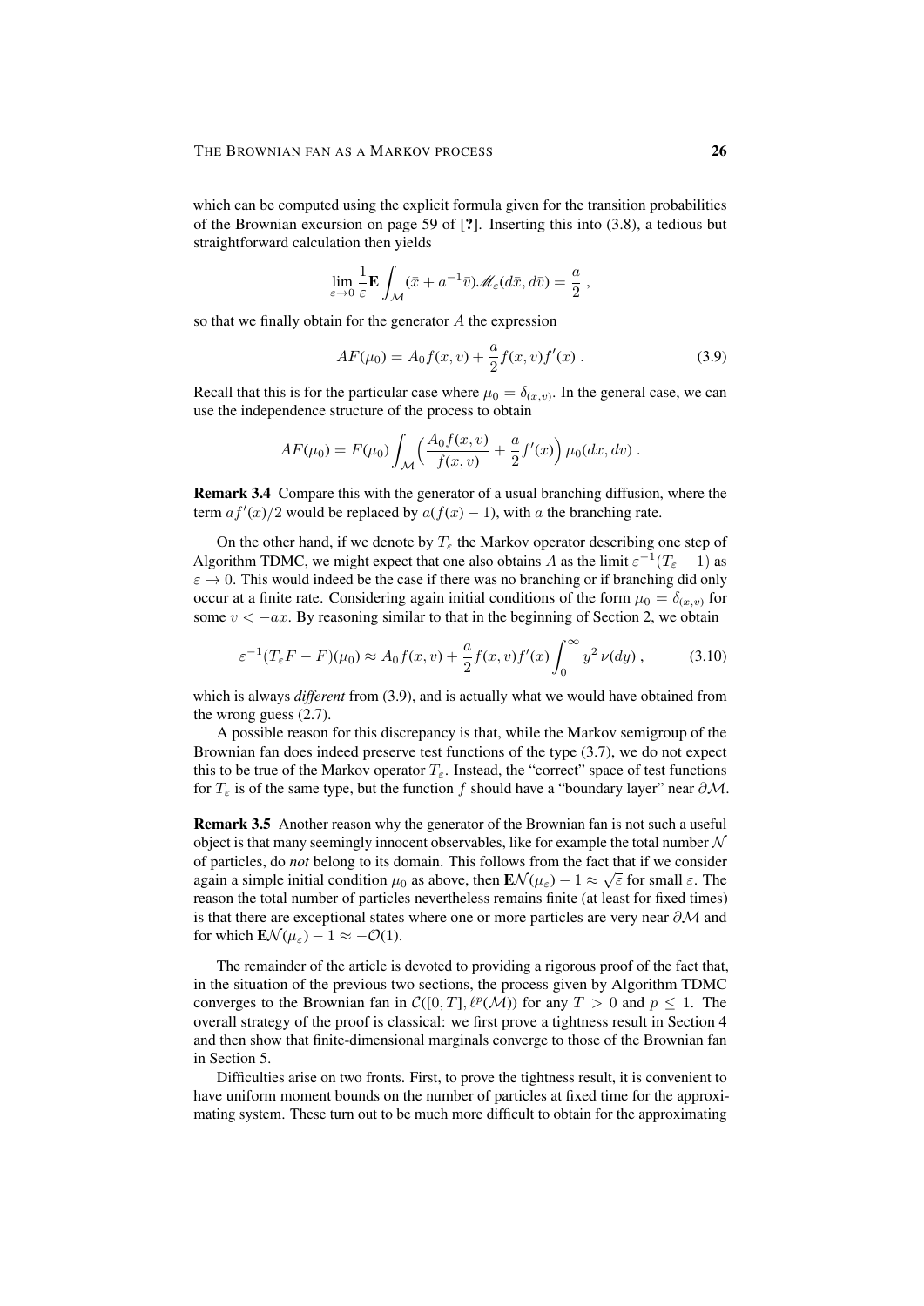which can be computed using the explicit formula given for the transition probabilities of the Brownian excursion on page 59 of [?]. Inserting this into (3.8), a tedious but straightforward calculation then yields

$$\lim_{\varepsilon\to 0}\frac{1}{\varepsilon}\mathbf{E}\int_{\mathcal{M}}(\bar{x}+a^{-1}\bar{v})\mathscr{M}_\varepsilon(d\bar{x},d\bar{v})=\frac{a}{2}\;,$$

so that we finally obtain for the generator $A$ the expression

$$AF(\mu_0)=A_0 f(x,v)+\frac{a}{2}f(x,v)f'(x)\;. \tag{3.9}$$

Recall that this is for the particular case where $\mu_0=\delta_{(x,v)}$. In the general case, we can use the independence structure of the process to obtain

$$AF(\mu_0)=F(\mu_0)\int_{\mathcal{M}}\Big(\frac{A_0 f(x,v)}{f(x,v)}+\frac{a}{2}f'(x)\Big)\,\mu_0(dx,dv)\;.$$

**Remark 3.4** Compare this with the generator of a usual branching diffusion, where the term $af'(x)/2$ would be replaced by $a(f(x)-1)$, with $a$ the branching rate.

On the other hand, if we denote by $T_\varepsilon$ the Markov operator describing one step of Algorithm TDMC, we might expect that one also obtains $A$ as the limit $\varepsilon^{-1}(T_\varepsilon-1)$ as $\varepsilon\to 0$. This would indeed be the case if there was no branching or if branching did only occur at a finite rate. Considering again initial conditions of the form $\mu_0=\delta_{(x,v)}$ for some $v<-ax$. By reasoning similar to that in the beginning of Section 2, we obtain

$$\varepsilon^{-1}(T_\varepsilon F-F)(\mu_0)\approx A_0 f(x,v)+\frac{a}{2}f(x,v)f'(x)\int_0^\infty y^2\,\nu(dy)\;, \tag{3.10}$$

which is always *different* from (3.9), and is actually what we would have obtained from the wrong guess (2.7).

A possible reason for this discrepancy is that, while the Markov semigroup of the Brownian fan does indeed preserve test functions of the type (3.7), we do not expect this to be true of the Markov operator $T_\varepsilon$. Instead, the "correct" space of test functions for $T_\varepsilon$ is of the same type, but the function $f$ should have a "boundary layer" near $\partial\mathcal{M}$.

**Remark 3.5** Another reason why the generator of the Brownian fan is not such a useful object is that many seemingly innocent observables, like for example the total number $\mathcal{N}$ of particles, do *not* belong to its domain. This follows from the fact that if we consider again a simple initial condition $\mu_0$ as above, then $\mathbf{E}\mathcal{N}(\mu_\varepsilon)-1\approx\sqrt{\varepsilon}$ for small $\varepsilon$. The reason the total number of particles nevertheless remains finite (at least for fixed times) is that there are exceptional states where one or more particles are very near $\partial\mathcal{M}$ and for which $\mathbf{E}\mathcal{N}(\mu_\varepsilon)-1\approx-\mathcal{O}(1)$.

The remainder of the article is devoted to providing a rigorous proof of the fact that, in the situation of the previous two sections, the process given by Algorithm TDMC converges to the Brownian fan in $\mathcal{C}([0,T],\ell^p(\mathcal{M}))$ for any $T>0$ and $p\le 1$. The overall strategy of the proof is classical: we first prove a tightness result in Section 4 and then show that finite-dimensional marginals converge to those of the Brownian fan in Section 5.

Difficulties arise on two fronts. First, to prove the tightness result, it is convenient to have uniform moment bounds on the number of particles at fixed time for the approximating system. These turn out to be much more difficult to obtain for the approximating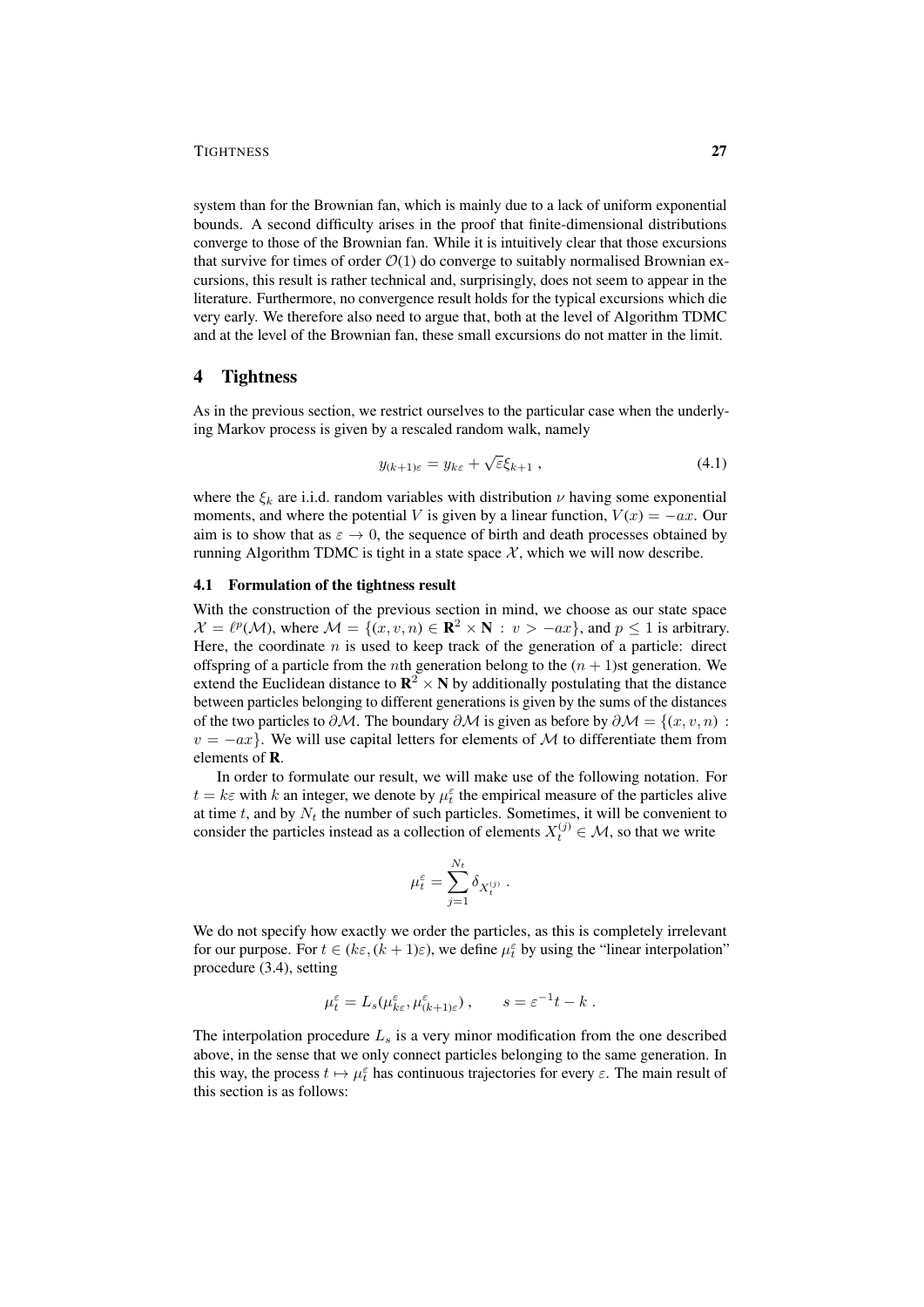system than for the Brownian fan, which is mainly due to a lack of uniform exponential bounds. A second difficulty arises in the proof that finite-dimensional distributions converge to those of the Brownian fan. While it is intuitively clear that those excursions that survive for times of order $\mathcal{O}(1)$ do converge to suitably normalised Brownian excursions, this result is rather technical and, surprisingly, does not seem to appear in the literature. Furthermore, no convergence result holds for the typical excursions which die very early. We therefore also need to argue that, both at the level of Algorithm TDMC and at the level of the Brownian fan, these small excursions do not matter in the limit.

# 4 Tightness

As in the previous section, we restrict ourselves to the particular case when the underlying Markov process is given by a rescaled random walk, namely

$$y_{(k+1)\varepsilon} = y_{k\varepsilon} + \sqrt{\varepsilon}\xi_{k+1} \;, \tag{4.1}$$

where the $\xi_k$ are i.i.d. random variables with distribution $\nu$ having some exponential moments, and where the potential $V$ is given by a linear function, $V(x) = -ax$. Our aim is to show that as $\varepsilon \to 0$, the sequence of birth and death processes obtained by running Algorithm TDMC is tight in a state space $\mathcal{X}$, which we will now describe.

## 4.1 Formulation of the tightness result

With the construction of the previous section in mind, we choose as our state space $\mathcal{X} = \ell^p(\mathcal{M})$, where $\mathcal{M} = \{(x, v, n) \in \mathbf{R}^2 \times \mathbf{N} \,:\, v > -ax\}$, and $p \leq 1$ is arbitrary. Here, the coordinate $n$ is used to keep track of the generation of a particle: direct offspring of a particle from the $n$th generation belong to the $(n+1)$st generation. We extend the Euclidean distance to $\mathbf{R}^2 \times \mathbf{N}$ by additionally postulating that the distance between particles belonging to different generations is given by the sums of the distances of the two particles to $\partial\mathcal{M}$. The boundary $\partial\mathcal{M}$ is given as before by $\partial\mathcal{M} = \{(x, v, n) \,:\, v = -ax\}$. We will use capital letters for elements of $\mathcal{M}$ to differentiate them from elements of $\mathbf{R}$.

In order to formulate our result, we will make use of the following notation. For $t = k\varepsilon$ with $k$ an integer, we denote by $\mu_t^\varepsilon$ the empirical measure of the particles alive at time $t$, and by $N_t$ the number of such particles. Sometimes, it will be convenient to consider the particles instead as a collection of elements $X_t^{(j)} \in \mathcal{M}$, so that we write

$$\mu_t^\varepsilon = \sum_{j=1}^{N_t} \delta_{X_t^{(j)}} \;.$$

We do not specify how exactly we order the particles, as this is completely irrelevant for our purpose. For $t \in (k\varepsilon, (k+1)\varepsilon)$, we define $\mu_t^\varepsilon$ by using the "linear interpolation" procedure (3.4), setting

$$\mu_t^\varepsilon = L_s(\mu_{k\varepsilon}^\varepsilon, \mu_{(k+1)\varepsilon}^\varepsilon) \;, \qquad s = \varepsilon^{-1}t - k \;.$$

The interpolation procedure $L_s$ is a very minor modification from the one described above, in the sense that we only connect particles belonging to the same generation. In this way, the process $t \mapsto \mu_t^\varepsilon$ has continuous trajectories for every $\varepsilon$. The main result of this section is as follows: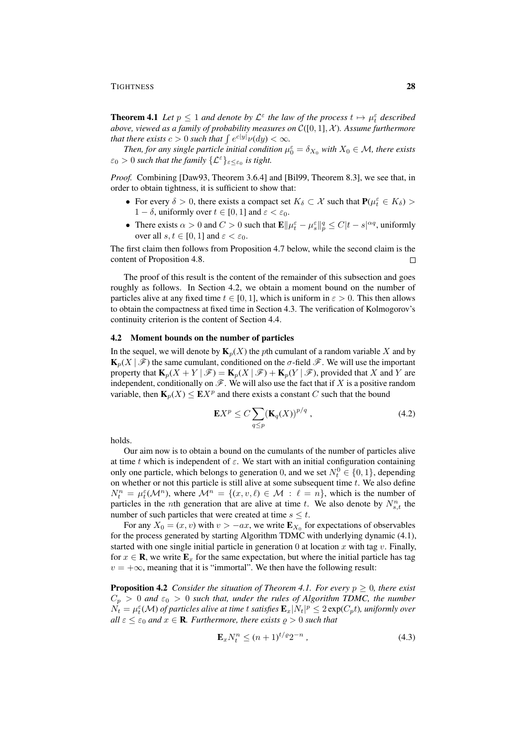**Theorem 4.1** *Let $p \leq 1$ and denote by $\mathcal{L}^\varepsilon$ the law of the process $t \mapsto \mu_t^\varepsilon$ described above, viewed as a family of probability measures on $\mathcal{C}([0,1], \mathcal{X})$. Assume furthermore that there exists $c > 0$ such that $\int e^{c|y|}\nu(dy) < \infty$.*

*Then, for any single particle initial condition $\mu_0^\varepsilon = \delta_{X_0}$ with $X_0 \in \mathcal{M}$, there exists $\varepsilon_0 > 0$ such that the family $\{\mathcal{L}^\varepsilon\}_{\varepsilon \leq \varepsilon_0}$ is tight.*

*Proof.* Combining [Daw93, Theorem 3.6.4] and [Bil99, Theorem 8.3], we see that, in order to obtain tightness, it is sufficient to show that:

- For every $\delta > 0$, there exists a compact set $K_\delta \subset \mathcal{X}$ such that $\mathbf{P}(\mu_t^\varepsilon \in K_\delta) > 1 - \delta$, uniformly over $t \in [0,1]$ and $\varepsilon < \varepsilon_0$.
- There exists $\alpha > 0$ and $C > 0$ such that $\mathbf{E}\|\mu_t^\varepsilon - \mu_s^\varepsilon\|_p^q \leq C|t-s|^{\alpha q}$, uniformly over all $s, t \in [0,1]$ and $\varepsilon < \varepsilon_0$.

The first claim then follows from Proposition 4.7 below, while the second claim is the content of Proposition 4.8. □

The proof of this result is the content of the remainder of this subsection and goes roughly as follows. In Section 4.2, we obtain a moment bound on the number of particles alive at any fixed time $t \in [0,1]$, which is uniform in $\varepsilon > 0$. This then allows to obtain the compactness at fixed time in Section 4.3. The verification of Kolmogorov's continuity criterion is the content of Section 4.4.

### 4.2 Moment bounds on the number of particles

In the sequel, we will denote by $\mathbf{K}_p(X)$ the $p$th cumulant of a random variable $X$ and by $\mathbf{K}_p(X \mid \mathscr{F})$ the same cumulant, conditioned on the $\sigma$-field $\mathscr{F}$. We will use the important property that $\mathbf{K}_p(X + Y \mid \mathscr{F}) = \mathbf{K}_p(X \mid \mathscr{F}) + \mathbf{K}_p(Y \mid \mathscr{F})$, provided that $X$ and $Y$ are independent, conditionally on $\mathscr{F}$. We will also use the fact that if $X$ is a positive random variable, then $\mathbf{K}_p(X) \leq \mathbf{E}X^p$ and there exists a constant $C$ such that the bound

$$\mathbf{E}X^p \leq C \sum_{q \leq p} (\mathbf{K}_q(X))^{p/q} , \tag{4.2}$$

holds.

Our aim now is to obtain a bound on the cumulants of the number of particles alive at time $t$ which is independent of $\varepsilon$. We start with an initial configuration containing only one particle, which belongs to generation 0, and we set $N_t^0 \in \{0,1\}$, depending on whether or not this particle is still alive at some subsequent time $t$. We also define $N_t^n = \mu_t^\varepsilon(\mathcal{M}^n)$, where $\mathcal{M}^n = \{(x, v, \ell) \in \mathcal{M} : \ell = n\}$, which is the number of particles in the $n$th generation that are alive at time $t$. We also denote by $N_{s,t}^n$ the number of such particles that were created at time $s \leq t$.

For any $X_0 = (x, v)$ with $v > -ax$, we write $\mathbf{E}_{X_0}$ for expectations of observables for the process generated by starting Algorithm TDMC with underlying dynamic (4.1), started with one single initial particle in generation 0 at location $x$ with tag $v$. Finally, for $x \in \mathbf{R}$, we write $\mathbf{E}_x$ for the same expectation, but where the initial particle has tag $v = +\infty$, meaning that it is "immortal". We then have the following result:

**Proposition 4.2** *Consider the situation of Theorem 4.1. For every $p \geq 0$, there exist $C_p > 0$ and $\varepsilon_0 > 0$ such that, under the rules of Algorithm TDMC, the number $N_t = \mu_t^\varepsilon(\mathcal{M})$ of particles alive at time $t$ satisfies $\mathbf{E}_x|N_t|^p \leq 2\exp(C_p t)$, uniformly over all $\varepsilon \leq \varepsilon_0$ and $x \in \mathbf{R}$. Furthermore, there exists $\varrho > 0$ such that*

$$\mathbf{E}_x N_t^n \leq (n+1)^{t/\varrho} 2^{-n} , \tag{4.3}$$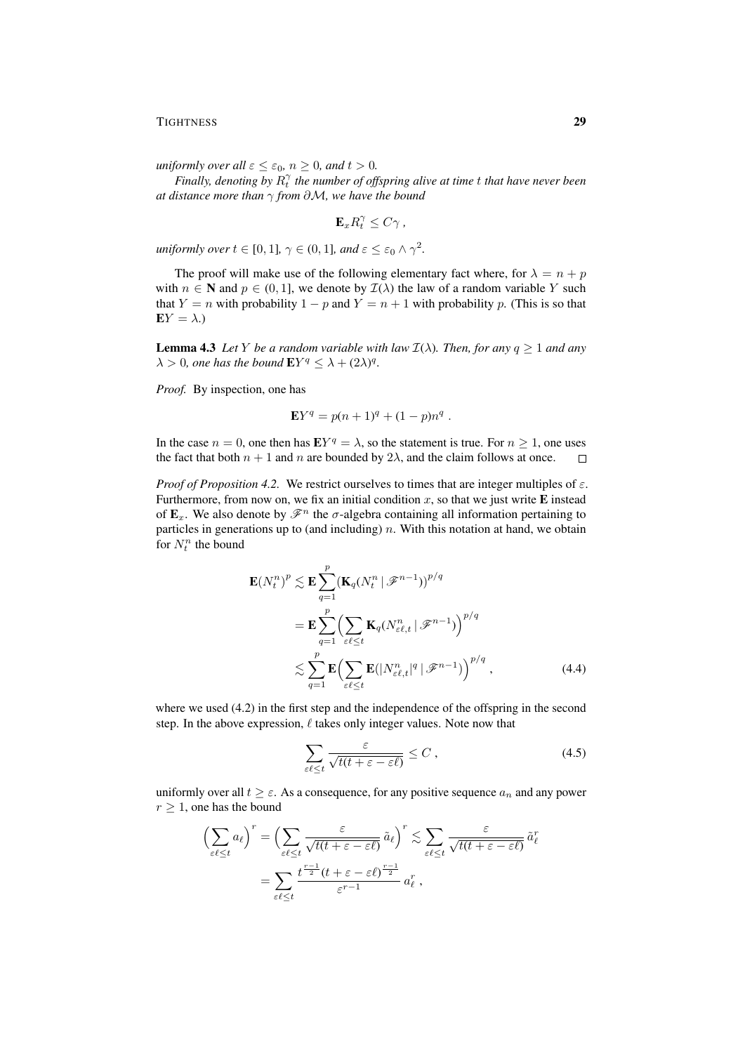*uniformly over all $\varepsilon \le \varepsilon_0$, $n \ge 0$, and $t > 0$.*

*Finally, denoting by $R_t^\gamma$ the number of offspring alive at time $t$ that have never been at distance more than $\gamma$ from $\partial\mathcal{M}$, we have the bound*

$$\mathbf{E}_x R_t^\gamma \le C\gamma\;,$$

*uniformly over $t \in [0,1]$, $\gamma \in (0,1]$, and $\varepsilon \le \varepsilon_0 \wedge \gamma^2$.*

The proof will make use of the following elementary fact where, for $\lambda = n + p$ with $n \in \mathbf{N}$ and $p \in (0,1]$, we denote by $\mathcal{I}(\lambda)$ the law of a random variable $Y$ such that $Y = n$ with probability $1-p$ and $Y = n+1$ with probability $p$. (This is so that $\mathbf{E}Y = \lambda$.)

**Lemma 4.3** *Let $Y$ be a random variable with law $\mathcal{I}(\lambda)$. Then, for any $q \ge 1$ and any $\lambda > 0$, one has the bound $\mathbf{E}Y^q \le \lambda + (2\lambda)^q$.*

*Proof.* By inspection, one has

$$\mathbf{E}Y^q = p(n+1)^q + (1-p)n^q\;.$$

In the case $n = 0$, one then has $\mathbf{E}Y^q = \lambda$, so the statement is true. For $n \ge 1$, one uses the fact that both $n+1$ and $n$ are bounded by $2\lambda$, and the claim follows at once. □

*Proof of Proposition 4.2.* We restrict ourselves to times that are integer multiples of $\varepsilon$. Furthermore, from now on, we fix an initial condition $x$, so that we just write $\mathbf{E}$ instead of $\mathbf{E}_x$. We also denote by $\mathscr{F}^n$ the $\sigma$-algebra containing all information pertaining to particles in generations up to (and including) $n$. With this notation at hand, we obtain for $N_t^n$ the bound

$$\begin{aligned}
\mathbf{E}(N_t^n)^p &\lesssim \mathbf{E}\sum_{q=1}^p (\mathbf{K}_q(N_t^n \mid \mathscr{F}^{n-1}))^{p/q} \\
&= \mathbf{E}\sum_{q=1}^p \Big(\sum_{\varepsilon\ell\le t} \mathbf{K}_q(N_{\varepsilon\ell,t}^n \mid \mathscr{F}^{n-1})\Big)^{p/q} \\
&\lesssim \sum_{q=1}^p \mathbf{E}\Big(\sum_{\varepsilon\ell\le t} \mathbf{E}(|N_{\varepsilon\ell,t}^n|^q \mid \mathscr{F}^{n-1})\Big)^{p/q}\;,
\end{aligned} \tag{4.4}$$

where we used (4.2) in the first step and the independence of the offspring in the second step. In the above expression, $\ell$ takes only integer values. Note now that

$$\sum_{\varepsilon\ell\le t} \frac{\varepsilon}{\sqrt{t(t+\varepsilon-\varepsilon\ell)}} \le C\;, \tag{4.5}$$

uniformly over all $t \ge \varepsilon$. As a consequence, for any positive sequence $a_n$ and any power $r \ge 1$, one has the bound

$$\begin{aligned}
\Big(\sum_{\varepsilon\ell\le t} a_\ell\Big)^r &= \Big(\sum_{\varepsilon\ell\le t} \frac{\varepsilon}{\sqrt{t(t+\varepsilon-\varepsilon\ell)}}\,\tilde a_\ell\Big)^r \lesssim \sum_{\varepsilon\ell\le t} \frac{\varepsilon}{\sqrt{t(t+\varepsilon-\varepsilon\ell)}}\,\tilde a_\ell^r \\
&= \sum_{\varepsilon\ell\le t} \frac{t^{\frac{r-1}{2}}(t+\varepsilon-\varepsilon\ell)^{\frac{r-1}{2}}}{\varepsilon^{r-1}}\,a_\ell^r\;,
\end{aligned}$$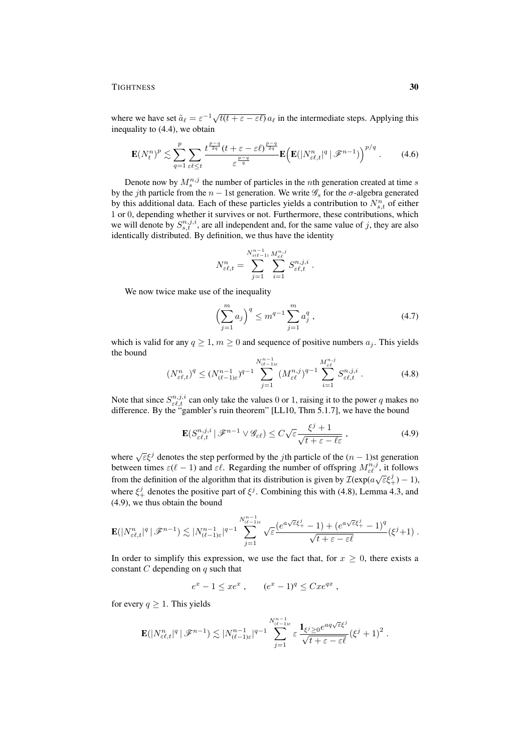where we have set $\tilde{a}_\ell = \varepsilon^{-1}\sqrt{t(t+\varepsilon-\varepsilon\ell)}\,a_\ell$ in the intermediate steps. Applying this inequality to (4.4), we obtain

$$\mathbf{E}(N_t^n)^p \lesssim \sum_{q=1}^{p}\sum_{\varepsilon\ell\le t} \frac{t^{\frac{p-q}{2q}}(t+\varepsilon-\varepsilon\ell)^{\frac{p-q}{2q}}}{\varepsilon^{\frac{p-q}{q}}}\mathbf{E}\Big(\mathbf{E}(|N_{\varepsilon\ell,t}^n|^q\,|\,\mathscr{F}^{n-1})\Big)^{p/q}\,. \tag{4.6}$$

Denote now by $M_s^{n,j}$ the number of particles in the $n$th generation created at time $s$ by the $j$th particle from the $n-1$st generation. We write $\mathscr{G}_s$ for the $\sigma$-algebra generated by this additional data. Each of these particles yields a contribution to $N_{s,t}^n$ of either 1 or 0, depending whether it survives or not. Furthermore, these contributions, which we will denote by $S_{s,t}^{n,j,i}$, are all independent and, for the same value of $j$, they are also identically distributed. By definition, we thus have the identity

$$N_{\varepsilon\ell,t}^n = \sum_{j=1}^{N_{\varepsilon(\ell-1)}^{n-1}}\sum_{i=1}^{M_{\varepsilon\ell}^{n,j}} S_{\varepsilon\ell,t}^{n,j,i}\,.$$

We now twice make use of the inequality

$$\Big(\sum_{j=1}^m a_j\Big)^q \le m^{q-1}\sum_{j=1}^m a_j^q\,, \tag{4.7}$$

which is valid for any $q\ge 1$, $m\ge 0$ and sequence of positive numbers $a_j$. This yields the bound

$$(N_{\varepsilon\ell,t}^n)^q \le (N_{(\ell-1)\varepsilon}^{n-1})^{q-1}\sum_{j=1}^{N_{(\ell-1)\varepsilon}^{n-1}}(M_{\varepsilon\ell}^{n,j})^{q-1}\sum_{i=1}^{M_{\varepsilon\ell}^{n,j}} S_{\varepsilon\ell,t}^{n,j,i}\,. \tag{4.8}$$

Note that since $S_{\varepsilon\ell,t}^{n,j,i}$ can only take the values 0 or 1, raising it to the power $q$ makes no difference. By the "gambler's ruin theorem" [LL10, Thm 5.1.7], we have the bound

$$\mathbf{E}(S_{\varepsilon\ell,t}^{n,j,i}\,|\,\mathscr{F}^{n-1}\vee\mathscr{G}_{\varepsilon\ell}) \le C\sqrt{\varepsilon}\frac{\xi^j+1}{\sqrt{t+\varepsilon-\ell\varepsilon}}\,, \tag{4.9}$$

where $\sqrt{\varepsilon}\xi^j$ denotes the step performed by the $j$th particle of the $(n-1)$st generation between times $\varepsilon(\ell-1)$ and $\varepsilon\ell$. Regarding the number of offspring $M_{\varepsilon\ell}^{n,j}$, it follows from the definition of the algorithm that its distribution is given by $\mathcal{I}(\exp(a\sqrt{\varepsilon}\xi_+^j)-1)$, where $\xi_+^j$ denotes the positive part of $\xi^j$. Combining this with (4.8), Lemma 4.3, and (4.9), we thus obtain the bound

$$\mathbf{E}(|N_{\varepsilon\ell,t}^n|^q\,|\,\mathscr{F}^{n-1}) \lesssim |N_{(\ell-1)\varepsilon}^{n-1}|^{q-1}\sum_{j=1}^{N_{(\ell-1)\varepsilon}^{n-1}}\sqrt{\varepsilon}\frac{(e^{a\sqrt{\varepsilon}\xi_+^j}-1)+(e^{a\sqrt{\varepsilon}\xi_+^j}-1)^q}{\sqrt{t+\varepsilon-\varepsilon\ell}}(\xi^j+1)\,.$$

In order to simplify this expression, we use the fact that, for $x\ge 0$, there exists a constant $C$ depending on $q$ such that

$$e^x-1\le xe^x\,,\qquad (e^x-1)^q\le Cxe^{qx}\,,$$

for every $q\ge 1$. This yields

$$\mathbf{E}(|N_{\varepsilon\ell,t}^n|^q\,|\,\mathscr{F}^{n-1}) \lesssim |N_{(\ell-1)\varepsilon}^{n-1}|^{q-1}\sum_{j=1}^{N_{(\ell-1)\varepsilon}^{n-1}}\varepsilon\,\frac{\mathbf{1}_{\xi^j\ge 0}e^{aq\sqrt{\varepsilon}\xi^j}}{\sqrt{t+\varepsilon-\varepsilon\ell}}(\xi^j+1)^2\,.$$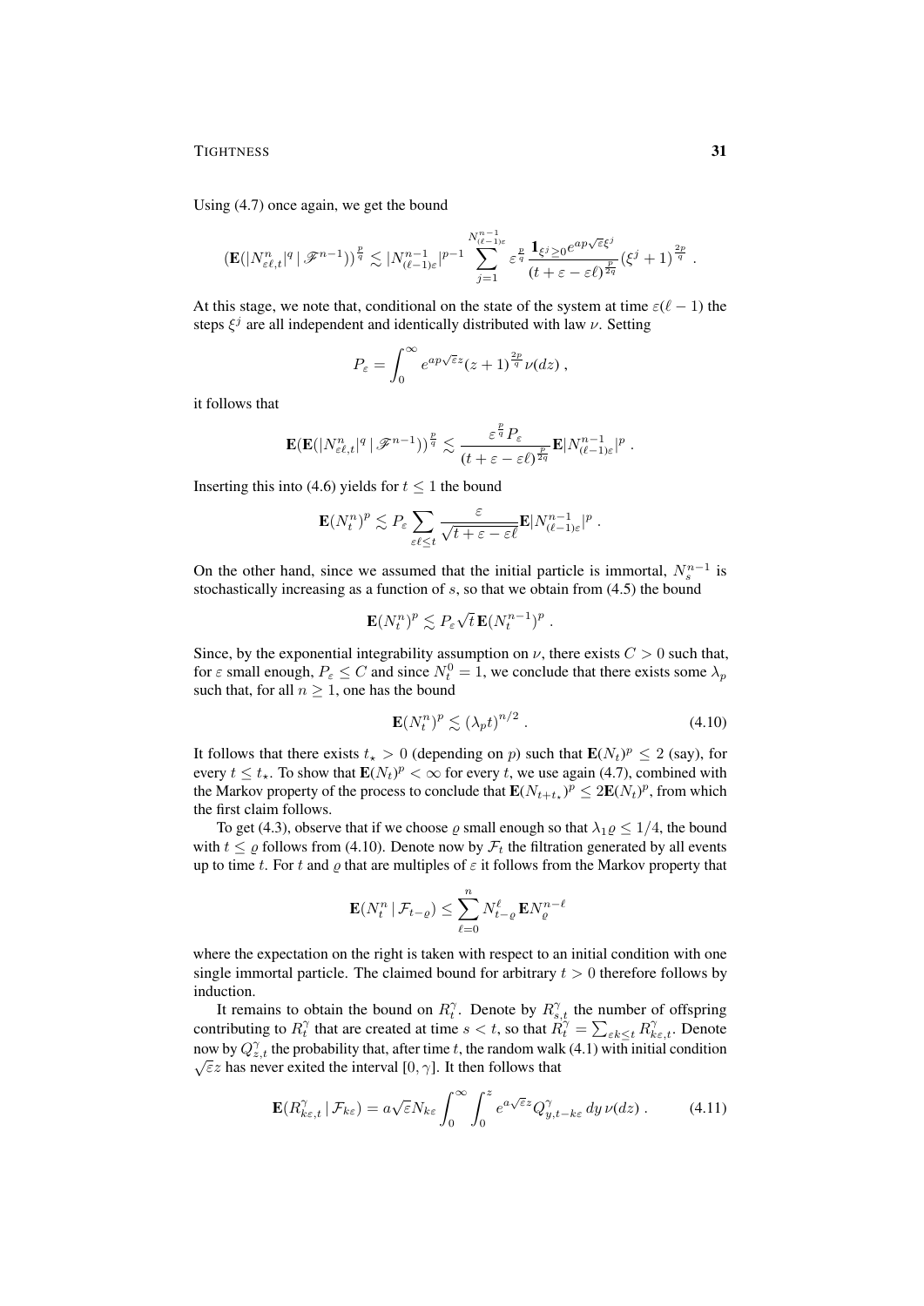Using (4.7) once again, we get the bound

$$\big(\mathbf{E}(|N^n_{\varepsilon\ell,t}|^q \,|\, \mathscr{F}^{n-1})\big)^{\frac{p}{q}} \lesssim |N^{n-1}_{(\ell-1)\varepsilon}|^{p-1} \sum_{j=1}^{N^{n-1}_{(\ell-1)\varepsilon}} \varepsilon^{\frac{p}{q}} \frac{\mathbf{1}_{\xi^j \ge 0} e^{ap\sqrt{\varepsilon}\xi^j}}{(t+\varepsilon-\varepsilon\ell)^{\frac{p}{2q}}} (\xi^j+1)^{\frac{2p}{q}} \;.$$

At this stage, we note that, conditional on the state of the system at time $\varepsilon(\ell-1)$ the steps $\xi^j$ are all independent and identically distributed with law $\nu$. Setting

$$P_\varepsilon = \int_0^\infty e^{ap\sqrt{\varepsilon}z}(z+1)^{\frac{2p}{q}}\,\nu(dz)\;,$$

it follows that

$$\mathbf{E}\big(\mathbf{E}(|N^n_{\varepsilon\ell,t}|^q \,|\, \mathscr{F}^{n-1})\big)^{\frac{p}{q}} \lesssim \frac{\varepsilon^{\frac{p}{q}} P_\varepsilon}{(t+\varepsilon-\varepsilon\ell)^{\frac{p}{2q}}} \mathbf{E}|N^{n-1}_{(\ell-1)\varepsilon}|^p \;.$$

Inserting this into (4.6) yields for $t \le 1$ the bound

$$\mathbf{E}(N^n_t)^p \lesssim P_\varepsilon \sum_{\varepsilon\ell\le t} \frac{\varepsilon}{\sqrt{t+\varepsilon-\varepsilon\ell}} \mathbf{E}|N^{n-1}_{(\ell-1)\varepsilon}|^p \;.$$

On the other hand, since we assumed that the initial particle is immortal, $N^{n-1}_s$ is stochastically increasing as a function of $s$, so that we obtain from (4.5) the bound

$$\mathbf{E}(N^n_t)^p \lesssim P_\varepsilon \sqrt{t}\,\mathbf{E}(N^{n-1}_t)^p \;.$$

Since, by the exponential integrability assumption on $\nu$, there exists $C > 0$ such that, for $\varepsilon$ small enough, $P_\varepsilon \le C$ and since $N^0_t = 1$, we conclude that there exists some $\lambda_p$ such that, for all $n \ge 1$, one has the bound

$$\mathbf{E}(N^n_t)^p \lesssim (\lambda_p t)^{n/2} \;. \tag{4.10}$$

It follows that there exists $t_\star > 0$ (depending on $p$) such that $\mathbf{E}(N_t)^p \le 2$ (say), for every $t \le t_\star$. To show that $\mathbf{E}(N_t)^p < \infty$ for every $t$, we use again (4.7), combined with the Markov property of the process to conclude that $\mathbf{E}(N_{t+t_\star})^p \le 2\mathbf{E}(N_t)^p$, from which the first claim follows.

To get (4.3), observe that if we choose $\varrho$ small enough so that $\lambda_1\varrho \le 1/4$, the bound with $t \le \varrho$ follows from (4.10). Denote now by $\mathcal{F}_t$ the filtration generated by all events up to time $t$. For $t$ and $\varrho$ that are multiples of $\varepsilon$ it follows from the Markov property that

$$\mathbf{E}(N^n_t \,|\, \mathcal{F}_{t-\varrho}) \le \sum_{\ell=0}^n N^\ell_{t-\varrho}\,\mathbf{E}N^{n-\ell}_\varrho$$

where the expectation on the right is taken with respect to an initial condition with one single immortal particle. The claimed bound for arbitrary $t > 0$ therefore follows by induction.

It remains to obtain the bound on $R^\gamma_t$. Denote by $R^\gamma_{s,t}$ the number of offspring contributing to $R^\gamma_t$ that are created at time $s < t$, so that $R^\gamma_t = \sum_{\varepsilon k \le t} R^\gamma_{k\varepsilon,t}$. Denote now by $Q^\gamma_{z,t}$ the probability that, after time $t$, the random walk (4.1) with initial condition $\sqrt{\varepsilon}z$ has never exited the interval $[0,\gamma]$. It then follows that

$$\mathbf{E}(R^\gamma_{k\varepsilon,t} \,|\, \mathcal{F}_{k\varepsilon}) = a\sqrt{\varepsilon}N_{k\varepsilon} \int_0^\infty \int_0^z e^{a\sqrt{\varepsilon}z} Q^\gamma_{y,t-k\varepsilon}\,dy\,\nu(dz)\;. \tag{4.11}$$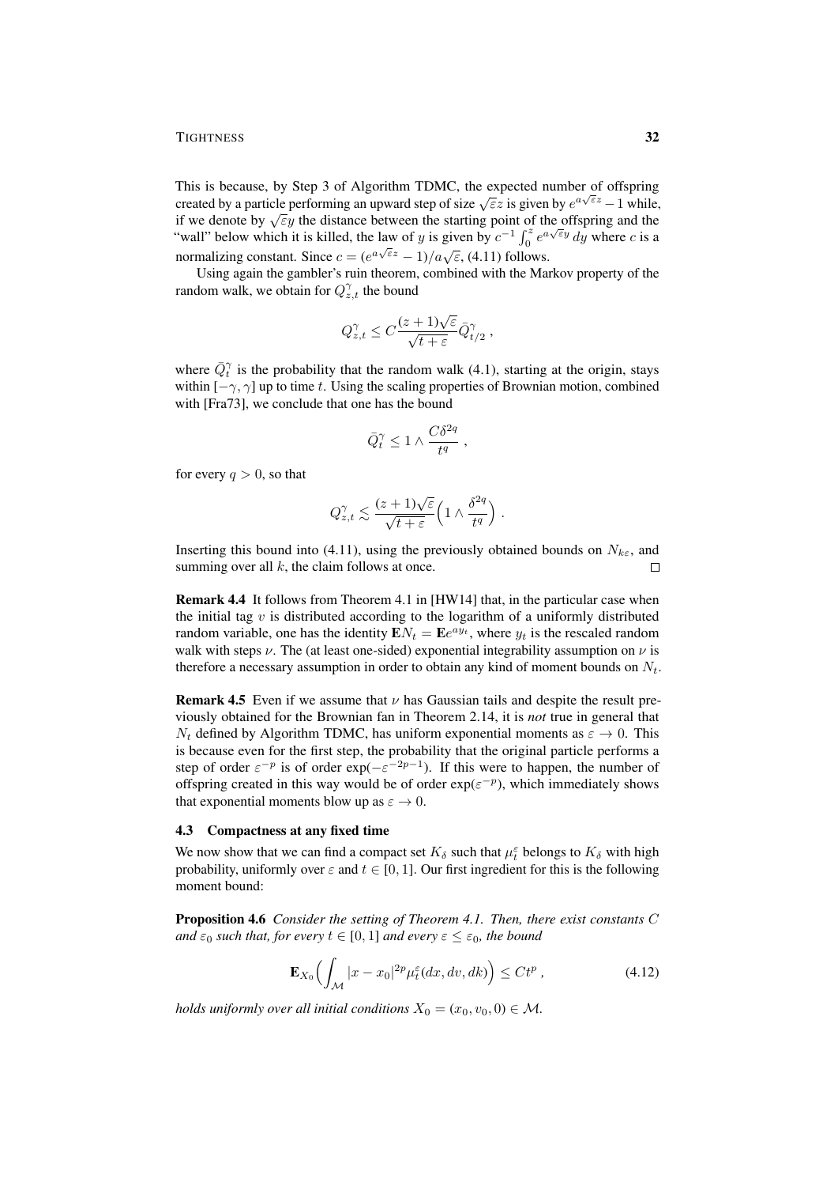This is because, by Step 3 of Algorithm TDMC, the expected number of offspring created by a particle performing an upward step of size $\sqrt{\varepsilon}z$ is given by $e^{a\sqrt{\varepsilon}z}-1$ while, if we denote by $\sqrt{\varepsilon}y$ the distance between the starting point of the offspring and the "wall" below which it is killed, the law of $y$ is given by $c^{-1}\int_0^z e^{a\sqrt{\varepsilon}y}\,dy$ where $c$ is a normalizing constant. Since $c = (e^{a\sqrt{\varepsilon}z}-1)/a\sqrt{\varepsilon}$, (4.11) follows.

Using again the gambler's ruin theorem, combined with the Markov property of the random walk, we obtain for $Q^\gamma_{z,t}$ the bound

$$Q^\gamma_{z,t} \le C\frac{(z+1)\sqrt{\varepsilon}}{\sqrt{t+\varepsilon}}\bar{Q}^\gamma_{t/2}\;,$$

where $\bar{Q}^\gamma_t$ is the probability that the random walk (4.1), starting at the origin, stays within $[-\gamma,\gamma]$ up to time $t$. Using the scaling properties of Brownian motion, combined with [Fra73], we conclude that one has the bound

$$\bar{Q}^\gamma_t \le 1\wedge \frac{C\delta^{2q}}{t^q}\;,$$

for every $q>0$, so that

$$Q^\gamma_{z,t} \lesssim \frac{(z+1)\sqrt{\varepsilon}}{\sqrt{t+\varepsilon}}\Big(1\wedge\frac{\delta^{2q}}{t^q}\Big)\;.$$

Inserting this bound into (4.11), using the previously obtained bounds on $N_{k\varepsilon}$, and summing over all $k$, the claim follows at once. $\square$

**Remark 4.4** It follows from Theorem 4.1 in [HW14] that, in the particular case when the initial tag $v$ is distributed according to the logarithm of a uniformly distributed random variable, one has the identity $\mathbf{E}N_t = \mathbf{E}e^{ay_t}$, where $y_t$ is the rescaled random walk with steps $\nu$. The (at least one-sided) exponential integrability assumption on $\nu$ is therefore a necessary assumption in order to obtain any kind of moment bounds on $N_t$.

**Remark 4.5** Even if we assume that $\nu$ has Gaussian tails and despite the result previously obtained for the Brownian fan in Theorem 2.14, it is *not* true in general that $N_t$ defined by Algorithm TDMC, has uniform exponential moments as $\varepsilon\to 0$. This is because even for the first step, the probability that the original particle performs a step of order $\varepsilon^{-p}$ is of order $\exp(-\varepsilon^{-2p-1})$. If this were to happen, the number of offspring created in this way would be of order $\exp(\varepsilon^{-p})$, which immediately shows that exponential moments blow up as $\varepsilon\to 0$.

### 4.3 Compactness at any fixed time

We now show that we can find a compact set $K_\delta$ such that $\mu^\varepsilon_t$ belongs to $K_\delta$ with high probability, uniformly over $\varepsilon$ and $t\in[0,1]$. Our first ingredient for this is the following moment bound:

**Proposition 4.6** *Consider the setting of Theorem 4.1. Then, there exist constants $C$ and $\varepsilon_0$ such that, for every $t\in[0,1]$ and every $\varepsilon\le\varepsilon_0$, the bound*

$$\mathbf{E}_{X_0}\Big(\int_{\mathcal{M}} |x-x_0|^{2p}\mu^\varepsilon_t(dx,dv,dk)\Big) \le Ct^p\;, \tag{4.12}$$

*holds uniformly over all initial conditions $X_0=(x_0,v_0,0)\in\mathcal{M}$.*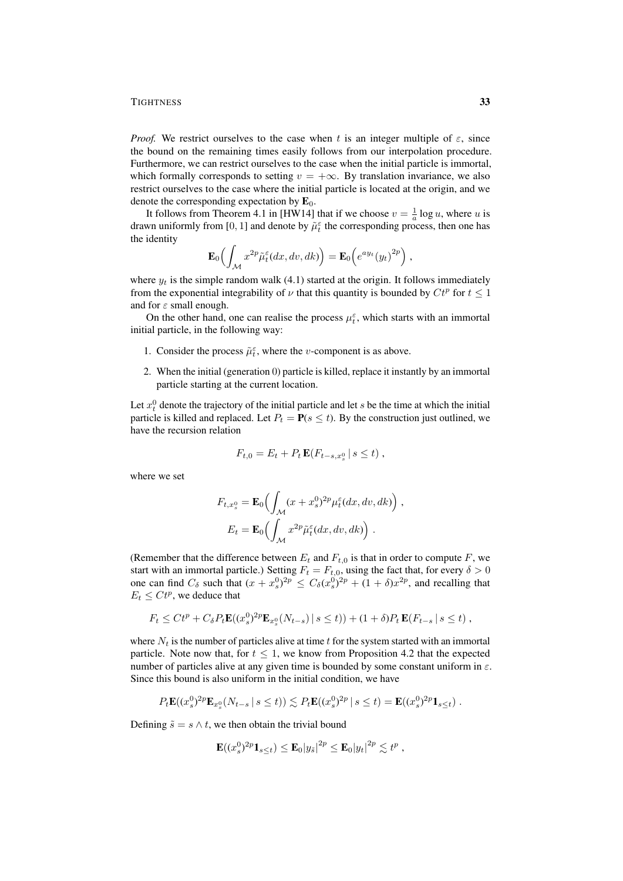*Proof.* We restrict ourselves to the case when $t$ is an integer multiple of $\varepsilon$, since the bound on the remaining times easily follows from our interpolation procedure. Furthermore, we can restrict ourselves to the case when the initial particle is immortal, which formally corresponds to setting $v = +\infty$. By translation invariance, we also restrict ourselves to the case where the initial particle is located at the origin, and we denote the corresponding expectation by $\mathbf{E}_0$.

It follows from Theorem 4.1 in [HW14] that if we choose $v = \frac{1}{a}\log u$, where $u$ is drawn uniformly from $[0,1]$ and denote by $\tilde\mu_t^\varepsilon$ the corresponding process, then one has the identity

$$\mathbf{E}_0\Big(\int_{\mathcal{M}} x^{2p}\tilde\mu_t^\varepsilon(dx,dv,dk)\Big) = \mathbf{E}_0\Big(e^{ay_t}(y_t)^{2p}\Big)\;,$$

where $y_t$ is the simple random walk (4.1) started at the origin. It follows immediately from the exponential integrability of $\nu$ that this quantity is bounded by $Ct^p$ for $t \le 1$ and for $\varepsilon$ small enough.

On the other hand, one can realise the process $\mu_t^\varepsilon$, which starts with an immortal initial particle, in the following way:

1. Consider the process $\tilde\mu_t^\varepsilon$, where the $v$-component is as above.
2. When the initial (generation 0) particle is killed, replace it instantly by an immortal particle starting at the current location.

Let $x_t^0$ denote the trajectory of the initial particle and let $s$ be the time at which the initial particle is killed and replaced. Let $P_t = \mathbf{P}(s \le t)$. By the construction just outlined, we have the recursion relation

$$F_{t,0} = E_t + P_t\,\mathbf{E}(F_{t-s,x_s^0}\,|\,s\le t)\;,$$

where we set

$$F_{t,x_s^0} = \mathbf{E}_0\Big(\int_{\mathcal{M}} (x+x_s^0)^{2p}\mu_t^\varepsilon(dx,dv,dk)\Big)\;,$$
$$E_t = \mathbf{E}_0\Big(\int_{\mathcal{M}} x^{2p}\tilde\mu_t^\varepsilon(dx,dv,dk)\Big)\;.$$

(Remember that the difference between $E_t$ and $F_{t,0}$ is that in order to compute $F$, we start with an immortal particle.) Setting $F_t = F_{t,0}$, using the fact that, for every $\delta > 0$ one can find $C_\delta$ such that $(x+x_s^0)^{2p} \le C_\delta (x_s^0)^{2p} + (1+\delta)x^{2p}$, and recalling that $E_t \le Ct^p$, we deduce that

$$F_t \le Ct^p + C_\delta P_t \mathbf{E}((x_s^0)^{2p}\mathbf{E}_{x_s^0}(N_{t-s})\,|\,s\le t)) + (1+\delta)P_t\,\mathbf{E}(F_{t-s}\,|\,s\le t)\;,$$

where $N_t$ is the number of particles alive at time $t$ for the system started with an immortal particle. Note now that, for $t \le 1$, we know from Proposition 4.2 that the expected number of particles alive at any given time is bounded by some constant uniform in $\varepsilon$. Since this bound is also uniform in the initial condition, we have

$$P_t\mathbf{E}((x_s^0)^{2p}\mathbf{E}_{x_s^0}(N_{t-s}\,|\,s\le t)) \lesssim P_t\,\mathbf{E}((x_s^0)^{2p}\,|\,s\le t) = \mathbf{E}((x_s^0)^{2p}\mathbf{1}_{s\le t})\;.$$

Defining $\tilde s = s\wedge t$, we then obtain the trivial bound

$$\mathbf{E}((x_s^0)^{2p}\mathbf{1}_{s\le t}) \le \mathbf{E}_0|y_{\tilde s}|^{2p} \le \mathbf{E}_0|y_t|^{2p} \lesssim t^p\;,$$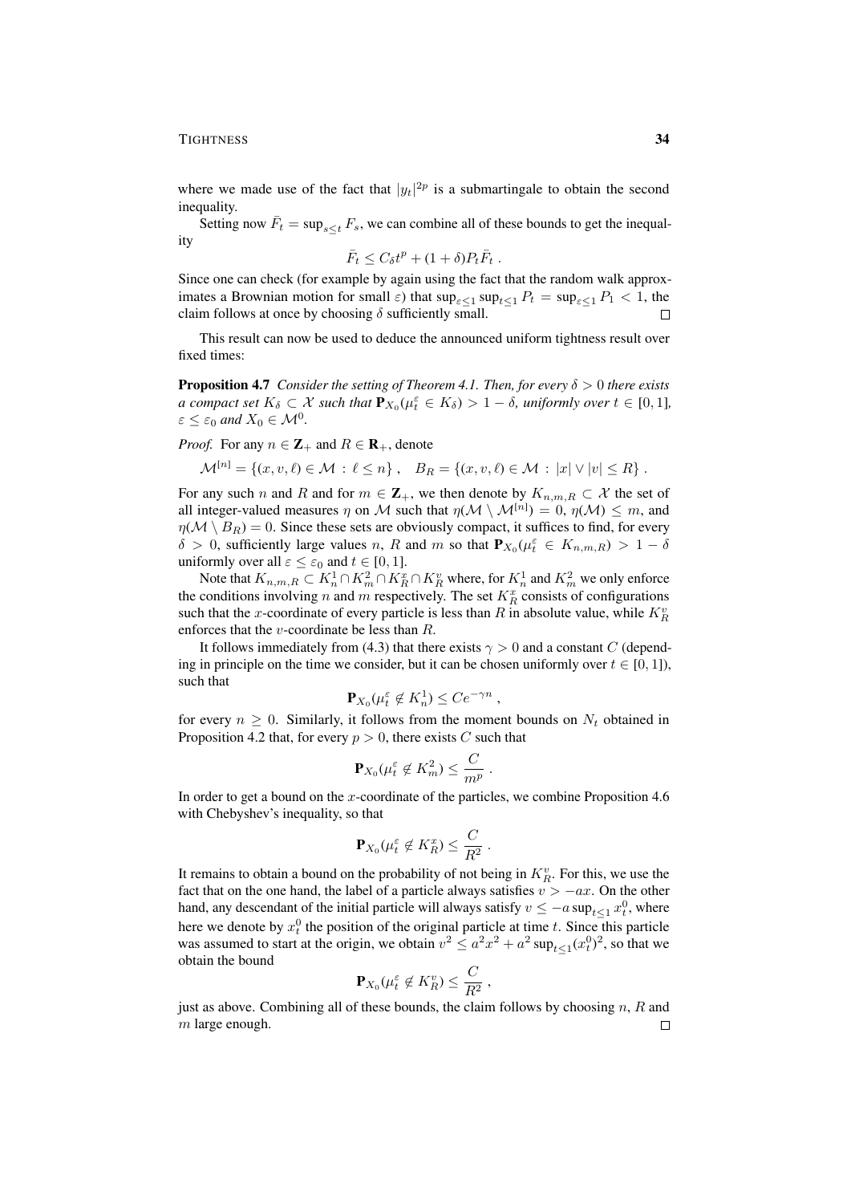where we made use of the fact that $|y_t|^{2p}$ is a submartingale to obtain the second inequality.

Setting now $\bar{F}_t = \sup_{s \le t} F_s$, we can combine all of these bounds to get the inequality

$$\bar{F}_t \le C_\delta t^p + (1+\delta) P_t \bar{F}_t \;.$$

Since one can check (for example by again using the fact that the random walk approximates a Brownian motion for small $\varepsilon$) that $\sup_{\varepsilon \le 1} \sup_{t \le 1} P_t = \sup_{\varepsilon \le 1} P_1 < 1$, the claim follows at once by choosing $\delta$ sufficiently small. $\square$

This result can now be used to deduce the announced uniform tightness result over fixed times:

**Proposition 4.7** *Consider the setting of Theorem 4.1. Then, for every $\delta > 0$ there exists a compact set $K_\delta \subset \mathcal{X}$ such that $\mathbf{P}_{X_0}(\mu_t^\varepsilon \in K_\delta) > 1 - \delta$, uniformly over $t \in [0,1]$, $\varepsilon \le \varepsilon_0$ and $X_0 \in \mathcal{M}^0$.*

*Proof.* For any $n \in \mathbf{Z}_+$ and $R \in \mathbf{R}_+$, denote

$$\mathcal{M}^{[n]} = \{(x,v,\ell) \in \mathcal{M} \,:\, \ell \le n\}\;, \quad B_R = \{(x,v,\ell) \in \mathcal{M} \,:\, |x| \vee |v| \le R\}\;.$$

For any such $n$ and $R$ and for $m \in \mathbf{Z}_+$, we then denote by $K_{n,m,R} \subset \mathcal{X}$ the set of all integer-valued measures $\eta$ on $\mathcal{M}$ such that $\eta(\mathcal{M} \setminus \mathcal{M}^{[n]}) = 0$, $\eta(\mathcal{M}) \le m$, and $\eta(\mathcal{M} \setminus B_R) = 0$. Since these sets are obviously compact, it suffices to find, for every $\delta > 0$, sufficiently large values $n$, $R$ and $m$ so that $\mathbf{P}_{X_0}(\mu_t^\varepsilon \in K_{n,m,R}) > 1 - \delta$ uniformly over all $\varepsilon \le \varepsilon_0$ and $t \in [0,1]$.

Note that $K_{n,m,R} \subset K_n^1 \cap K_m^2 \cap K_R^x \cap K_R^v$ where, for $K_n^1$ and $K_m^2$ we only enforce the conditions involving $n$ and $m$ respectively. The set $K_R^x$ consists of configurations such that the $x$-coordinate of every particle is less than $R$ in absolute value, while $K_R^v$ enforces that the $v$-coordinate be less than $R$.

It follows immediately from (4.3) that there exists $\gamma > 0$ and a constant $C$ (depending in principle on the time we consider, but it can be chosen uniformly over $t \in [0,1]$), such that

$$\mathbf{P}_{X_0}(\mu_t^\varepsilon \notin K_n^1) \le C e^{-\gamma n}\;,$$

for every $n \ge 0$. Similarly, it follows from the moment bounds on $N_t$ obtained in Proposition 4.2 that, for every $p > 0$, there exists $C$ such that

$$\mathbf{P}_{X_0}(\mu_t^\varepsilon \notin K_m^2) \le \frac{C}{m^p}\;.$$

In order to get a bound on the $x$-coordinate of the particles, we combine Proposition 4.6 with Chebyshev's inequality, so that

$$\mathbf{P}_{X_0}(\mu_t^\varepsilon \notin K_R^x) \le \frac{C}{R^2}\;.$$

It remains to obtain a bound on the probability of not being in $K_R^v$. For this, we use the fact that on the one hand, the label of a particle always satisfies $v > -ax$. On the other hand, any descendant of the initial particle will always satisfy $v \le -a \sup_{t \le 1} x_t^0$, where here we denote by $x_t^0$ the position of the original particle at time $t$. Since this particle was assumed to start at the origin, we obtain $v^2 \le a^2 x^2 + a^2 \sup_{t\le 1} (x_t^0)^2$, so that we obtain the bound

$$\mathbf{P}_{X_0}(\mu_t^\varepsilon \notin K_R^v) \le \frac{C}{R^2}\;,$$

just as above. Combining all of these bounds, the claim follows by choosing $n$, $R$ and $m$ large enough. $\square$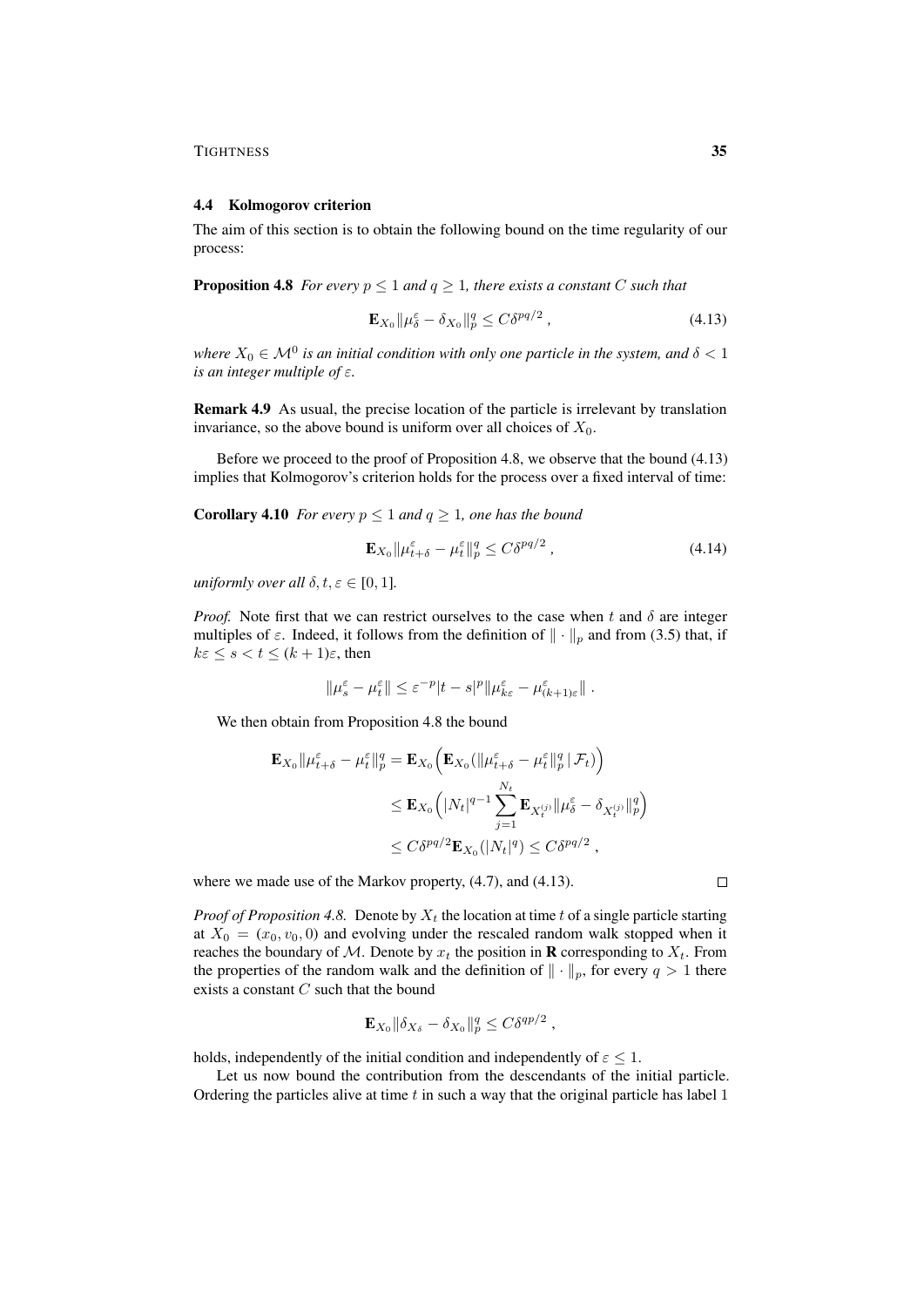## 4.4 Kolmogorov criterion

The aim of this section is to obtain the following bound on the time regularity of our process:

**Proposition 4.8** *For every $p \le 1$ and $q \ge 1$, there exists a constant $C$ such that*

$$\mathbf{E}_{X_0} \|\mu_\delta^\varepsilon - \delta_{X_0}\|_p^q \le C\delta^{pq/2} , \tag{4.13}$$

*where $X_0 \in \mathcal{M}^0$ is an initial condition with only one particle in the system, and $\delta < 1$ is an integer multiple of $\varepsilon$.*

**Remark 4.9** As usual, the precise location of the particle is irrelevant by translation invariance, so the above bound is uniform over all choices of $X_0$.

Before we proceed to the proof of Proposition 4.8, we observe that the bound (4.13) implies that Kolmogorov's criterion holds for the process over a fixed interval of time:

**Corollary 4.10** *For every $p \le 1$ and $q \ge 1$, one has the bound*

$$\mathbf{E}_{X_0} \|\mu_{t+\delta}^\varepsilon - \mu_t^\varepsilon\|_p^q \le C\delta^{pq/2} , \tag{4.14}$$

*uniformly over all $\delta, t, \varepsilon \in [0, 1]$.*

*Proof.* Note first that we can restrict ourselves to the case when $t$ and $\delta$ are integer multiples of $\varepsilon$. Indeed, it follows from the definition of $\|\cdot\|_p$ and from (3.5) that, if $k\varepsilon \le s < t \le (k+1)\varepsilon$, then

$$\|\mu_s^\varepsilon - \mu_t^\varepsilon\| \le \varepsilon^{-p}|t-s|^p \|\mu_{k\varepsilon}^\varepsilon - \mu_{(k+1)\varepsilon}^\varepsilon\| .$$

We then obtain from Proposition 4.8 the bound

$$\begin{aligned}
\mathbf{E}_{X_0} \|\mu_{t+\delta}^\varepsilon - \mu_t^\varepsilon\|_p^q &= \mathbf{E}_{X_0}\Big(\mathbf{E}_{X_0}(\|\mu_{t+\delta}^\varepsilon - \mu_t^\varepsilon\|_p^q \,|\, \mathcal{F}_t)\Big) \\
&\le \mathbf{E}_{X_0}\Big(|N_t|^{q-1} \sum_{j=1}^{N_t} \mathbf{E}_{X_t^{(j)}} \|\mu_\delta^\varepsilon - \delta_{X_t^{(j)}}\|_p^q\Big) \\
&\le C\delta^{pq/2} \mathbf{E}_{X_0}(|N_t|^q) \le C\delta^{pq/2} ,
\end{aligned}$$

where we made use of the Markov property, (4.7), and (4.13). $\square$

*Proof of Proposition 4.8.* Denote by $X_t$ the location at time $t$ of a single particle starting at $X_0 = (x_0, v_0, 0)$ and evolving under the rescaled random walk stopped when it reaches the boundary of $\mathcal{M}$. Denote by $x_t$ the position in $\mathbf{R}$ corresponding to $X_t$. From the properties of the random walk and the definition of $\|\cdot\|_p$, for every $q > 1$ there exists a constant $C$ such that the bound

$$\mathbf{E}_{X_0} \|\delta_{X_\delta} - \delta_{X_0}\|_p^q \le C\delta^{qp/2} ,$$

holds, independently of the initial condition and independently of $\varepsilon \le 1$.

Let us now bound the contribution from the descendants of the initial particle. Ordering the particles alive at time $t$ in such a way that the original particle has label 1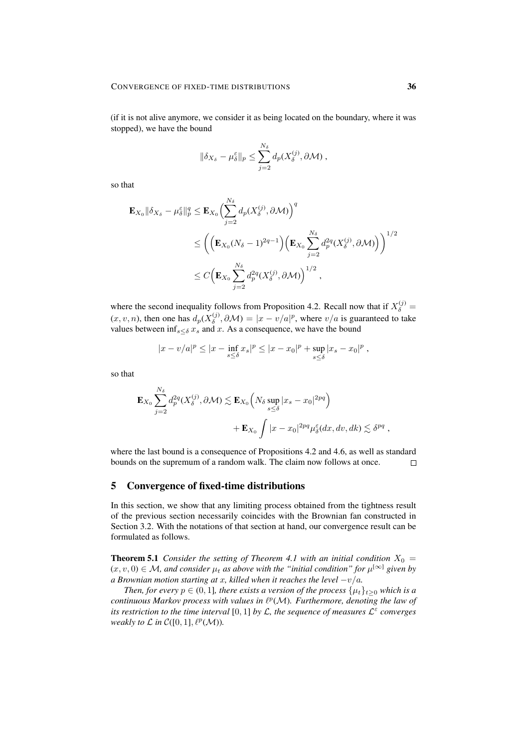(if it is not alive anymore, we consider it as being located on the boundary, where it was stopped), we have the bound

$$\|\delta_{X_\delta} - \mu_\delta^\varepsilon\|_p \le \sum_{j=2}^{N_\delta} d_p(X_\delta^{(j)}, \partial\mathcal{M}) ,$$

so that

$$\begin{aligned}
\mathbf{E}_{X_0}\|\delta_{X_\delta} - \mu_\delta^\varepsilon\|_p^q &\le \mathbf{E}_{X_0}\Big(\sum_{j=2}^{N_\delta} d_p(X_\delta^{(j)}, \partial\mathcal{M})\Big)^q \\
&\le \bigg(\Big(\mathbf{E}_{X_0}(N_\delta - 1)^{2q-1}\Big)\Big(\mathbf{E}_{X_0}\sum_{j=2}^{N_\delta} d_p^{2q}(X_\delta^{(j)}, \partial\mathcal{M})\Big)\bigg)^{1/2} \\
&\le C\Big(\mathbf{E}_{X_0}\sum_{j=2}^{N_\delta} d_p^{2q}(X_\delta^{(j)}, \partial\mathcal{M})\Big)^{1/2} ,
\end{aligned}$$

where the second inequality follows from Proposition 4.2. Recall now that if $X_\delta^{(j)} = (x, v, n)$, then one has $d_p(X_\delta^{(j)}, \partial\mathcal{M}) = |x - v/a|^p$, where $v/a$ is guaranteed to take values between $\inf_{s\le\delta} x_s$ and $x$. As a consequence, we have the bound

$$|x - v/a|^p \le |x - \inf_{s\le\delta} x_s|^p \le |x - x_0|^p + \sup_{s\le\delta}|x_s - x_0|^p ,$$

so that

$$\begin{aligned}
\mathbf{E}_{X_0}\sum_{j=2}^{N_\delta} d_p^{2q}(X_\delta^{(j)}, \partial\mathcal{M}) &\lesssim \mathbf{E}_{X_0}\Big(N_\delta \sup_{s\le\delta}|x_s - x_0|^{2pq}\Big) \\
&\qquad + \mathbf{E}_{X_0}\int |x - x_0|^{2pq}\mu_\delta^\varepsilon(dx, dv, dk) \lesssim \delta^{pq} ,
\end{aligned}$$

where the last bound is a consequence of Propositions 4.2 and 4.6, as well as standard bounds on the supremum of a random walk. The claim now follows at once. ∎

## 5 Convergence of fixed-time distributions

In this section, we show that any limiting process obtained from the tightness result of the previous section necessarily coincides with the Brownian fan constructed in Section 3.2. With the notations of that section at hand, our convergence result can be formulated as follows.

**Theorem 5.1** *Consider the setting of Theorem 4.1 with an initial condition $X_0 = (x, v, 0) \in \mathcal{M}$, and consider $\mu_t$ as above with the "initial condition" for $\mu^{[\infty]}$ given by a Brownian motion starting at $x$, killed when it reaches the level $-v/a$.*

*Then, for every $p \in (0, 1]$, there exists a version of the process $\{\mu_t\}_{t\ge0}$ which is a continuous Markov process with values in $\ell^p(\mathcal{M})$. Furthermore, denoting the law of its restriction to the time interval $[0, 1]$ by $\mathcal{L}$, the sequence of measures $\mathcal{L}^\varepsilon$ converges weakly to $\mathcal{L}$ in $\mathcal{C}([0, 1], \ell^p(\mathcal{M}))$.*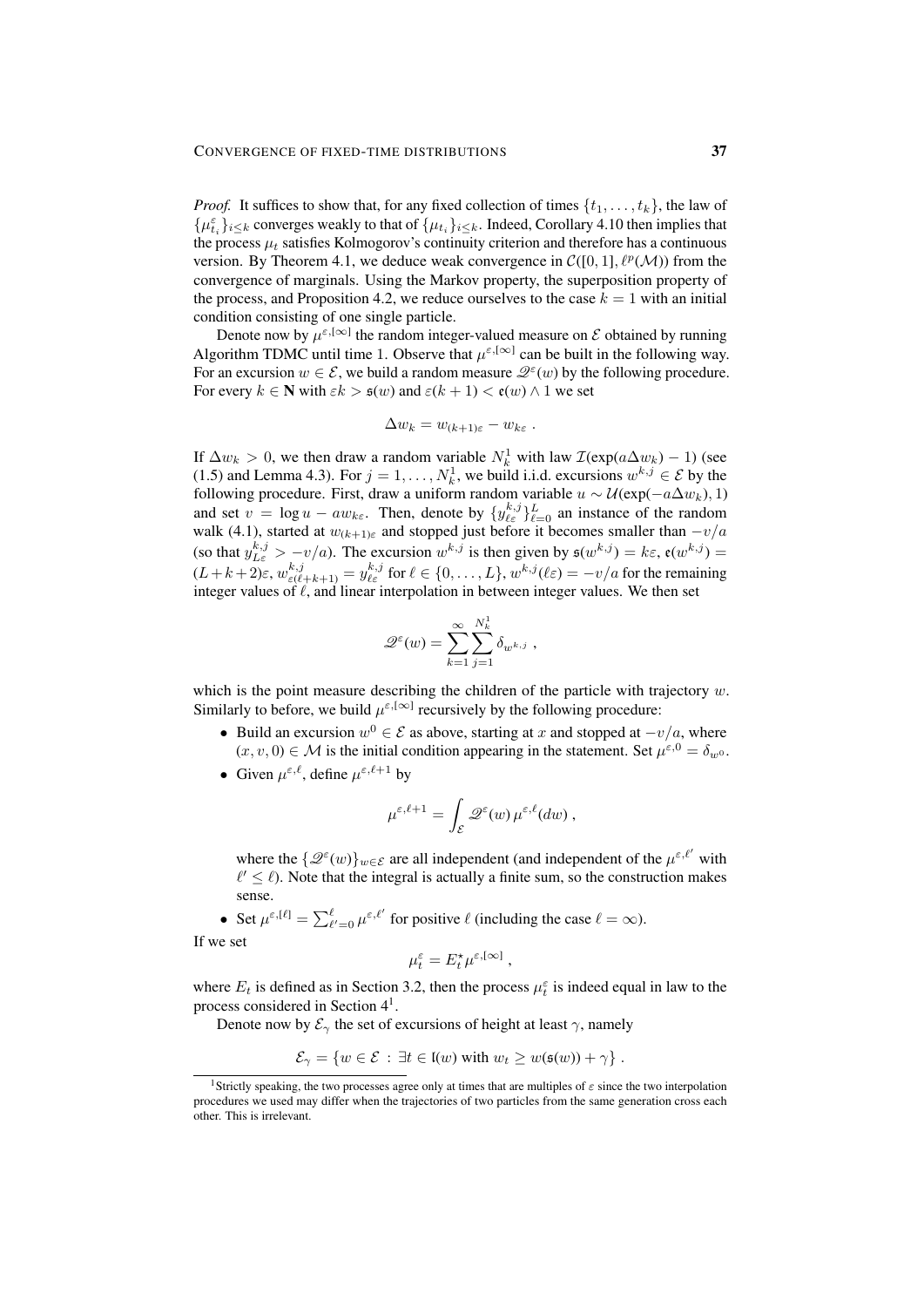*Proof.* It suffices to show that, for any fixed collection of times $\{t_1, \ldots, t_k\}$, the law of $\{\mu^\varepsilon_{t_i}\}_{i\le k}$ converges weakly to that of $\{\mu_{t_i}\}_{i\le k}$. Indeed, Corollary 4.10 then implies that the process $\mu_t$ satisfies Kolmogorov's continuity criterion and therefore has a continuous version. By Theorem 4.1, we deduce weak convergence in $\mathcal{C}([0,1], \ell^p(\mathcal{M}))$ from the convergence of marginals. Using the Markov property, the superposition property of the process, and Proposition 4.2, we reduce ourselves to the case $k = 1$ with an initial condition consisting of one single particle.

Denote now by $\mu^{\varepsilon,[\infty]}$ the random integer-valued measure on $\mathcal{E}$ obtained by running Algorithm TDMC until time 1. Observe that $\mu^{\varepsilon,[\infty]}$ can be built in the following way. For an excursion $w \in \mathcal{E}$, we build a random measure $\mathscr{Q}^\varepsilon(w)$ by the following procedure. For every $k \in \mathbf{N}$ with $\varepsilon k > \mathfrak{s}(w)$ and $\varepsilon(k+1) < \mathfrak{e}(w) \wedge 1$ we set

$$\Delta w_k = w_{(k+1)\varepsilon} - w_{k\varepsilon} \;.$$

If $\Delta w_k > 0$, we then draw a random variable $N^1_k$ with law $\mathcal{I}(\exp(a\Delta w_k) - 1)$ (see (1.5) and Lemma 4.3). For $j = 1, \ldots, N^1_k$, we build i.i.d. excursions $w^{k,j} \in \mathcal{E}$ by the following procedure. First, draw a uniform random variable $u \sim \mathcal{U}(\exp(-a\Delta w_k), 1)$ and set $v = \log u - a w_{k\varepsilon}$. Then, denote by $\{y^{k,j}_{\ell\varepsilon}\}_{\ell=0}^L$ an instance of the random walk (4.1), started at $w_{(k+1)\varepsilon}$ and stopped just before it becomes smaller than $-v/a$ (so that $y^{k,j}_{L\varepsilon} > -v/a$). The excursion $w^{k,j}$ is then given by $\mathfrak{s}(w^{k,j}) = k\varepsilon$, $\mathfrak{e}(w^{k,j}) = (L+k+2)\varepsilon$, $w^{k,j}_{\varepsilon(\ell+k+1)} = y^{k,j}_{\ell\varepsilon}$ for $\ell \in \{0, \ldots, L\}$, $w^{k,j}(\ell\varepsilon) = -v/a$ for the remaining integer values of $\ell$, and linear interpolation in between integer values. We then set

$$\mathscr{Q}^\varepsilon(w) = \sum_{k=1}^\infty \sum_{j=1}^{N^1_k} \delta_{w^{k,j}} \;,$$

which is the point measure describing the children of the particle with trajectory $w$. Similarly to before, we build $\mu^{\varepsilon,[\infty]}$ recursively by the following procedure:

- Build an excursion $w^0 \in \mathcal{E}$ as above, starting at $x$ and stopped at $-v/a$, where $(x, v, 0) \in \mathcal{M}$ is the initial condition appearing in the statement. Set $\mu^{\varepsilon,0} = \delta_{w^0}$.
- Given $\mu^{\varepsilon,\ell}$, define $\mu^{\varepsilon,\ell+1}$ by

$$\mu^{\varepsilon,\ell+1} = \int_{\mathcal{E}} \mathscr{Q}^\varepsilon(w)\, \mu^{\varepsilon,\ell}(dw) \;,$$

  where the $\{\mathscr{Q}^\varepsilon(w)\}_{w\in\mathcal{E}}$ are all independent (and independent of the $\mu^{\varepsilon,\ell'}$ with $\ell' \le \ell$). Note that the integral is actually a finite sum, so the construction makes sense.
- Set $\mu^{\varepsilon,[\ell]} = \sum_{\ell'=0}^{\ell} \mu^{\varepsilon,\ell'}$ for positive $\ell$ (including the case $\ell = \infty$).

If we set

$$\mu^\varepsilon_t = E^\star_t \mu^{\varepsilon,[\infty]} \;,$$

where $E_t$ is defined as in Section 3.2, then the process $\mu^\varepsilon_t$ is indeed equal in law to the process considered in Section 4[1].

Denote now by $\mathcal{E}_\gamma$ the set of excursions of height at least $\gamma$, namely

$$\mathcal{E}_\gamma = \{w \in \mathcal{E} \,:\, \exists t \in \mathfrak{l}(w) \text{ with } w_t \ge w(\mathfrak{s}(w)) + \gamma\} \;.$$

[1] Strictly speaking, the two processes agree only at times that are multiples of $\varepsilon$ since the two interpolation procedures we used may differ when the trajectories of two particles from the same generation cross each other. This is irrelevant.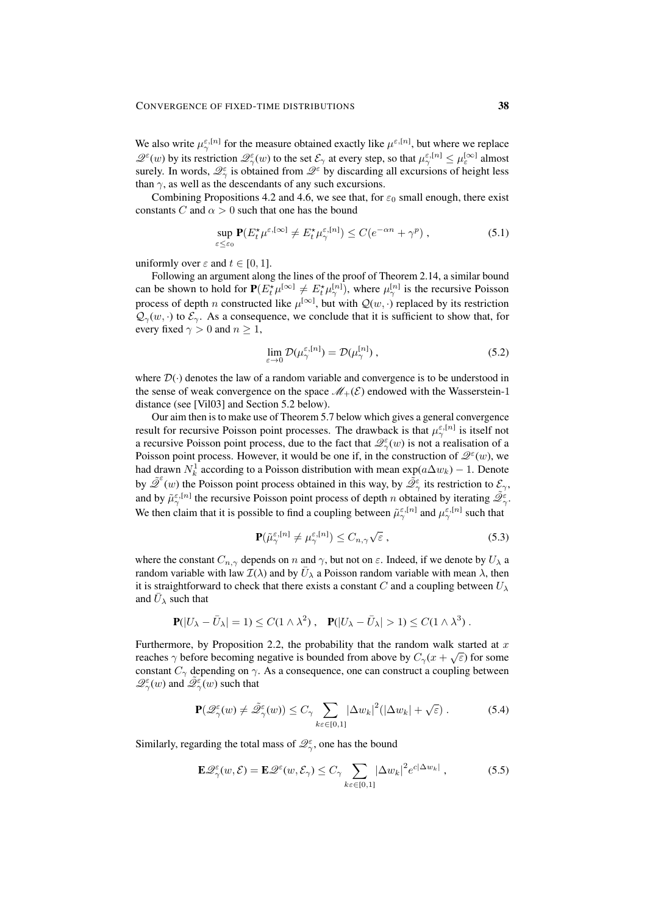We also write $\mu_\gamma^{\varepsilon,[n]}$ for the measure obtained exactly like $\mu^{\varepsilon,[n]}$, but where we replace $\mathscr{Q}^\varepsilon(w)$ by its restriction $\mathscr{Q}_\gamma^\varepsilon(w)$ to the set $\mathcal{E}_\gamma$ at every step, so that $\mu_\gamma^{\varepsilon,[n]} \le \mu_\varepsilon^{[\infty]}$ almost surely. In words, $\mathscr{Q}_\gamma^\varepsilon$ is obtained from $\mathscr{Q}^\varepsilon$ by discarding all excursions of height less than $\gamma$, as well as the descendants of any such excursions.

Combining Propositions 4.2 and 4.6, we see that, for $\varepsilon_0$ small enough, there exist constants $C$ and $\alpha > 0$ such that one has the bound

$$\sup_{\varepsilon \le \varepsilon_0} \mathbf{P}(E_t^\star \mu^{\varepsilon,[\infty]} \neq E_t^\star \mu_\gamma^{\varepsilon,[n]}) \le C(e^{-\alpha n} + \gamma^p) , \tag{5.1}$$

uniformly over $\varepsilon$ and $t \in [0,1]$.

Following an argument along the lines of the proof of Theorem 2.14, a similar bound can be shown to hold for $\mathbf{P}(E_t^\star \mu^{[\infty]} \neq E_t^\star \mu_\gamma^{[n]})$, where $\mu_\gamma^{[n]}$ is the recursive Poisson process of depth $n$ constructed like $\mu^{[\infty]}$, but with $\mathcal{Q}(w,\cdot)$ replaced by its restriction $\mathcal{Q}_\gamma(w,\cdot)$ to $\mathcal{E}_\gamma$. As a consequence, we conclude that it is sufficient to show that, for every fixed $\gamma > 0$ and $n \ge 1$,

$$\lim_{\varepsilon \to 0} \mathcal{D}(\mu_\gamma^{\varepsilon,[n]}) = \mathcal{D}(\mu_\gamma^{[n]}) , \tag{5.2}$$

where $\mathcal{D}(\cdot)$ denotes the law of a random variable and convergence is to be understood in the sense of weak convergence on the space $\mathscr{M}_+(\mathcal{E})$ endowed with the Wasserstein-1 distance (see [Vil03] and Section 5.2 below).

Our aim then is to make use of Theorem 5.7 below which gives a general convergence result for recursive Poisson point processes. The drawback is that $\mu_\gamma^{\varepsilon,[n]}$ is itself not a recursive Poisson point process, due to the fact that $\mathscr{Q}_\gamma^\varepsilon(w)$ is not a realisation of a Poisson point process. However, it would be one if, in the construction of $\mathscr{Q}^\varepsilon(w)$, we had drawn $N_k^1$ according to a Poisson distribution with mean $\exp(a\Delta w_k) - 1$. Denote by $\tilde{\mathscr{Q}}^\varepsilon(w)$ the Poisson point process obtained in this way, by $\tilde{\mathscr{Q}}_\gamma^\varepsilon$ its restriction to $\mathcal{E}_\gamma$, and by $\tilde{\mu}_\gamma^{\varepsilon,[n]}$ the recursive Poisson point process of depth $n$ obtained by iterating $\tilde{\mathscr{Q}}_\gamma^\varepsilon$. We then claim that it is possible to find a coupling between $\tilde{\mu}_\gamma^{\varepsilon,[n]}$ and $\mu_\gamma^{\varepsilon,[n]}$ such that

$$\mathbf{P}(\tilde{\mu}_\gamma^{\varepsilon,[n]} \neq \mu_\gamma^{\varepsilon,[n]}) \le C_{n,\gamma}\sqrt{\varepsilon} , \tag{5.3}$$

where the constant $C_{n,\gamma}$ depends on $n$ and $\gamma$, but not on $\varepsilon$. Indeed, if we denote by $U_\lambda$ a random variable with law $\mathcal{I}(\lambda)$ and by $\bar{U}_\lambda$ a Poisson random variable with mean $\lambda$, then it is straightforward to check that there exists a constant $C$ and a coupling between $U_\lambda$ and $\bar{U}_\lambda$ such that

$$\mathbf{P}(|U_\lambda - \bar{U}_\lambda| = 1) \le C(1 \wedge \lambda^2) , \quad \mathbf{P}(|U_\lambda - \bar{U}_\lambda| > 1) \le C(1 \wedge \lambda^3) .$$

Furthermore, by Proposition 2.2, the probability that the random walk started at $x$ reaches $\gamma$ before becoming negative is bounded from above by $C_\gamma(x + \sqrt{\varepsilon})$ for some constant $C_\gamma$ depending on $\gamma$. As a consequence, one can construct a coupling between $\mathscr{Q}_\gamma^\varepsilon(w)$ and $\tilde{\mathscr{Q}}_\gamma^\varepsilon(w)$ such that

$$\mathbf{P}(\mathscr{Q}_\gamma^\varepsilon(w) \neq \tilde{\mathscr{Q}}_\gamma^\varepsilon(w)) \le C_\gamma \sum_{k\varepsilon \in [0,1]} |\Delta w_k|^2 (|\Delta w_k| + \sqrt{\varepsilon}) . \tag{5.4}$$

Similarly, regarding the total mass of $\mathscr{Q}_\gamma^\varepsilon$, one has the bound

$$\mathbf{E}\mathscr{Q}_\gamma^\varepsilon(w,\mathcal{E}) = \mathbf{E}\mathscr{Q}^\varepsilon(w,\mathcal{E}_\gamma) \le C_\gamma \sum_{k\varepsilon \in [0,1]} |\Delta w_k|^2 e^{c|\Delta w_k|} , \tag{5.5}$$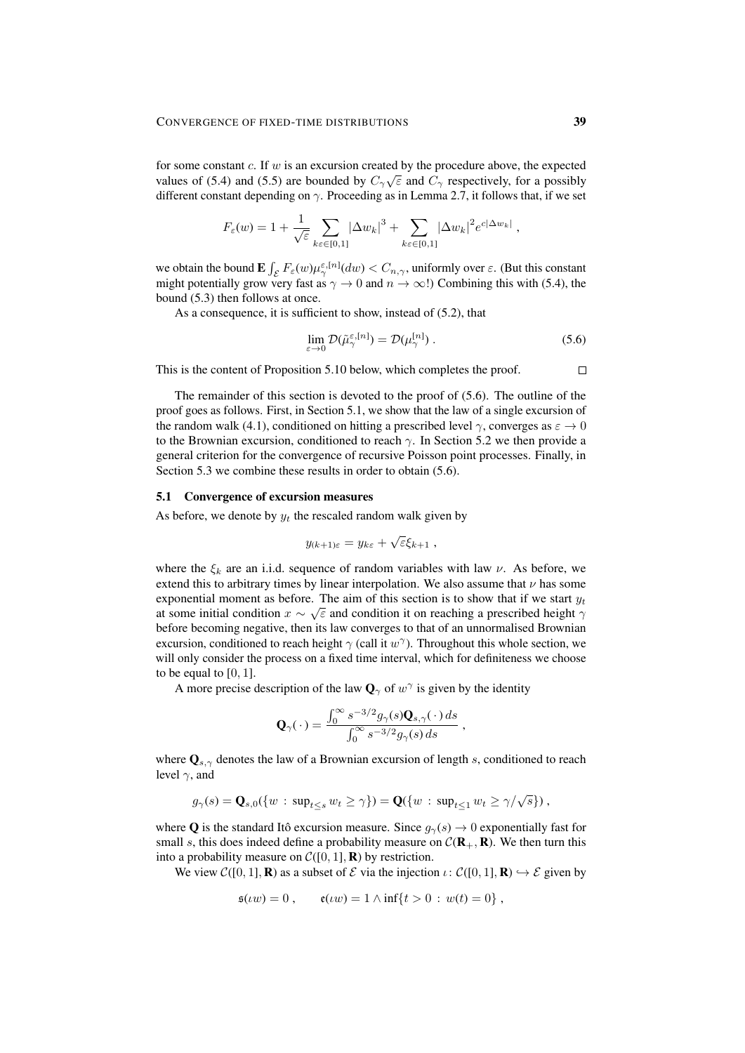for some constant $c$. If $w$ is an excursion created by the procedure above, the expected values of (5.4) and (5.5) are bounded by $C_\gamma\sqrt{\varepsilon}$ and $C_\gamma$ respectively, for a possibly different constant depending on $\gamma$. Proceeding as in Lemma 2.7, it follows that, if we set

$$F_\varepsilon(w) = 1 + \frac{1}{\sqrt{\varepsilon}} \sum_{k\varepsilon\in[0,1]} |\Delta w_k|^3 + \sum_{k\varepsilon\in[0,1]} |\Delta w_k|^2 e^{c|\Delta w_k|}\;,$$

we obtain the bound $\mathbf{E}\int_{\mathcal{E}} F_\varepsilon(w)\mu_\gamma^{\varepsilon,[n]}(dw) < C_{n,\gamma}$, uniformly over $\varepsilon$. (But this constant might potentially grow very fast as $\gamma\to 0$ and $n\to\infty$!) Combining this with (5.4), the bound (5.3) then follows at once.

As a consequence, it is sufficient to show, instead of (5.2), that

$$\lim_{\varepsilon\to 0} \mathcal{D}(\tilde\mu_\gamma^{\varepsilon,[n]}) = \mathcal{D}(\mu_\gamma^{[n]})\;. \tag{5.6}$$

This is the content of Proposition 5.10 below, which completes the proof. □

The remainder of this section is devoted to the proof of (5.6). The outline of the proof goes as follows. First, in Section 5.1, we show that the law of a single excursion of the random walk (4.1), conditioned on hitting a prescribed level $\gamma$, converges as $\varepsilon\to 0$ to the Brownian excursion, conditioned to reach $\gamma$. In Section 5.2 we then provide a general criterion for the convergence of recursive Poisson point processes. Finally, in Section 5.3 we combine these results in order to obtain (5.6).

### 5.1 Convergence of excursion measures

As before, we denote by $y_t$ the rescaled random walk given by

$$y_{(k+1)\varepsilon} = y_{k\varepsilon} + \sqrt{\varepsilon}\xi_{k+1}\;,$$

where the $\xi_k$ are an i.i.d. sequence of random variables with law $\nu$. As before, we extend this to arbitrary times by linear interpolation. We also assume that $\nu$ has some exponential moment as before. The aim of this section is to show that if we start $y_t$ at some initial condition $x\sim\sqrt{\varepsilon}$ and condition it on reaching a prescribed height $\gamma$ before becoming negative, then its law converges to that of an unnormalised Brownian excursion, conditioned to reach height $\gamma$ (call it $w^\gamma$). Throughout this whole section, we will only consider the process on a fixed time interval, which for definiteness we choose to be equal to $[0,1]$.

A more precise description of the law $\mathbf{Q}_\gamma$ of $w^\gamma$ is given by the identity

$$\mathbf{Q}_\gamma(\,\cdot\,) = \frac{\int_0^\infty s^{-3/2} g_\gamma(s)\mathbf{Q}_{s,\gamma}(\,\cdot\,)\,ds}{\int_0^\infty s^{-3/2} g_\gamma(s)\,ds}\;,$$

where $\mathbf{Q}_{s,\gamma}$ denotes the law of a Brownian excursion of length $s$, conditioned to reach level $\gamma$, and

$$g_\gamma(s) = \mathbf{Q}_{s,0}(\{w\,:\,\sup_{t\le s} w_t\ge\gamma\}) = \mathbf{Q}(\{w\,:\,\sup_{t\le 1} w_t \ge \gamma/\sqrt{s}\})\;,$$

where $\mathbf{Q}$ is the standard Itô excursion measure. Since $g_\gamma(s)\to 0$ exponentially fast for small $s$, this does indeed define a probability measure on $\mathcal{C}(\mathbf{R}_+,\mathbf{R})$. We then turn this into a probability measure on $\mathcal{C}([0,1],\mathbf{R})$ by restriction.

We view $\mathcal{C}([0,1],\mathbf{R})$ as a subset of $\mathcal{E}$ via the injection $\iota\colon\mathcal{C}([0,1],\mathbf{R})\hookrightarrow\mathcal{E}$ given by

$$\mathfrak{s}(\iota w) = 0\;,\qquad \mathfrak{e}(\iota w) = 1\wedge\inf\{t>0\,:\,w(t)=0\}\;,$$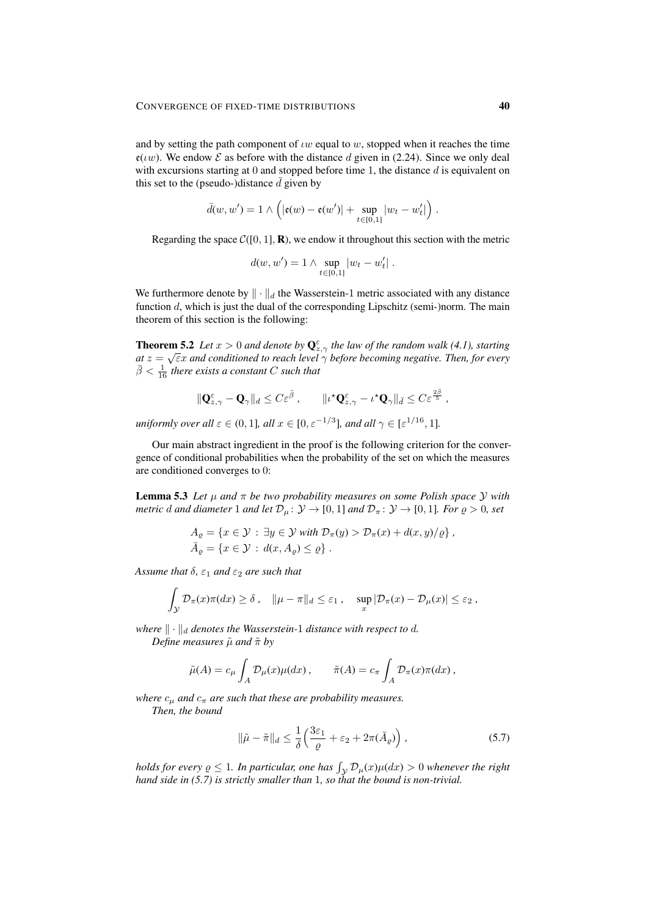and by setting the path component of $\iota w$ equal to $w$, stopped when it reaches the time $\mathfrak{e}(\iota w)$. We endow $\mathcal{E}$ as before with the distance $d$ given in (2.24). Since we only deal with excursions starting at 0 and stopped before time 1, the distance $d$ is equivalent on this set to the (pseudo-)distance $\bar{d}$ given by

$$\bar{d}(w, w') = 1 \wedge \Big( |\mathfrak{e}(w) - \mathfrak{e}(w')| + \sup_{t \in [0,1]} |w_t - w'_t| \Big) .$$

Regarding the space $\mathcal{C}([0,1], \mathbf{R})$, we endow it throughout this section with the metric

$$d(w, w') = 1 \wedge \sup_{t \in [0,1]} |w_t - w'_t| .$$

We furthermore denote by $\| \cdot \|_d$ the Wasserstein-1 metric associated with any distance function $d$, which is just the dual of the corresponding Lipschitz (semi-)norm. The main theorem of this section is the following:

**Theorem 5.2** *Let $x > 0$ and denote by $\mathbf{Q}^\varepsilon_{z,\gamma}$ the law of the random walk (4.1), starting at $z = \sqrt{\varepsilon} x$ and conditioned to reach level $\gamma$ before becoming negative. Then, for every $\bar{\beta} < \frac{1}{16}$ there exists a constant $C$ such that*

$$\|\mathbf{Q}^\varepsilon_{z,\gamma} - \mathbf{Q}_\gamma\|_d \le C \varepsilon^{\bar{\beta}} , \qquad \|\iota^\star \mathbf{Q}^\varepsilon_{z,\gamma} - \iota^\star \mathbf{Q}_\gamma\|_{\bar{d}} \le C \varepsilon^{\frac{2\bar{\beta}}{5}} ,$$

*uniformly over all $\varepsilon \in (0,1]$, all $x \in [0, \varepsilon^{-1/3}]$, and all $\gamma \in [\varepsilon^{1/16}, 1]$.*

Our main abstract ingredient in the proof is the following criterion for the convergence of conditional probabilities when the probability of the set on which the measures are conditioned converges to 0:

**Lemma 5.3** *Let $\mu$ and $\pi$ be two probability measures on some Polish space $\mathcal{Y}$ with metric $d$ and diameter 1 and let $\mathcal{D}_\mu \colon \mathcal{Y} \to [0,1]$ and $\mathcal{D}_\pi \colon \mathcal{Y} \to [0,1]$. For $\varrho > 0$, set*

$$A_\varrho = \{ x \in \mathcal{Y} \,:\, \exists y \in \mathcal{Y} \text{ with } \mathcal{D}_\pi(y) > \mathcal{D}_\pi(x) + d(x,y)/\varrho \} ,$$
$$\bar{A}_\varrho = \{ x \in \mathcal{Y} \,:\, d(x, A_\varrho) \le \varrho \} .$$

*Assume that $\delta$, $\varepsilon_1$ and $\varepsilon_2$ are such that*

$$\int_\mathcal{Y} \mathcal{D}_\pi(x) \pi(dx) \ge \delta , \quad \|\mu - \pi\|_d \le \varepsilon_1 , \quad \sup_x |\mathcal{D}_\pi(x) - \mathcal{D}_\mu(x)| \le \varepsilon_2 ,$$

*where $\| \cdot \|_d$ denotes the Wasserstein-1 distance with respect to $d$.*

*Define measures $\tilde{\mu}$ and $\tilde{\pi}$ by*

$$\tilde{\mu}(A) = c_\mu \int_A \mathcal{D}_\mu(x) \mu(dx) , \qquad \tilde{\pi}(A) = c_\pi \int_A \mathcal{D}_\pi(x) \pi(dx) ,$$

*where $c_\mu$ and $c_\pi$ are such that these are probability measures.*

*Then, the bound*

$$\|\tilde{\mu} - \tilde{\pi}\|_d \le \frac{1}{\delta} \Big( \frac{3\varepsilon_1}{\varrho} + \varepsilon_2 + 2\pi(\bar{A}_\varrho) \Big) , \tag{5.7}$$

*holds for every $\varrho \le 1$. In particular, one has $\int_\mathcal{Y} \mathcal{D}_\mu(x) \mu(dx) > 0$ whenever the right hand side in (5.7) is strictly smaller than 1, so that the bound is non-trivial.*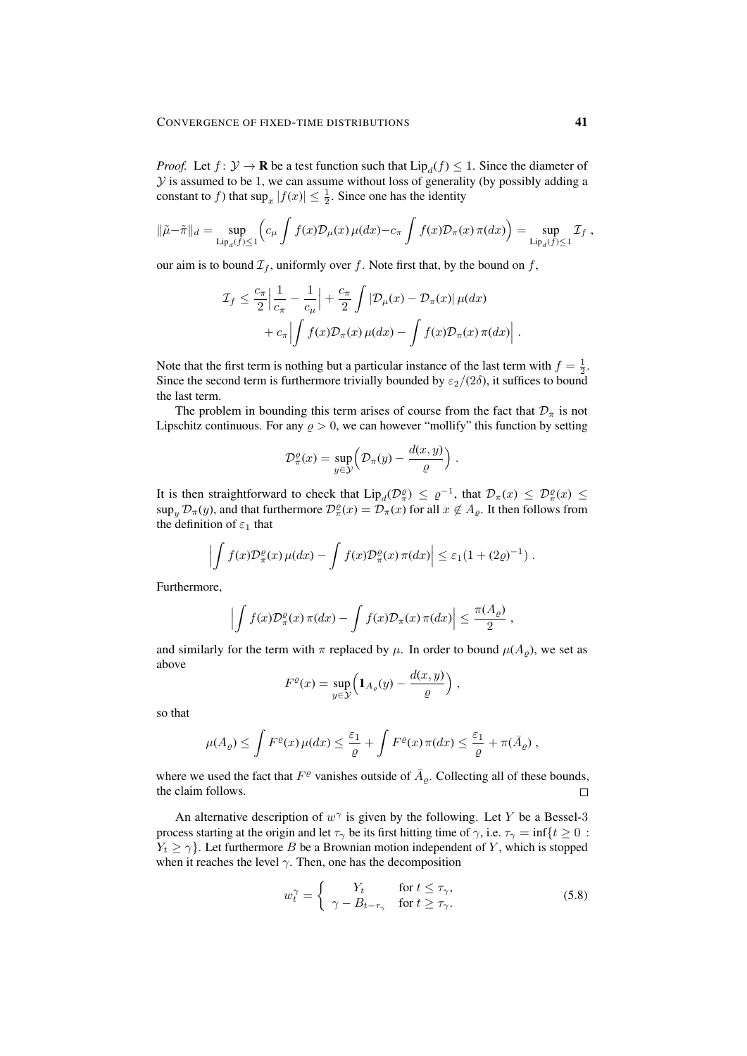*Proof.* Let $f\colon \mathcal{Y} \to \mathbf{R}$ be a test function such that $\mathrm{Lip}_d(f) \le 1$. Since the diameter of $\mathcal{Y}$ is assumed to be 1, we can assume without loss of generality (by possibly adding a constant to $f$) that $\sup_x |f(x)| \le \frac{1}{2}$. Since one has the identity

$$\|\tilde\mu - \tilde\pi\|_d = \sup_{\mathrm{Lip}_d(f)\le 1} \Big( c_\mu \int f(x)\mathcal{D}_\mu(x)\,\mu(dx) - c_\pi \int f(x)\mathcal{D}_\pi(x)\,\pi(dx)\Big) = \sup_{\mathrm{Lip}_d(f)\le 1} \mathcal{I}_f\;,$$

our aim is to bound $\mathcal{I}_f$, uniformly over $f$. Note first that, by the bound on $f$,

$$\begin{aligned}\mathcal{I}_f \le \frac{c_\pi}{2}\Big|\frac{1}{c_\pi} - \frac{1}{c_\mu}\Big| + \frac{c_\pi}{2}\int |\mathcal{D}_\mu(x) - \mathcal{D}_\pi(x)|\,\mu(dx) \\ + c_\pi \Big|\int f(x)\mathcal{D}_\pi(x)\,\mu(dx) - \int f(x)\mathcal{D}_\pi(x)\,\pi(dx)\Big|\;.\end{aligned}$$

Note that the first term is nothing but a particular instance of the last term with $f = \frac{1}{2}$. Since the second term is furthermore trivially bounded by $\varepsilon_2/(2\delta)$, it suffices to bound the last term.

The problem in bounding this term arises of course from the fact that $\mathcal{D}_\pi$ is not Lipschitz continuous. For any $\varrho > 0$, we can however "mollify" this function by setting

$$\mathcal{D}_\pi^\varrho(x) = \sup_{y\in\mathcal{Y}} \Big(\mathcal{D}_\pi(y) - \frac{d(x,y)}{\varrho}\Big)\;.$$

It is then straightforward to check that $\mathrm{Lip}_d(\mathcal{D}_\pi^\varrho) \le \varrho^{-1}$, that $\mathcal{D}_\pi(x) \le \mathcal{D}_\pi^\varrho(x) \le \sup_y \mathcal{D}_\pi(y)$, and that furthermore $\mathcal{D}_\pi^\varrho(x) = \mathcal{D}_\pi(x)$ for all $x \notin A_\varrho$. It then follows from the definition of $\varepsilon_1$ that

$$\Big|\int f(x)\mathcal{D}_\pi^\varrho(x)\,\mu(dx) - \int f(x)\mathcal{D}_\pi^\varrho(x)\,\pi(dx)\Big| \le \varepsilon_1(1 + (2\varrho)^{-1})\;.$$

Furthermore,

$$\Big|\int f(x)\mathcal{D}_\pi^\varrho(x)\,\pi(dx) - \int f(x)\mathcal{D}_\pi(x)\,\pi(dx)\Big| \le \frac{\pi(A_\varrho)}{2}\;,$$

and similarly for the term with $\pi$ replaced by $\mu$. In order to bound $\mu(A_\varrho)$, we set as above

$$F^\varrho(x) = \sup_{y\in\mathcal{Y}} \Big(\mathbf{1}_{A_\varrho}(y) - \frac{d(x,y)}{\varrho}\Big)\;,$$

so that

$$\mu(A_\varrho) \le \int F^\varrho(x)\,\mu(dx) \le \frac{\varepsilon_1}{\varrho} + \int F^\varrho(x)\,\pi(dx) \le \frac{\varepsilon_1}{\varrho} + \pi(\bar A_\varrho)\;,$$

where we used the fact that $F^\varrho$ vanishes outside of $\bar A_\varrho$. Collecting all of these bounds, the claim follows. $\square$

An alternative description of $w^\gamma$ is given by the following. Let $Y$ be a Bessel-3 process starting at the origin and let $\tau_\gamma$ be its first hitting time of $\gamma$, i.e. $\tau_\gamma = \inf\{t \ge 0 : Y_t \ge \gamma\}$. Let furthermore $B$ be a Brownian motion independent of $Y$, which is stopped when it reaches the level $\gamma$. Then, one has the decomposition

$$w_t^\gamma = \begin{cases} Y_t & \text{for } t \le \tau_\gamma, \\ \gamma - B_{t-\tau_\gamma} & \text{for } t \ge \tau_\gamma. \end{cases} \tag{5.8}$$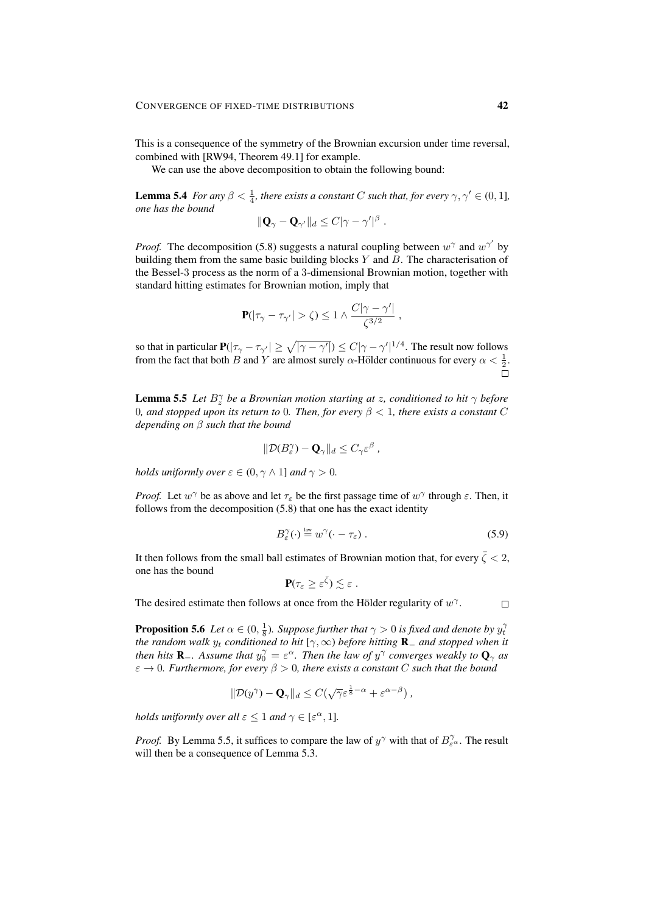This is a consequence of the symmetry of the Brownian excursion under time reversal, combined with [RW94, Theorem 49.1] for example.

We can use the above decomposition to obtain the following bound:

**Lemma 5.4** *For any $\beta < \frac{1}{4}$, there exists a constant $C$ such that, for every $\gamma, \gamma' \in (0,1]$, one has the bound*

$$\|\mathbf{Q}_\gamma - \mathbf{Q}_{\gamma'}\|_d \le C|\gamma - \gamma'|^\beta \;.$$

*Proof.* The decomposition (5.8) suggests a natural coupling between $w^\gamma$ and $w^{\gamma'}$ by building them from the same basic building blocks $Y$ and $B$. The characterisation of the Bessel-3 process as the norm of a 3-dimensional Brownian motion, together with standard hitting estimates for Brownian motion, imply that

$$\mathbf{P}(|\tau_\gamma - \tau_{\gamma'}| > \zeta) \le 1 \wedge \frac{C|\gamma - \gamma'|}{\zeta^{3/2}} \;,$$

so that in particular $\mathbf{P}(|\tau_\gamma - \tau_{\gamma'}| \ge \sqrt{|\gamma - \gamma'|}) \le C|\gamma - \gamma'|^{1/4}$. The result now follows from the fact that both $B$ and $Y$ are almost surely $\alpha$-Hölder continuous for every $\alpha < \frac{1}{2}$. $\square$

**Lemma 5.5** *Let $B_z^\gamma$ be a Brownian motion starting at $z$, conditioned to hit $\gamma$ before $0$, and stopped upon its return to $0$. Then, for every $\beta < 1$, there exists a constant $C$ depending on $\beta$ such that the bound*

$$\|\mathcal{D}(B_\varepsilon^\gamma) - \mathbf{Q}_\gamma\|_d \le C_\gamma \varepsilon^\beta \;,$$

*holds uniformly over $\varepsilon \in (0, \gamma \wedge 1]$ and $\gamma > 0$.*

*Proof.* Let $w^\gamma$ be as above and let $\tau_\varepsilon$ be the first passage time of $w^\gamma$ through $\varepsilon$. Then, it follows from the decomposition (5.8) that one has the exact identity

$$B_\varepsilon^\gamma(\cdot) \stackrel{\text{law}}{=} w^\gamma(\cdot - \tau_\varepsilon) \;. \tag{5.9}$$

It then follows from the small ball estimates of Brownian motion that, for every $\bar\zeta < 2$, one has the bound

$$\mathbf{P}(\tau_\varepsilon \ge \varepsilon^{\bar\zeta}) \lesssim \varepsilon \;.$$

The desired estimate then follows at once from the Hölder regularity of $w^\gamma$. $\square$

**Proposition 5.6** *Let $\alpha \in (0, \frac{1}{8})$. Suppose further that $\gamma > 0$ is fixed and denote by $y_t^\gamma$ the random walk $y_t$ conditioned to hit $[\gamma, \infty)$ before hitting $\mathbf{R}_-$ and stopped when it then hits $\mathbf{R}_-$. Assume that $y_0^\gamma = \varepsilon^\alpha$. Then the law of $y^\gamma$ converges weakly to $\mathbf{Q}_\gamma$ as $\varepsilon \to 0$. Furthermore, for every $\beta > 0$, there exists a constant $C$ such that the bound*

$$\|\mathcal{D}(y^\gamma) - \mathbf{Q}_\gamma\|_d \le C(\sqrt{\gamma}\varepsilon^{\frac{1}{8} - \alpha} + \varepsilon^{\alpha - \beta}) \;,$$

*holds uniformly over all $\varepsilon \le 1$ and $\gamma \in [\varepsilon^\alpha, 1]$.*

*Proof.* By Lemma 5.5, it suffices to compare the law of $y^\gamma$ with that of $B_{\varepsilon^\alpha}^\gamma$. The result will then be a consequence of Lemma 5.3.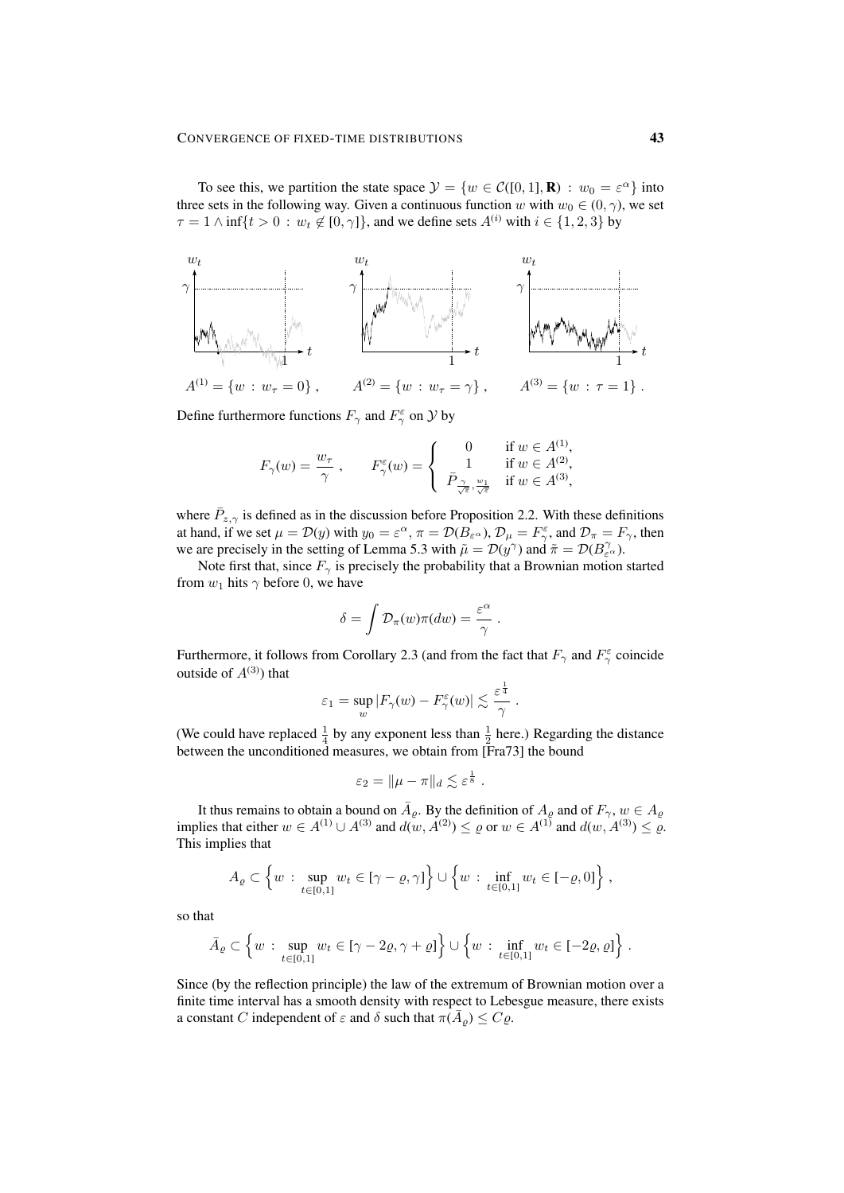To see this, we partition the state space $\mathcal{Y} = \{w \in \mathcal{C}([0,1], \mathbf{R}) : w_0 = \varepsilon^\alpha\}$ into three sets in the following way. Given a continuous function $w$ with $w_0 \in (0, \gamma)$, we set $\tau = 1 \wedge \inf\{t > 0 : w_t \notin [0, \gamma]\}$, and we define sets $A^{(i)}$ with $i \in \{1, 2, 3\}$ by

$$A^{(1)} = \{w : w_\tau = 0\}, \qquad A^{(2)} = \{w : w_\tau = \gamma\}, \qquad A^{(3)} = \{w : \tau = 1\}.$$

Define furthermore functions $F_\gamma$ and $F_\gamma^\varepsilon$ on $\mathcal{Y}$ by

$$F_\gamma(w) = \frac{w_\tau}{\gamma}, \qquad F_\gamma^\varepsilon(w) = \begin{cases} 0 & \text{if } w \in A^{(1)}, \\ 1 & \text{if } w \in A^{(2)}, \\ \bar{P}_{\frac{\gamma}{\sqrt{\varepsilon}}, \frac{w_1}{\sqrt{\varepsilon}}} & \text{if } w \in A^{(3)}, \end{cases}$$

where $\bar{P}_{z,\gamma}$ is defined as in the discussion before Proposition 2.2. With these definitions at hand, if we set $\mu = \mathcal{D}(y)$ with $y_0 = \varepsilon^\alpha$, $\pi = \mathcal{D}(B_{\varepsilon^\alpha})$, $\mathcal{D}_\mu = F_\gamma^\varepsilon$, and $\mathcal{D}_\pi = F_\gamma$, then we are precisely in the setting of Lemma 5.3 with $\tilde{\mu} = \mathcal{D}(y^\gamma)$ and $\tilde{\pi} = \mathcal{D}(B_{\varepsilon^\alpha}^\gamma)$.

Note first that, since $F_\gamma$ is precisely the probability that a Brownian motion started from $w_1$ hits $\gamma$ before 0, we have

$$\delta = \int \mathcal{D}_\pi(w)\pi(dw) = \frac{\varepsilon^\alpha}{\gamma}.$$

Furthermore, it follows from Corollary 2.3 (and from the fact that $F_\gamma$ and $F_\gamma^\varepsilon$ coincide outside of $A^{(3)}$) that

$$\varepsilon_1 = \sup_w |F_\gamma(w) - F_\gamma^\varepsilon(w)| \lesssim \frac{\varepsilon^{\frac{1}{4}}}{\gamma}.$$

(We could have replaced $\frac{1}{4}$ by any exponent less than $\frac{1}{2}$ here.) Regarding the distance between the unconditioned measures, we obtain from [Fra73] the bound

$$\varepsilon_2 = \|\mu - \pi\|_d \lesssim \varepsilon^{\frac{1}{8}}.$$

It thus remains to obtain a bound on $\bar{A}_\varrho$. By the definition of $A_\varrho$ and of $F_\gamma$, $w \in A_\varrho$ implies that either $w \in A^{(1)} \cup A^{(3)}$ and $d(w, A^{(2)}) \le \varrho$ or $w \in A^{(1)}$ and $d(w, A^{(3)}) \le \varrho$. This implies that

$$A_\varrho \subset \Big\{w : \sup_{t \in [0,1]} w_t \in [\gamma - \varrho, \gamma]\Big\} \cup \Big\{w : \inf_{t \in [0,1]} w_t \in [-\varrho, 0]\Big\},$$

so that

$$\bar{A}_\varrho \subset \Big\{w : \sup_{t \in [0,1]} w_t \in [\gamma - 2\varrho, \gamma + \varrho]\Big\} \cup \Big\{w : \inf_{t \in [0,1]} w_t \in [-2\varrho, \varrho]\Big\}.$$

Since (by the reflection principle) the law of the extremum of Brownian motion over a finite time interval has a smooth density with respect to Lebesgue measure, there exists a constant $C$ independent of $\varepsilon$ and $\delta$ such that $\pi(\bar{A}_\varrho) \le C\varrho$.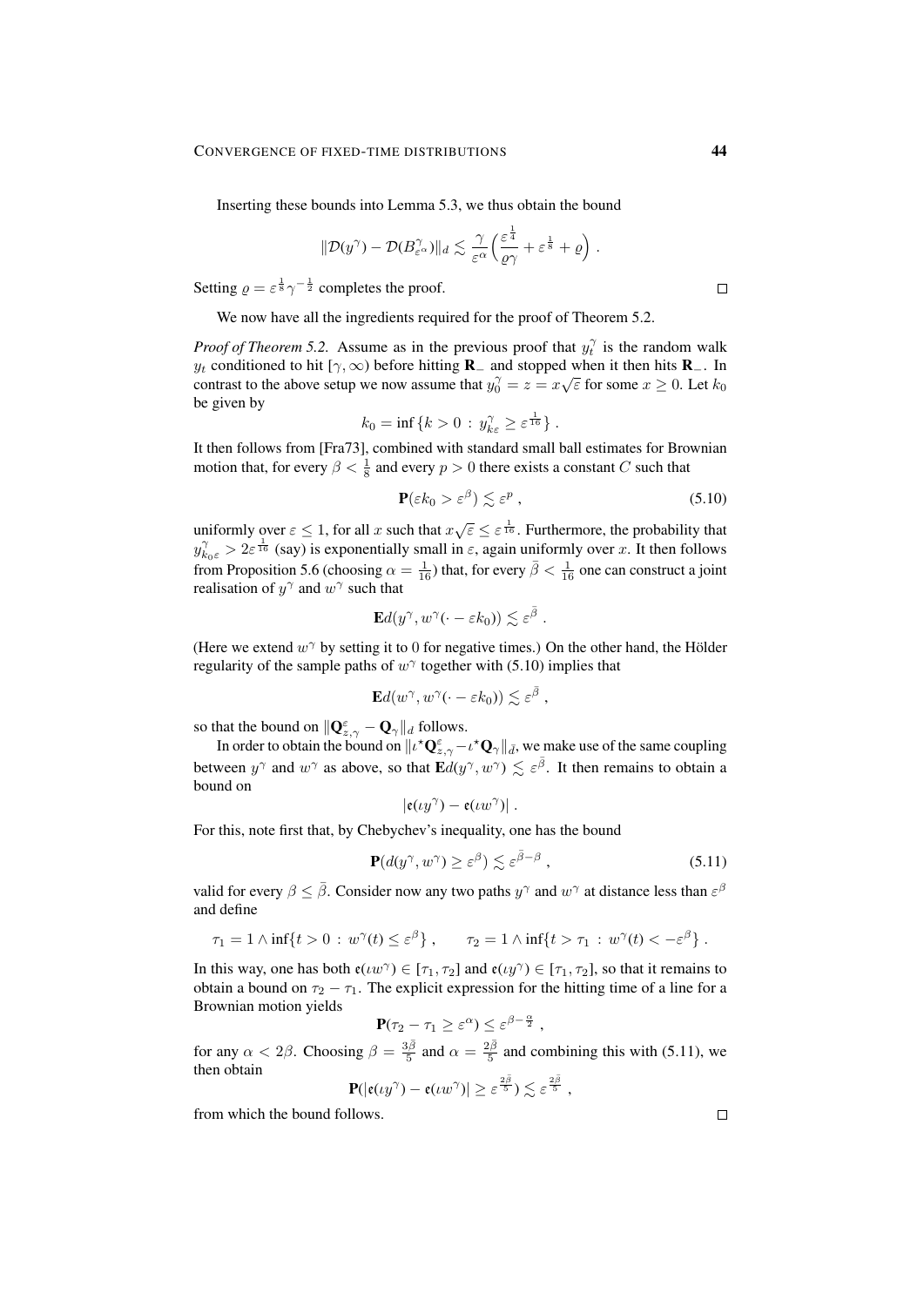Inserting these bounds into Lemma 5.3, we thus obtain the bound

$$\|\mathcal{D}(y^\gamma) - \mathcal{D}(B^\gamma_{\varepsilon^\alpha})\|_d \lesssim \frac{\gamma}{\varepsilon^\alpha}\Big(\frac{\varepsilon^{\frac14}}{\varrho\gamma} + \varepsilon^{\frac18} + \varrho\Big) .$$

Setting $\varrho = \varepsilon^{\frac18}\gamma^{-\frac12}$ completes the proof. ∎

We now have all the ingredients required for the proof of Theorem 5.2.

*Proof of Theorem 5.2.* Assume as in the previous proof that $y^\gamma_t$ is the random walk $y_t$ conditioned to hit $[\gamma,\infty)$ before hitting $\mathbf{R}_-$ and stopped when it then hits $\mathbf{R}_-$. In contrast to the above setup we now assume that $y^\gamma_0 = z = x\sqrt{\varepsilon}$ for some $x \ge 0$. Let $k_0$ be given by

$$k_0 = \inf\{k > 0 \,:\, y^\gamma_{k\varepsilon} \ge \varepsilon^{\frac{1}{16}}\} .$$

It then follows from [Fra73], combined with standard small ball estimates for Brownian motion that, for every $\beta < \frac18$ and every $p > 0$ there exists a constant $C$ such that

$$\mathbf{P}(\varepsilon k_0 > \varepsilon^\beta) \lesssim \varepsilon^p , \tag{5.10}$$

uniformly over $\varepsilon \le 1$, for all $x$ such that $x\sqrt{\varepsilon} \le \varepsilon^{\frac{1}{16}}$. Furthermore, the probability that $y^\gamma_{k_0\varepsilon} > 2\varepsilon^{\frac{1}{16}}$ (say) is exponentially small in $\varepsilon$, again uniformly over $x$. It then follows from Proposition 5.6 (choosing $\alpha = \frac{1}{16}$) that, for every $\bar\beta < \frac{1}{16}$ one can construct a joint realisation of $y^\gamma$ and $w^\gamma$ such that

$$\mathbf{E} d(y^\gamma, w^\gamma(\cdot - \varepsilon k_0)) \lesssim \varepsilon^{\bar\beta} .$$

(Here we extend $w^\gamma$ by setting it to 0 for negative times.) On the other hand, the Hölder regularity of the sample paths of $w^\gamma$ together with (5.10) implies that

$$\mathbf{E} d(w^\gamma, w^\gamma(\cdot - \varepsilon k_0)) \lesssim \varepsilon^{\bar\beta} ,$$

so that the bound on $\|\mathbf{Q}^\varepsilon_{z,\gamma} - \mathbf{Q}_\gamma\|_d$ follows.

In order to obtain the bound on $\|\iota^\star\mathbf{Q}^\varepsilon_{z,\gamma} - \iota^\star\mathbf{Q}_\gamma\|_{\bar d}$, we make use of the same coupling between $y^\gamma$ and $w^\gamma$ as above, so that $\mathbf{E} d(y^\gamma, w^\gamma) \lesssim \varepsilon^{\bar\beta}$. It then remains to obtain a bound on

$$|\mathfrak{e}(\iota y^\gamma) - \mathfrak{e}(\iota w^\gamma)| .$$

For this, note first that, by Chebychev's inequality, one has the bound

$$\mathbf{P}(d(y^\gamma, w^\gamma) \ge \varepsilon^\beta) \lesssim \varepsilon^{\bar\beta - \beta} , \tag{5.11}$$

valid for every $\beta \le \bar\beta$. Consider now any two paths $y^\gamma$ and $w^\gamma$ at distance less than $\varepsilon^\beta$ and define

$$\tau_1 = 1 \wedge \inf\{t > 0 \,:\, w^\gamma(t) \le \varepsilon^\beta\} , \qquad \tau_2 = 1 \wedge \inf\{t > \tau_1 \,:\, w^\gamma(t) < -\varepsilon^\beta\} .$$

In this way, one has both $\mathfrak{e}(\iota w^\gamma) \in [\tau_1, \tau_2]$ and $\mathfrak{e}(\iota y^\gamma) \in [\tau_1, \tau_2]$, so that it remains to obtain a bound on $\tau_2 - \tau_1$. The explicit expression for the hitting time of a line for a Brownian motion yields

$$\mathbf{P}(\tau_2 - \tau_1 \ge \varepsilon^\alpha) \le \varepsilon^{\beta - \frac{\alpha}{2}} ,$$

for any $\alpha < 2\beta$. Choosing $\beta = \frac{3\bar\beta}{5}$ and $\alpha = \frac{2\bar\beta}{5}$ and combining this with (5.11), we then obtain

$$\mathbf{P}(|\mathfrak{e}(\iota y^\gamma) - \mathfrak{e}(\iota w^\gamma)| \ge \varepsilon^{\frac{2\bar\beta}{5}}) \lesssim \varepsilon^{\frac{2\bar\beta}{5}} ,$$

from which the bound follows. ∎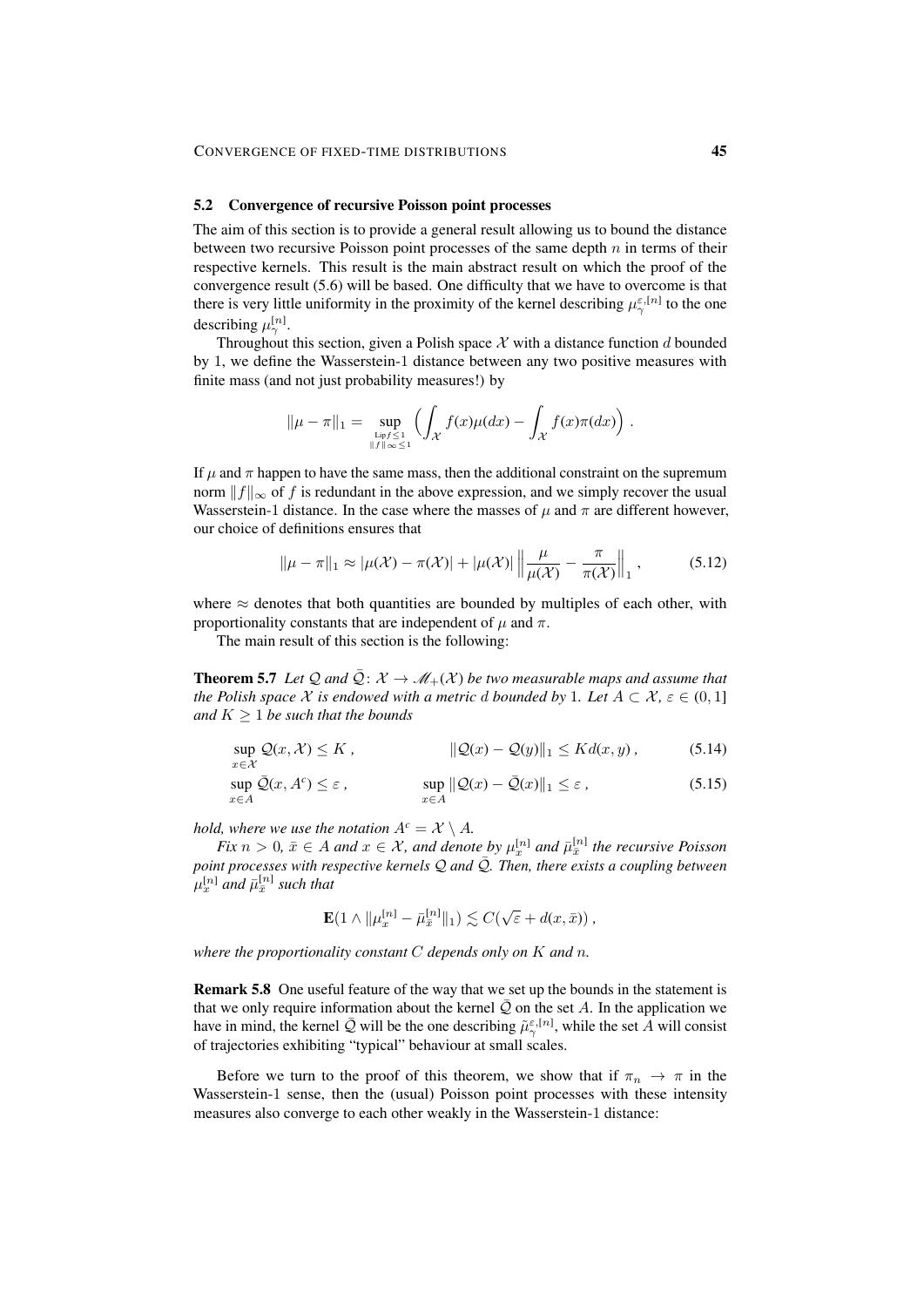### 5.2 Convergence of recursive Poisson point processes

The aim of this section is to provide a general result allowing us to bound the distance between two recursive Poisson point processes of the same depth $n$ in terms of their respective kernels. This result is the main abstract result on which the proof of the convergence result (5.6) will be based. One difficulty that we have to overcome is that there is very little uniformity in the proximity of the kernel describing $\mu_\gamma^{\varepsilon,[n]}$ to the one describing $\mu_\gamma^{[n]}$.

Throughout this section, given a Polish space $\mathcal{X}$ with a distance function $d$ bounded by 1, we define the Wasserstein-1 distance between any two positive measures with finite mass (and not just probability measures!) by

$$\|\mu - \pi\|_1 = \sup_{\substack{\mathrm{Lip} f \leq 1 \\ \|f\|_\infty \leq 1}} \Big( \int_{\mathcal{X}} f(x)\mu(dx) - \int_{\mathcal{X}} f(x)\pi(dx) \Big) .$$

If $\mu$ and $\pi$ happen to have the same mass, then the additional constraint on the supremum norm $\|f\|_\infty$ of $f$ is redundant in the above expression, and we simply recover the usual Wasserstein-1 distance. In the case where the masses of $\mu$ and $\pi$ are different however, our choice of definitions ensures that

$$\|\mu - \pi\|_1 \approx |\mu(\mathcal{X}) - \pi(\mathcal{X})| + |\mu(\mathcal{X})| \, \Big\| \frac{\mu}{\mu(\mathcal{X})} - \frac{\pi}{\pi(\mathcal{X})} \Big\|_1 , \tag{5.12}$$

where $\approx$ denotes that both quantities are bounded by multiples of each other, with proportionality constants that are independent of $\mu$ and $\pi$.

The main result of this section is the following:

**Theorem 5.7** *Let $\mathcal{Q}$ and $\bar{\mathcal{Q}}\colon \mathcal{X} \to \mathscr{M}_+(\mathcal{X})$ be two measurable maps and assume that the Polish space $\mathcal{X}$ is endowed with a metric $d$ bounded by 1. Let $A \subset \mathcal{X}$, $\varepsilon \in (0, 1]$ and $K \geq 1$ be such that the bounds*

$$\sup_{x\in\mathcal{X}} \mathcal{Q}(x, \mathcal{X}) \leq K , \qquad\qquad \|\mathcal{Q}(x) - \mathcal{Q}(y)\|_1 \leq K d(x, y) , \tag{5.14}$$

$$\sup_{x\in A} \bar{\mathcal{Q}}(x, A^c) \leq \varepsilon , \qquad\qquad \sup_{x\in A} \|\mathcal{Q}(x) - \bar{\mathcal{Q}}(x)\|_1 \leq \varepsilon , \tag{5.15}$$

*hold, where we use the notation $A^c = \mathcal{X} \setminus A$.*

*Fix $n > 0$, $\bar{x} \in A$ and $x \in \mathcal{X}$, and denote by $\mu_x^{[n]}$ and $\bar{\mu}_{\bar{x}}^{[n]}$ the recursive Poisson point processes with respective kernels $\mathcal{Q}$ and $\bar{\mathcal{Q}}$. Then, there exists a coupling between $\mu_x^{[n]}$ and $\bar{\mu}_{\bar{x}}^{[n]}$ such that*

$$\mathbf{E}(1 \wedge \|\mu_x^{[n]} - \bar{\mu}_{\bar{x}}^{[n]}\|_1) \lesssim C(\sqrt{\varepsilon} + d(x, \bar{x})) ,$$

*where the proportionality constant $C$ depends only on $K$ and $n$.*

**Remark 5.8** One useful feature of the way that we set up the bounds in the statement is that we only require information about the kernel $\bar{\mathcal{Q}}$ on the set $A$. In the application we have in mind, the kernel $\bar{\mathcal{Q}}$ will be the one describing $\tilde{\mu}_\gamma^{\varepsilon,[n]}$, while the set $A$ will consist of trajectories exhibiting "typical" behaviour at small scales.

Before we turn to the proof of this theorem, we show that if $\pi_n \to \pi$ in the Wasserstein-1 sense, then the (usual) Poisson point processes with these intensity measures also converge to each other weakly in the Wasserstein-1 distance: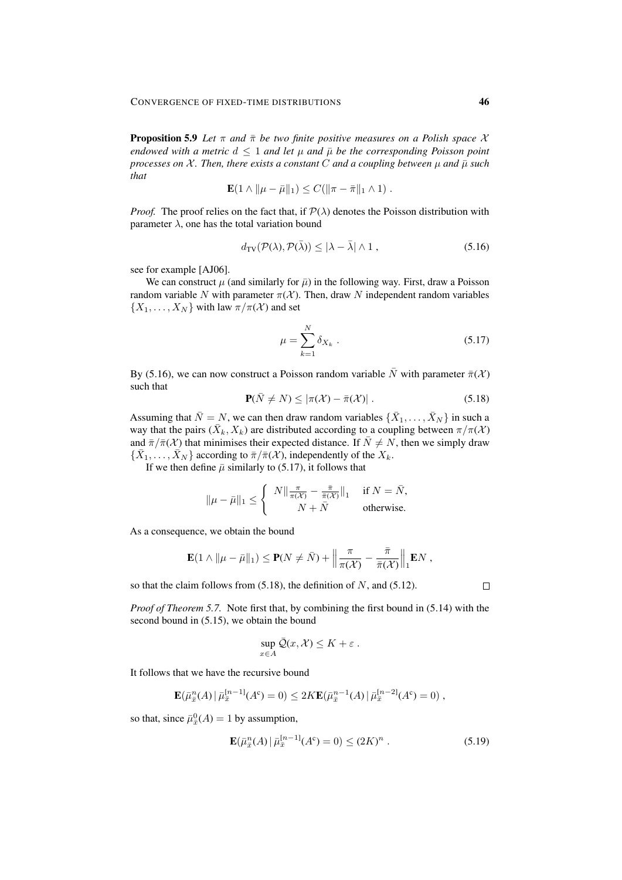**Proposition 5.9** *Let $\pi$ and $\bar\pi$ be two finite positive measures on a Polish space $\mathcal{X}$ endowed with a metric $d \le 1$ and let $\mu$ and $\bar\mu$ be the corresponding Poisson point processes on $\mathcal{X}$. Then, there exists a constant $C$ and a coupling between $\mu$ and $\bar\mu$ such that*

$$\mathbf{E}(1 \wedge \|\mu - \bar\mu\|_1) \le C(\|\pi - \bar\pi\|_1 \wedge 1) .$$

*Proof.* The proof relies on the fact that, if $\mathcal{P}(\lambda)$ denotes the Poisson distribution with parameter $\lambda$, one has the total variation bound

$$d_{\mathrm{TV}}(\mathcal{P}(\lambda), \mathcal{P}(\bar\lambda)) \le |\lambda - \bar\lambda| \wedge 1 , \tag{5.16}$$

see for example [AJ06].

We can construct $\mu$ (and similarly for $\bar\mu$) in the following way. First, draw a Poisson random variable $N$ with parameter $\pi(\mathcal{X})$. Then, draw $N$ independent random variables $\{X_1, \ldots, X_N\}$ with law $\pi/\pi(\mathcal{X})$ and set

$$\mu = \sum_{k=1}^{N} \delta_{X_k} . \tag{5.17}$$

By (5.16), we can now construct a Poisson random variable $\bar N$ with parameter $\bar\pi(\mathcal{X})$ such that

$$\mathbf{P}(\bar N \neq N) \le |\pi(\mathcal{X}) - \bar\pi(\mathcal{X})| . \tag{5.18}$$

Assuming that $\bar N = N$, we can then draw random variables $\{\bar X_1, \ldots, \bar X_N\}$ in such a way that the pairs $(\bar X_k, X_k)$ are distributed according to a coupling between $\pi/\pi(\mathcal{X})$ and $\bar\pi/\bar\pi(\mathcal{X})$ that minimises their expected distance. If $\bar N \neq N$, then we simply draw $\{\bar X_1, \ldots, \bar X_N\}$ according to $\bar\pi/\bar\pi(\mathcal{X})$, independently of the $X_k$.

If we then define $\bar\mu$ similarly to (5.17), it follows that

$$\|\mu - \bar\mu\|_1 \le \begin{cases} N\|\frac{\pi}{\pi(\mathcal{X})} - \frac{\bar\pi}{\bar\pi(\mathcal{X})}\|_1 & \text{if } N = \bar N, \\ N + \bar N & \text{otherwise.} \end{cases}$$

As a consequence, we obtain the bound

$$\mathbf{E}(1 \wedge \|\mu - \bar\mu\|_1) \le \mathbf{P}(N \neq \bar N) + \Big\|\frac{\pi}{\pi(\mathcal{X})} - \frac{\bar\pi}{\bar\pi(\mathcal{X})}\Big\|_1 \mathbf{E}N ,$$

so that the claim follows from (5.18), the definition of $N$, and (5.12). $\square$

*Proof of Theorem 5.7.* Note first that, by combining the first bound in (5.14) with the second bound in (5.15), we obtain the bound

$$\sup_{x \in A} \bar{\mathcal{Q}}(x, \mathcal{X}) \le K + \varepsilon .$$

It follows that we have the recursive bound

$$\mathbf{E}(\bar\mu_{\bar x}^n(A) \,|\, \bar\mu_{\bar x}^{[n-1]}(A^c) = 0) \le 2K\mathbf{E}(\bar\mu_{\bar x}^{n-1}(A) \,|\, \bar\mu_{\bar x}^{[n-2]}(A^c) = 0) ,$$

so that, since $\bar\mu_{\bar x}^0(A) = 1$ by assumption,

$$\mathbf{E}(\bar\mu_{\bar x}^n(A) \,|\, \bar\mu_{\bar x}^{[n-1]}(A^c) = 0) \le (2K)^n . \tag{5.19}$$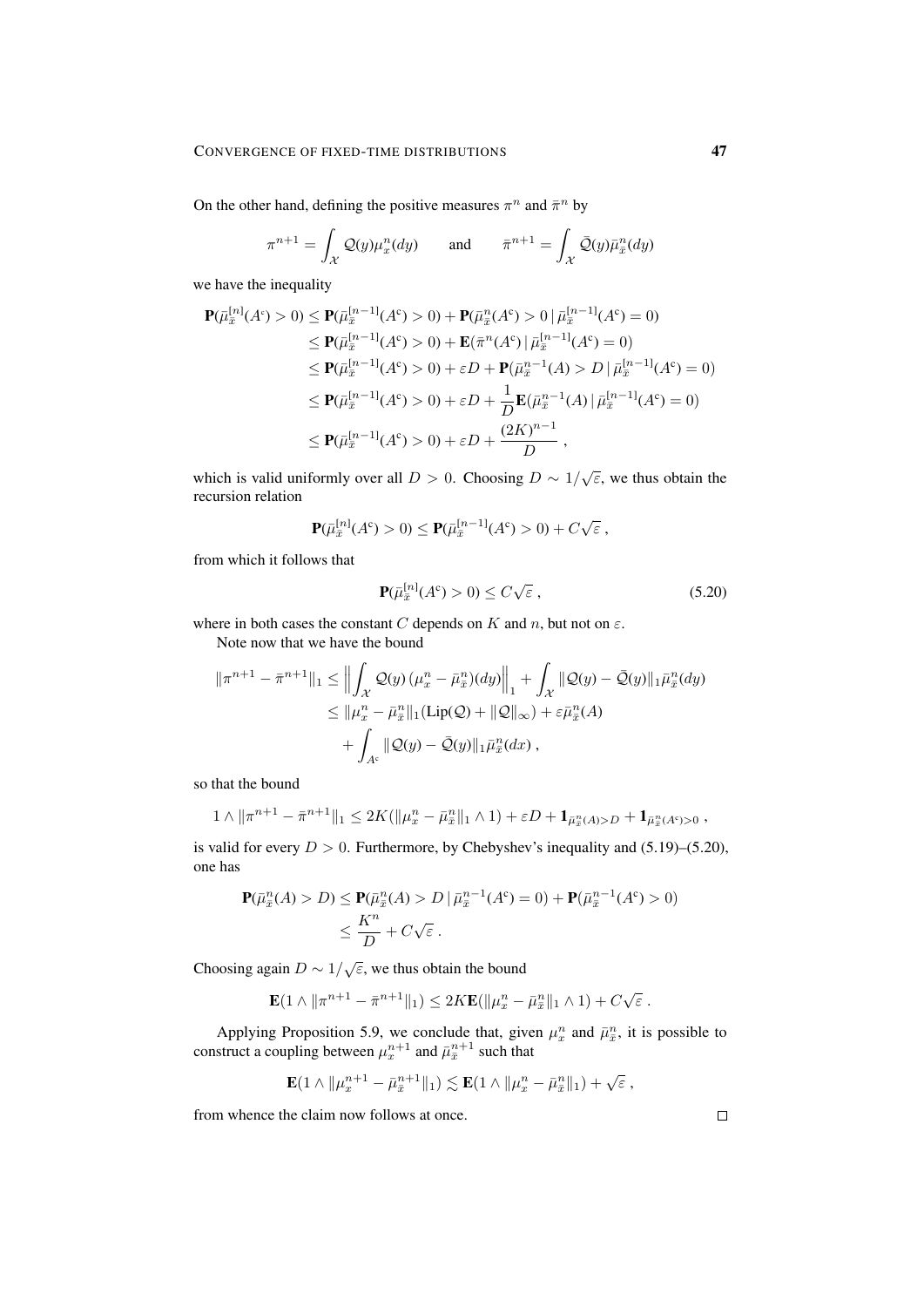On the other hand, defining the positive measures $\pi^n$ and $\bar\pi^n$ by

$$\pi^{n+1} = \int_{\mathcal{X}} \mathcal{Q}(y)\mu_x^n(dy) \qquad \text{and} \qquad \bar\pi^{n+1} = \int_{\mathcal{X}} \bar{\mathcal{Q}}(y)\bar\mu_{\bar x}^n(dy)$$

we have the inequality

$$\begin{aligned}
\mathbf{P}(\bar\mu_{\bar x}^{[n]}(A^c) > 0) &\le \mathbf{P}(\bar\mu_{\bar x}^{[n-1]}(A^c) > 0) + \mathbf{P}(\bar\mu_{\bar x}^{n}(A^c) > 0 \,|\, \bar\mu_{\bar x}^{[n-1]}(A^c) = 0) \\
&\le \mathbf{P}(\bar\mu_{\bar x}^{[n-1]}(A^c) > 0) + \mathbf{E}(\bar\pi^{n}(A^c) \,|\, \bar\mu_{\bar x}^{[n-1]}(A^c) = 0) \\
&\le \mathbf{P}(\bar\mu_{\bar x}^{[n-1]}(A^c) > 0) + \varepsilon D + \mathbf{P}(\bar\mu_{\bar x}^{n-1}(A) > D \,|\, \bar\mu_{\bar x}^{[n-1]}(A^c) = 0) \\
&\le \mathbf{P}(\bar\mu_{\bar x}^{[n-1]}(A^c) > 0) + \varepsilon D + \frac{1}{D}\mathbf{E}(\bar\mu_{\bar x}^{n-1}(A) \,|\, \bar\mu_{\bar x}^{[n-1]}(A^c) = 0) \\
&\le \mathbf{P}(\bar\mu_{\bar x}^{[n-1]}(A^c) > 0) + \varepsilon D + \frac{(2K)^{n-1}}{D}\;,
\end{aligned}$$

which is valid uniformly over all $D > 0$. Choosing $D \sim 1/\sqrt{\varepsilon}$, we thus obtain the recursion relation

$$\mathbf{P}(\bar\mu_{\bar x}^{[n]}(A^c) > 0) \le \mathbf{P}(\bar\mu_{\bar x}^{[n-1]}(A^c) > 0) + C\sqrt{\varepsilon}\;,$$

from which it follows that

$$\mathbf{P}(\bar\mu_{\bar x}^{[n]}(A^c) > 0) \le C\sqrt{\varepsilon}\;, \tag{5.20}$$

where in both cases the constant $C$ depends on $K$ and $n$, but not on $\varepsilon$.

Note now that we have the bound

$$\begin{aligned}
\|\pi^{n+1} - \bar\pi^{n+1}\|_1 &\le \Big\|\int_{\mathcal{X}} \mathcal{Q}(y)\,(\mu_x^n - \bar\mu_{\bar x}^n)(dy)\Big\|_1 + \int_{\mathcal{X}} \|\mathcal{Q}(y) - \bar{\mathcal{Q}}(y)\|_1 \bar\mu_{\bar x}^n(dy) \\
&\le \|\mu_x^n - \bar\mu_{\bar x}^n\|_1(\mathrm{Lip}(\mathcal{Q}) + \|\mathcal{Q}\|_\infty) + \varepsilon\bar\mu_{\bar x}^n(A) \\
&\quad + \int_{A^c} \|\mathcal{Q}(y) - \bar{\mathcal{Q}}(y)\|_1 \bar\mu_{\bar x}^n(dx)\;,
\end{aligned}$$

so that the bound

$$1 \wedge \|\pi^{n+1} - \bar\pi^{n+1}\|_1 \le 2K(\|\mu_x^n - \bar\mu_{\bar x}^n\|_1 \wedge 1) + \varepsilon D + \mathbf{1}_{\bar\mu_{\bar x}^n(A) > D} + \mathbf{1}_{\bar\mu_{\bar x}^n(A^c) > 0}\;,$$

is valid for every $D > 0$. Furthermore, by Chebyshev's inequality and (5.19)–(5.20), one has

$$\begin{aligned}
\mathbf{P}(\bar\mu_{\bar x}^n(A) > D) &\le \mathbf{P}(\bar\mu_{\bar x}^n(A) > D \,|\, \bar\mu_{\bar x}^{n-1}(A^c) = 0) + \mathbf{P}(\bar\mu_{\bar x}^{n-1}(A^c) > 0) \\
&\le \frac{K^n}{D} + C\sqrt{\varepsilon}\;.
\end{aligned}$$

Choosing again $D \sim 1/\sqrt{\varepsilon}$, we thus obtain the bound

$$\mathbf{E}(1 \wedge \|\pi^{n+1} - \bar\pi^{n+1}\|_1) \le 2K\mathbf{E}(\|\mu_x^n - \bar\mu_{\bar x}^n\|_1 \wedge 1) + C\sqrt{\varepsilon}\;.$$

Applying Proposition 5.9, we conclude that, given $\mu_x^n$ and $\bar\mu_{\bar x}^n$, it is possible to construct a coupling between $\mu_x^{n+1}$ and $\bar\mu_{\bar x}^{n+1}$ such that

$$\mathbf{E}(1 \wedge \|\mu_x^{n+1} - \bar\mu_{\bar x}^{n+1}\|_1) \lesssim \mathbf{E}(1 \wedge \|\mu_x^n - \bar\mu_{\bar x}^n\|_1) + \sqrt{\varepsilon}\;,$$

from whence the claim now follows at once. $\square$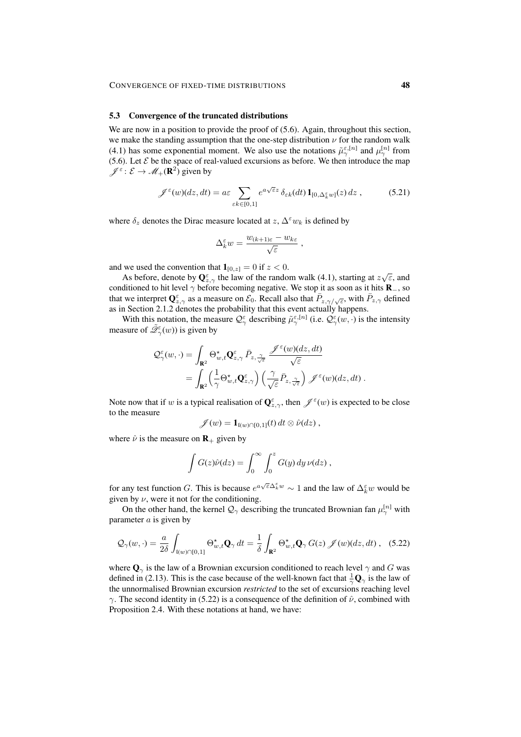### 5.3 Convergence of the truncated distributions

We are now in a position to provide the proof of (5.6). Again, throughout this section, we make the standing assumption that the one-step distribution $\nu$ for the random walk (4.1) has some exponential moment. We also use the notations $\tilde\mu_\gamma^{\varepsilon,[n]}$ and $\mu_\gamma^{[n]}$ from (5.6). Let $\mathcal{E}$ be the space of real-valued excursions as before. We then introduce the map $\mathscr{J}^\varepsilon \colon \mathcal{E} \to \mathscr{M}_+(\mathbf{R}^2)$ given by

$$\mathscr{J}^\varepsilon(w)(dz, dt) = a\varepsilon \sum_{\varepsilon k \in [0,1]} e^{a\sqrt{\varepsilon} z}\, \delta_{\varepsilon k}(dt)\, \mathbf{1}_{[0, \Delta_k^\varepsilon w]}(z)\, dz\;, \tag{5.21}$$

where $\delta_z$ denotes the Dirac measure located at $z$, $\Delta^\varepsilon w_k$ is defined by

$$\Delta_k^\varepsilon w = \frac{w_{(k+1)\varepsilon} - w_{k\varepsilon}}{\sqrt{\varepsilon}}\;,$$

and we used the convention that $\mathbf{1}_{[0,z]} = 0$ if $z < 0$.

As before, denote by $\mathbf{Q}^\varepsilon_{z,\gamma}$ the law of the random walk (4.1), starting at $z\sqrt{\varepsilon}$, and conditioned to hit level $\gamma$ before becoming negative. We stop it as soon as it hits $\mathbf{R}_-$, so that we interpret $\mathbf{Q}^\varepsilon_{z,\gamma}$ as a measure on $\mathcal{E}_0$. Recall also that $\bar P_{z,\gamma/\sqrt{\varepsilon}}$, with $\bar P_{z,\gamma}$ defined as in Section 2.1.2 denotes the probability that this event actually happens.

With this notation, the measure $\mathcal{Q}^\varepsilon_\gamma$ describing $\tilde\mu_\gamma^{\varepsilon,[n]}$ (i.e. $\mathcal{Q}^\varepsilon_\gamma(w,\cdot)$ is the intensity measure of $\hat{\mathscr{Q}}^\varepsilon_\gamma(w)$) is given by

$$\begin{aligned}
\mathcal{Q}^\varepsilon_\gamma(w,\cdot) &= \int_{\mathbf{R}^2} \Theta^\star_{w,t} \mathbf{Q}^\varepsilon_{z,\gamma}\, \bar P_{z,\frac{\gamma}{\sqrt{\varepsilon}}}\, \frac{\mathscr{J}^\varepsilon(w)(dz,dt)}{\sqrt{\varepsilon}} \\
&= \int_{\mathbf{R}^2} \Big(\frac{1}{\gamma} \Theta^\star_{w,t} \mathbf{Q}^\varepsilon_{z,\gamma}\Big) \Big(\frac{\gamma}{\sqrt{\varepsilon}} \bar P_{z,\frac{\gamma}{\sqrt{\varepsilon}}}\Big)\, \mathscr{J}^\varepsilon(w)(dz,dt)\;.
\end{aligned}$$

Note now that if $w$ is a typical realisation of $\mathbf{Q}^\varepsilon_{z,\gamma}$, then $\mathscr{J}^\varepsilon(w)$ is expected to be close to the measure

$$\mathscr{J}(w) = \mathbf{1}_{\mathfrak{l}(w)\cap[0,1]}(t)\, dt \otimes \hat\nu(dz)\;,$$

where $\hat\nu$ is the measure on $\mathbf{R}_+$ given by

$$\int G(z)\hat\nu(dz) = \int_0^\infty \int_0^z G(y)\, dy\, \nu(dz)\;,$$

for any test function $G$. This is because $e^{a\sqrt{\varepsilon}\Delta_k^\varepsilon w} \sim 1$ and the law of $\Delta_k^\varepsilon w$ would be given by $\nu$, were it not for the conditioning.

On the other hand, the kernel $\mathcal{Q}_\gamma$ describing the truncated Brownian fan $\mu_\gamma^{[n]}$ with parameter $a$ is given by

$$\mathcal{Q}_\gamma(w,\cdot) = \frac{a}{2\delta} \int_{\mathfrak{l}(w)\cap[0,1]} \Theta^\star_{w,t} \mathbf{Q}_\gamma\, dt = \frac{1}{\delta} \int_{\mathbf{R}^2} \Theta^\star_{w,t} \mathbf{Q}_\gamma\, G(z)\, \mathscr{J}(w)(dz,dt)\;, \tag{5.22}$$

where $\mathbf{Q}_\gamma$ is the law of a Brownian excursion conditioned to reach level $\gamma$ and $G$ was defined in (2.13). This is the case because of the well-known fact that $\frac{1}{\gamma}\mathbf{Q}_\gamma$ is the law of the unnormalised Brownian excursion *restricted* to the set of excursions reaching level $\gamma$. The second identity in (5.22) is a consequence of the definition of $\hat\nu$, combined with Proposition 2.4. With these notations at hand, we have: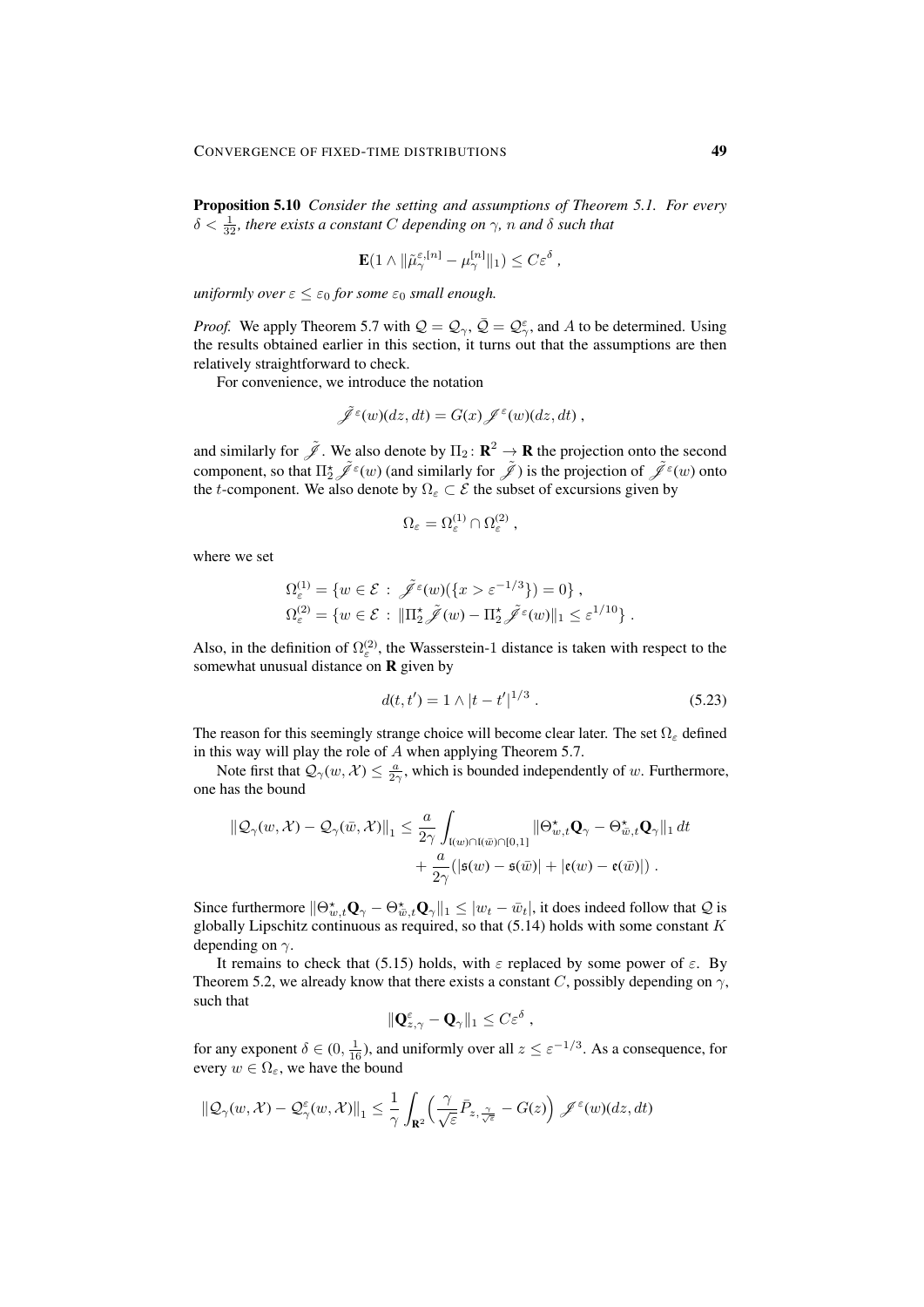**Proposition 5.10** *Consider the setting and assumptions of Theorem 5.1. For every $\delta < \frac{1}{32}$, there exists a constant $C$ depending on $\gamma$, $n$ and $\delta$ such that*

$$
\mathbf{E}(1 \wedge \|\tilde{\mu}_\gamma^{\varepsilon,[n]} - \mu_\gamma^{[n]}\|_1) \le C\varepsilon^\delta ,
$$

*uniformly over $\varepsilon \le \varepsilon_0$ for some $\varepsilon_0$ small enough.*

*Proof.* We apply Theorem 5.7 with $\mathcal{Q} = \mathcal{Q}_\gamma$, $\bar{\mathcal{Q}} = \mathcal{Q}_\gamma^\varepsilon$, and $A$ to be determined. Using the results obtained earlier in this section, it turns out that the assumptions are then relatively straightforward to check.

For convenience, we introduce the notation

$$
\tilde{\mathscr{J}}^\varepsilon(w)(dz, dt) = G(x)\mathscr{J}^\varepsilon(w)(dz, dt) ,
$$

and similarly for $\tilde{\mathscr{J}}$. We also denote by $\Pi_2 \colon \mathbf{R}^2 \to \mathbf{R}$ the projection onto the second component, so that $\Pi_2^\star \tilde{\mathscr{J}}^\varepsilon(w)$ (and similarly for $\tilde{\mathscr{J}}$) is the projection of $\tilde{\mathscr{J}}^\varepsilon(w)$ onto the $t$-component. We also denote by $\Omega_\varepsilon \subset \mathcal{E}$ the subset of excursions given by

$$
\Omega_\varepsilon = \Omega_\varepsilon^{(1)} \cap \Omega_\varepsilon^{(2)} ,
$$

where we set

$$
\begin{aligned}
\Omega_\varepsilon^{(1)} &= \{w \in \mathcal{E} \,:\, \tilde{\mathscr{J}}^\varepsilon(w)(\{x > \varepsilon^{-1/3}\}) = 0\} , \\
\Omega_\varepsilon^{(2)} &= \{w \in \mathcal{E} \,:\, \|\Pi_2^\star \tilde{\mathscr{J}}(w) - \Pi_2^\star \tilde{\mathscr{J}}^\varepsilon(w)\|_1 \le \varepsilon^{1/10}\} .
\end{aligned}
$$

Also, in the definition of $\Omega_\varepsilon^{(2)}$, the Wasserstein-1 distance is taken with respect to the somewhat unusual distance on $\mathbf{R}$ given by

$$
d(t, t') = 1 \wedge |t - t'|^{1/3} . \tag{5.23}
$$

The reason for this seemingly strange choice will become clear later. The set $\Omega_\varepsilon$ defined in this way will play the role of $A$ when applying Theorem 5.7.

Note first that $\mathcal{Q}_\gamma(w, \mathcal{X}) \le \frac{a}{2\gamma}$, which is bounded independently of $w$. Furthermore, one has the bound

$$
\begin{aligned}
\|\mathcal{Q}_\gamma(w, \mathcal{X}) - \mathcal{Q}_\gamma(\bar{w}, \mathcal{X})\|_1 \le \frac{a}{2\gamma} \int_{\mathfrak{l}(w)\cap\mathfrak{l}(\bar{w})\cap[0,1]} \|\Theta_{w,t}^\star \mathbf{Q}_\gamma - \Theta_{\bar{w},t}^\star \mathbf{Q}_\gamma\|_1 \, dt \\
+ \frac{a}{2\gamma}(|\mathfrak{s}(w) - \mathfrak{s}(\bar{w})| + |\mathfrak{e}(w) - \mathfrak{e}(\bar{w})|) .
\end{aligned}
$$

Since furthermore $\|\Theta_{w,t}^\star \mathbf{Q}_\gamma - \Theta_{\bar{w},t}^\star \mathbf{Q}_\gamma\|_1 \le |w_t - \bar{w}_t|$, it does indeed follow that $\mathcal{Q}$ is globally Lipschitz continuous as required, so that (5.14) holds with some constant $K$ depending on $\gamma$.

It remains to check that (5.15) holds, with $\varepsilon$ replaced by some power of $\varepsilon$. By Theorem 5.2, we already know that there exists a constant $C$, possibly depending on $\gamma$, such that

$$
\|\mathbf{Q}_{z,\gamma}^\varepsilon - \mathbf{Q}_\gamma\|_1 \le C\varepsilon^\delta ,
$$

for any exponent $\delta \in (0, \frac{1}{16})$, and uniformly over all $z \le \varepsilon^{-1/3}$. As a consequence, for every $w \in \Omega_\varepsilon$, we have the bound

$$
\|\mathcal{Q}_\gamma(w, \mathcal{X}) - \mathcal{Q}_\gamma^\varepsilon(w, \mathcal{X})\|_1 \le \frac{1}{\gamma} \int_{\mathbf{R}^2} \Big(\frac{\gamma}{\sqrt{\varepsilon}} \bar{P}_{z, \frac{\gamma}{\sqrt{\varepsilon}}} - G(z)\Big) \, \mathscr{J}^\varepsilon(w)(dz, dt)
$$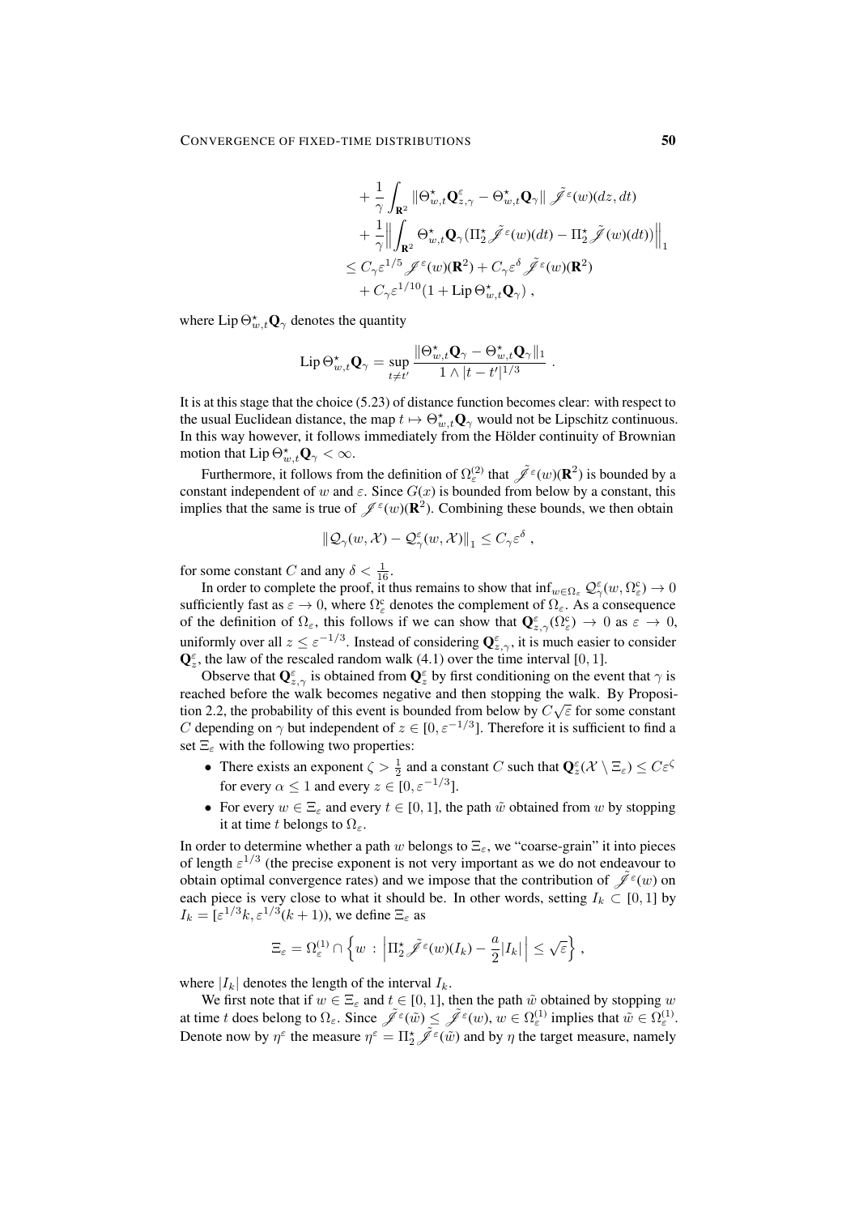$$
\begin{aligned}
&+ \frac{1}{\gamma}\int_{\mathbf{R}^2} \|\Theta^\star_{w,t}\mathbf{Q}^\varepsilon_{z,\gamma} - \Theta^\star_{w,t}\mathbf{Q}_\gamma\|\, \tilde{\mathscr{J}}^\varepsilon(w)(dz,dt) \\
&+ \frac{1}{\gamma}\Big\|\int_{\mathbf{R}^2} \Theta^\star_{w,t}\mathbf{Q}_\gamma\big(\Pi^\star_2\tilde{\mathscr{J}}^\varepsilon(w)(dt) - \Pi^\star_2\tilde{\mathscr{J}}(w)(dt)\big)\Big\|_1 \\
\le{}& C_\gamma\varepsilon^{1/5}\mathscr{J}^\varepsilon(w)(\mathbf{R}^2) + C_\gamma\varepsilon^\delta\tilde{\mathscr{J}}^\varepsilon(w)(\mathbf{R}^2) \\
&+ C_\gamma\varepsilon^{1/10}\big(1 + \operatorname{Lip}\Theta^\star_{w,t}\mathbf{Q}_\gamma\big)\;,
\end{aligned}
$$

where $\operatorname{Lip}\Theta^\star_{w,t}\mathbf{Q}_\gamma$ denotes the quantity

$$
\operatorname{Lip}\Theta^\star_{w,t}\mathbf{Q}_\gamma = \sup_{t\neq t'}\frac{\|\Theta^\star_{w,t}\mathbf{Q}_\gamma - \Theta^\star_{w,t}\mathbf{Q}_\gamma\|_1}{1\wedge|t-t'|^{1/3}}\;.
$$

It is at this stage that the choice (5.23) of distance function becomes clear: with respect to the usual Euclidean distance, the map $t\mapsto\Theta^\star_{w,t}\mathbf{Q}_\gamma$ would not be Lipschitz continuous. In this way however, it follows immediately from the Hölder continuity of Brownian motion that $\operatorname{Lip}\Theta^\star_{w,t}\mathbf{Q}_\gamma<\infty$.

Furthermore, it follows from the definition of $\Omega^{(2)}_\varepsilon$ that $\tilde{\mathscr{J}}^\varepsilon(w)(\mathbf{R}^2)$ is bounded by a constant independent of $w$ and $\varepsilon$. Since $G(x)$ is bounded from below by a constant, this implies that the same is true of $\mathscr{J}^\varepsilon(w)(\mathbf{R}^2)$. Combining these bounds, we then obtain

$$
\|\mathcal{Q}_\gamma(w,\mathcal{X}) - \mathcal{Q}^\varepsilon_\gamma(w,\mathcal{X})\|_1 \le C_\gamma\varepsilon^\delta\;,
$$

for some constant $C$ and any $\delta<\frac{1}{16}$.

In order to complete the proof, it thus remains to show that $\inf_{w\in\Omega_\varepsilon}\mathcal{Q}^\varepsilon_\gamma(w,\Omega^c_\varepsilon)\to 0$ sufficiently fast as $\varepsilon\to 0$, where $\Omega^c_\varepsilon$ denotes the complement of $\Omega_\varepsilon$. As a consequence of the definition of $\Omega_\varepsilon$, this follows if we can show that $\mathbf{Q}^\varepsilon_{z,\gamma}(\Omega^c_\varepsilon)\to 0$ as $\varepsilon\to 0$, uniformly over all $z\le\varepsilon^{-1/3}$. Instead of considering $\mathbf{Q}^\varepsilon_{z,\gamma}$, it is much easier to consider $\mathbf{Q}^\varepsilon_z$, the law of the rescaled random walk (4.1) over the time interval $[0,1]$.

Observe that $\mathbf{Q}^\varepsilon_{z,\gamma}$ is obtained from $\mathbf{Q}^\varepsilon_z$ by first conditioning on the event that $\gamma$ is reached before the walk becomes negative and then stopping the walk. By Proposition 2.2, the probability of this event is bounded from below by $C\sqrt{\varepsilon}$ for some constant $C$ depending on $\gamma$ but independent of $z\in[0,\varepsilon^{-1/3}]$. Therefore it is sufficient to find a set $\Xi_\varepsilon$ with the following two properties:

- There exists an exponent $\zeta>\frac{1}{2}$ and a constant $C$ such that $\mathbf{Q}^\varepsilon_z(\mathcal{X}\setminus\Xi_\varepsilon)\le C\varepsilon^\zeta$ for every $\alpha\le 1$ and every $z\in[0,\varepsilon^{-1/3}]$.
- For every $w\in\Xi_\varepsilon$ and every $t\in[0,1]$, the path $\tilde{w}$ obtained from $w$ by stopping it at time $t$ belongs to $\Omega_\varepsilon$.

In order to determine whether a path $w$ belongs to $\Xi_\varepsilon$, we "coarse-grain" it into pieces of length $\varepsilon^{1/3}$ (the precise exponent is not very important as we do not endeavour to obtain optimal convergence rates) and we impose that the contribution of $\tilde{\mathscr{J}}^\varepsilon(w)$ on each piece is very close to what it should be. In other words, setting $I_k\subset[0,1]$ by $I_k=[\varepsilon^{1/3}k,\varepsilon^{1/3}(k+1))$, we define $\Xi_\varepsilon$ as

$$
\Xi_\varepsilon = \Omega^{(1)}_\varepsilon\cap\Big\{w\,:\,\Big|\Pi^\star_2\tilde{\mathscr{J}}^\varepsilon(w)(I_k) - \frac{a}{2}|I_k|\Big|\le\sqrt{\varepsilon}\Big\}\;,
$$

where $|I_k|$ denotes the length of the interval $I_k$.

We first note that if $w\in\Xi_\varepsilon$ and $t\in[0,1]$, then the path $\tilde{w}$ obtained by stopping $w$ at time $t$ does belong to $\Omega_\varepsilon$. Since $\tilde{\mathscr{J}}^\varepsilon(\tilde{w})\le\tilde{\mathscr{J}}^\varepsilon(w)$, $w\in\Omega^{(1)}_\varepsilon$ implies that $\tilde{w}\in\Omega^{(1)}_\varepsilon$. Denote now by $\eta^\varepsilon$ the measure $\eta^\varepsilon=\Pi^\star_2\tilde{\mathscr{J}}^\varepsilon(\tilde{w})$ and by $\eta$ the target measure, namely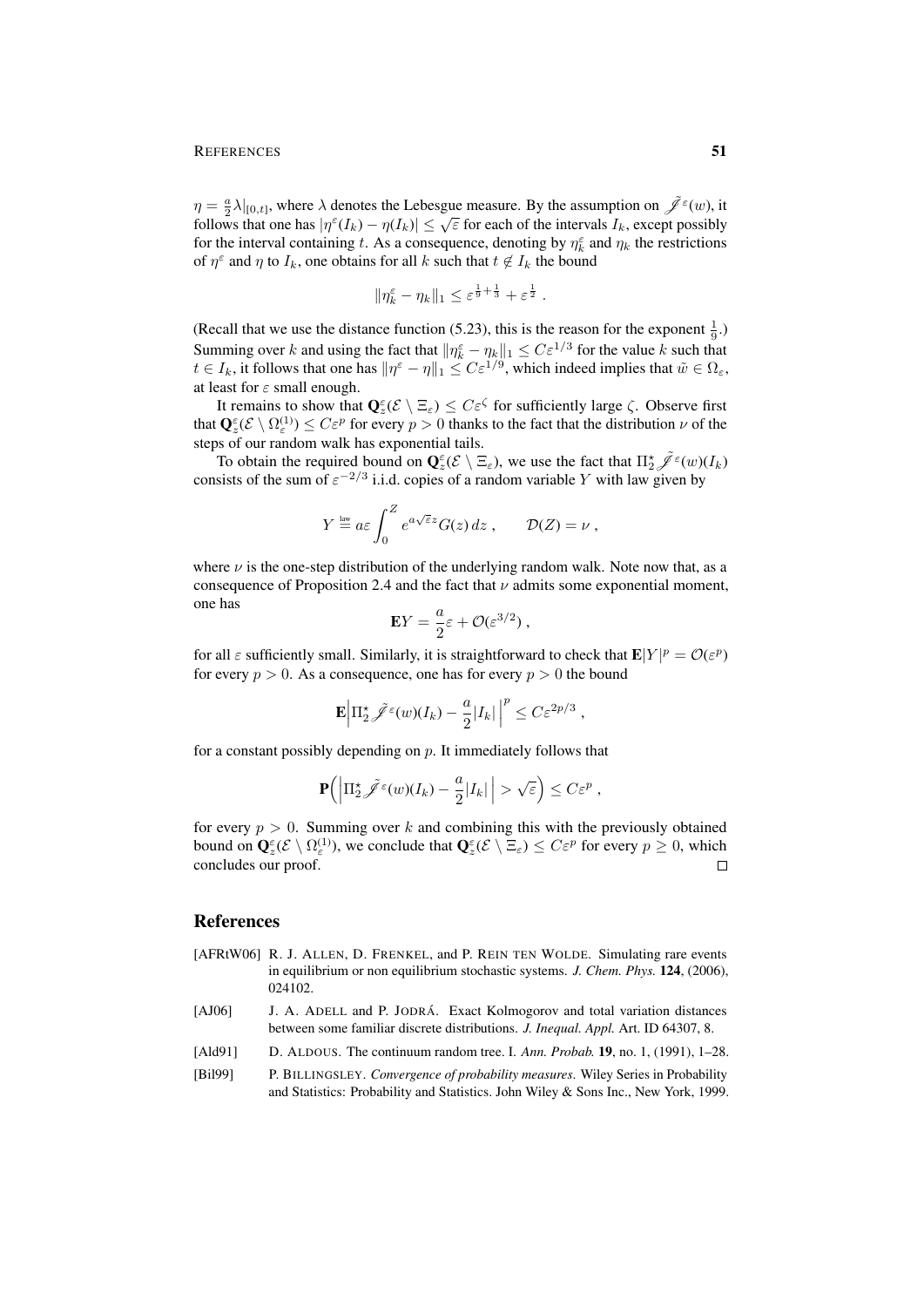$\eta = \frac{a}{2}\lambda|_{[0,t]}$, where $\lambda$ denotes the Lebesgue measure. By the assumption on $\tilde{\mathscr{J}}^\varepsilon(w)$, it follows that one has $|\eta^\varepsilon(I_k) - \eta(I_k)| \le \sqrt{\varepsilon}$ for each of the intervals $I_k$, except possibly for the interval containing $t$. As a consequence, denoting by $\eta_k^\varepsilon$ and $\eta_k$ the restrictions of $\eta^\varepsilon$ and $\eta$ to $I_k$, one obtains for all $k$ such that $t \notin I_k$ the bound

$$\|\eta_k^\varepsilon - \eta_k\|_1 \le \varepsilon^{\frac{1}{9}+\frac{1}{3}} + \varepsilon^{\frac{1}{2}} .$$

(Recall that we use the distance function (5.23), this is the reason for the exponent $\frac{1}{9}$.) Summing over $k$ and using the fact that $\|\eta_k^\varepsilon - \eta_k\|_1 \le C\varepsilon^{1/3}$ for the value $k$ such that $t \in I_k$, it follows that one has $\|\eta^\varepsilon - \eta\|_1 \le C\varepsilon^{1/9}$, which indeed implies that $\tilde{w} \in \Omega_\varepsilon$, at least for $\varepsilon$ small enough.

It remains to show that $\mathbf{Q}_z^\varepsilon(\mathcal{E} \setminus \Xi_\varepsilon) \le C\varepsilon^\zeta$ for sufficiently large $\zeta$. Observe first that $\mathbf{Q}_z^\varepsilon(\mathcal{E} \setminus \Omega_\varepsilon^{(1)}) \le C\varepsilon^p$ for every $p > 0$ thanks to the fact that the distribution $\nu$ of the steps of our random walk has exponential tails.

To obtain the required bound on $\mathbf{Q}_z^\varepsilon(\mathcal{E} \setminus \Xi_\varepsilon)$, we use the fact that $\Pi_2^\star \tilde{\mathscr{J}}^\varepsilon(w)(I_k)$ consists of the sum of $\varepsilon^{-2/3}$ i.i.d. copies of a random variable $Y$ with law given by

$$Y \stackrel{\text{law}}{=} a\varepsilon \int_0^Z e^{a\sqrt{\varepsilon}z} G(z)\, dz , \qquad \mathcal{D}(Z) = \nu ,$$

where $\nu$ is the one-step distribution of the underlying random walk. Note now that, as a consequence of Proposition 2.4 and the fact that $\nu$ admits some exponential moment, one has

$$\mathbf{E}Y = \frac{a}{2}\varepsilon + \mathcal{O}(\varepsilon^{3/2}) ,$$

for all $\varepsilon$ sufficiently small. Similarly, it is straightforward to check that $\mathbf{E}|Y|^p = \mathcal{O}(\varepsilon^p)$ for every $p > 0$. As a consequence, one has for every $p > 0$ the bound

$$\mathbf{E}\Big|\Pi_2^\star \tilde{\mathscr{J}}^\varepsilon(w)(I_k) - \frac{a}{2}|I_k|\Big|^p \le C\varepsilon^{2p/3} ,$$

for a constant possibly depending on $p$. It immediately follows that

$$\mathbf{P}\Big(\Big|\Pi_2^\star \tilde{\mathscr{J}}^\varepsilon(w)(I_k) - \frac{a}{2}|I_k|\Big| > \sqrt{\varepsilon}\Big) \le C\varepsilon^p ,$$

for every $p > 0$. Summing over $k$ and combining this with the previously obtained bound on $\mathbf{Q}_z^\varepsilon(\mathcal{E} \setminus \Omega_\varepsilon^{(1)})$, we conclude that $\mathbf{Q}_z^\varepsilon(\mathcal{E} \setminus \Xi_\varepsilon) \le C\varepsilon^p$ for every $p \ge 0$, which concludes our proof. $\square$

## References

[AFRtW06] R. J. Allen, D. Frenkel, and P. Rein ten Wolde. Simulating rare events in equilibrium or non equilibrium stochastic systems. *J. Chem. Phys.* **124**, (2006), 024102.

[AJ06] J. A. Adell and P. Jodrá. Exact Kolmogorov and total variation distances between some familiar discrete distributions. *J. Inequal. Appl.* Art. ID 64307, 8.

[Ald91] D. Aldous. The continuum random tree. I. *Ann. Probab.* **19**, no. 1, (1991), 1–28.

[Bil99] P. Billingsley. *Convergence of probability measures*. Wiley Series in Probability and Statistics: Probability and Statistics. John Wiley & Sons Inc., New York, 1999.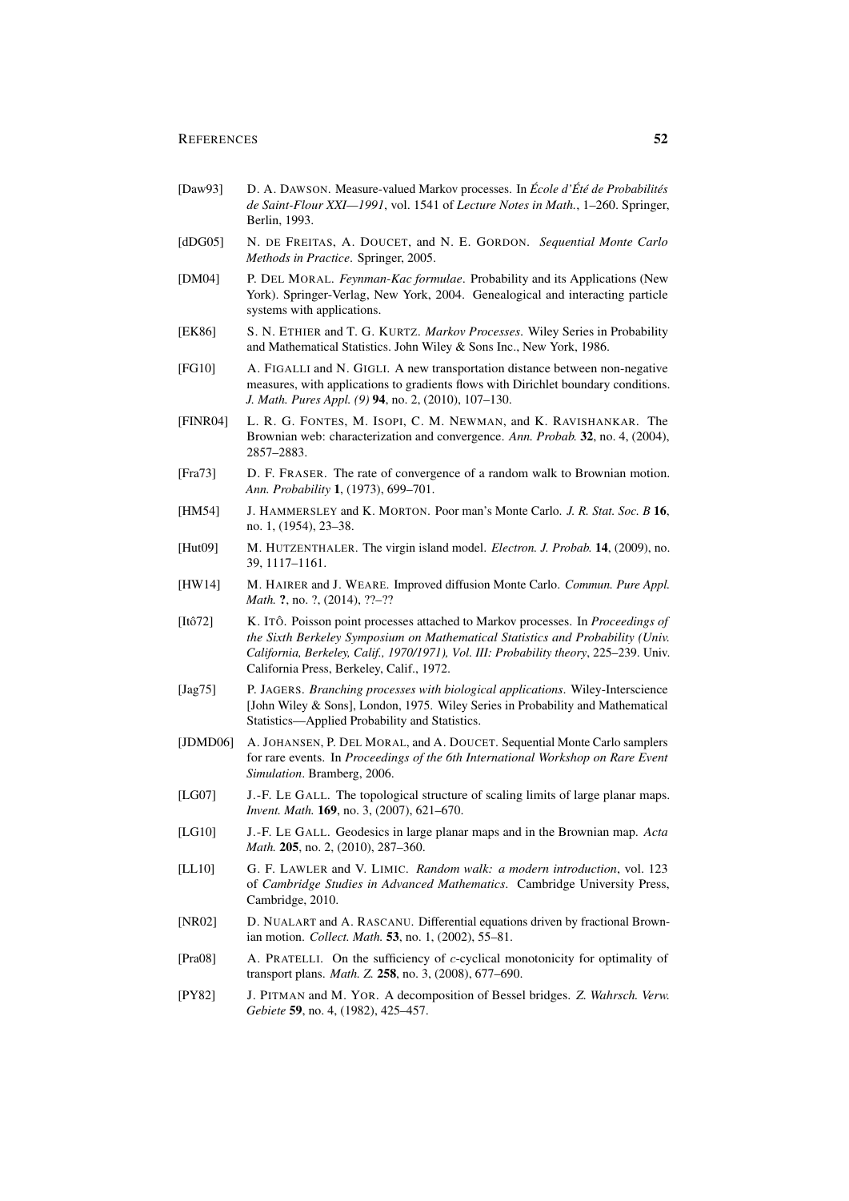- [Daw93] D. A. Dawson. Measure-valued Markov processes. In *École d'Été de Probabilités de Saint-Flour XXI—1991*, vol. 1541 of *Lecture Notes in Math.*, 1–260. Springer, Berlin, 1993.
- [dDG05] N. de Freitas, A. Doucet, and N. E. Gordon. *Sequential Monte Carlo Methods in Practice*. Springer, 2005.
- [DM04] P. Del Moral. *Feynman-Kac formulae*. Probability and its Applications (New York). Springer-Verlag, New York, 2004. Genealogical and interacting particle systems with applications.
- [EK86] S. N. Ethier and T. G. Kurtz. *Markov Processes*. Wiley Series in Probability and Mathematical Statistics. John Wiley & Sons Inc., New York, 1986.
- [FG10] A. Figalli and N. Gigli. A new transportation distance between non-negative measures, with applications to gradients flows with Dirichlet boundary conditions. *J. Math. Pures Appl. (9)* **94**, no. 2, (2010), 107–130.
- [FINR04] L. R. G. Fontes, M. Isopi, C. M. Newman, and K. Ravishankar. The Brownian web: characterization and convergence. *Ann. Probab.* **32**, no. 4, (2004), 2857–2883.
- [Fra73] D. F. Fraser. The rate of convergence of a random walk to Brownian motion. *Ann. Probability* **1**, (1973), 699–701.
- [HM54] J. Hammersley and K. Morton. Poor man's Monte Carlo. *J. R. Stat. Soc. B* **16**, no. 1, (1954), 23–38.
- [Hut09] M. Hutzenthaler. The virgin island model. *Electron. J. Probab.* **14**, (2009), no. 39, 1117–1161.
- [HW14] M. Hairer and J. Weare. Improved diffusion Monte Carlo. *Commun. Pure Appl. Math.* **?**, no. ?, (2014), ??–??
- [Itô72] K. Itô. Poisson point processes attached to Markov processes. In *Proceedings of the Sixth Berkeley Symposium on Mathematical Statistics and Probability (Univ. California, Berkeley, Calif., 1970/1971), Vol. III: Probability theory*, 225–239. Univ. California Press, Berkeley, Calif., 1972.
- [Jag75] P. Jagers. *Branching processes with biological applications*. Wiley-Interscience [John Wiley & Sons], London, 1975. Wiley Series in Probability and Mathematical Statistics—Applied Probability and Statistics.
- [JDMD06] A. Johansen, P. Del Moral, and A. Doucet. Sequential Monte Carlo samplers for rare events. In *Proceedings of the 6th International Workshop on Rare Event Simulation*. Bramberg, 2006.
- [LG07] J.-F. Le Gall. The topological structure of scaling limits of large planar maps. *Invent. Math.* **169**, no. 3, (2007), 621–670.
- [LG10] J.-F. Le Gall. Geodesics in large planar maps and in the Brownian map. *Acta Math.* **205**, no. 2, (2010), 287–360.
- [LL10] G. F. Lawler and V. Limic. *Random walk: a modern introduction*, vol. 123 of *Cambridge Studies in Advanced Mathematics*. Cambridge University Press, Cambridge, 2010.
- [NR02] D. Nualart and A. Rascanu. Differential equations driven by fractional Brownian motion. *Collect. Math.* **53**, no. 1, (2002), 55–81.
- [Pra08] A. Pratelli. On the sufficiency of $c$-cyclical monotonicity for optimality of transport plans. *Math. Z.* **258**, no. 3, (2008), 677–690.
- [PY82] J. Pitman and M. Yor. A decomposition of Bessel bridges. *Z. Wahrsch. Verw. Gebiete* **59**, no. 4, (1982), 425–457.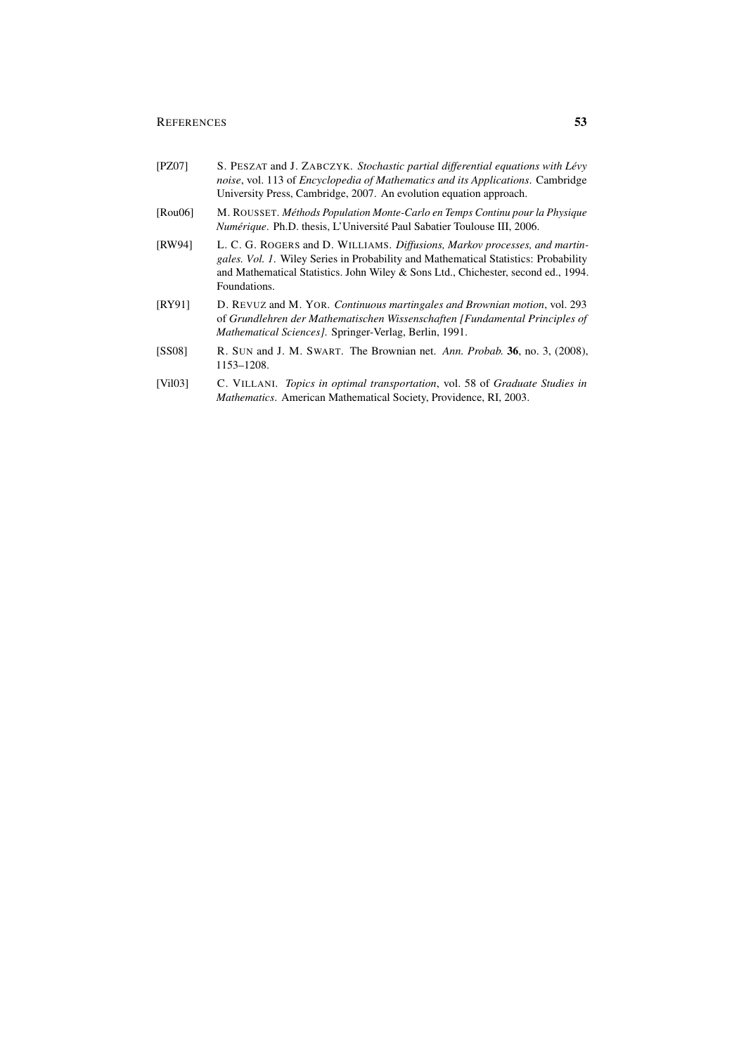[PZ07] S. PESZAT and J. ZABCZYK. *Stochastic partial differential equations with Lévy noise*, vol. 113 of *Encyclopedia of Mathematics and its Applications*. Cambridge University Press, Cambridge, 2007. An evolution equation approach.

[Rou06] M. ROUSSET. *Méthods Population Monte-Carlo en Temps Continu pour la Physique Numérique*. Ph.D. thesis, L'Université Paul Sabatier Toulouse III, 2006.

[RW94] L. C. G. ROGERS and D. WILLIAMS. *Diffusions, Markov processes, and martingales. Vol. 1*. Wiley Series in Probability and Mathematical Statistics: Probability and Mathematical Statistics. John Wiley & Sons Ltd., Chichester, second ed., 1994. Foundations.

[RY91] D. REVUZ and M. YOR. *Continuous martingales and Brownian motion*, vol. 293 of *Grundlehren der Mathematischen Wissenschaften [Fundamental Principles of Mathematical Sciences]*. Springer-Verlag, Berlin, 1991.

[SS08] R. SUN and J. M. SWART. The Brownian net. *Ann. Probab.* **36**, no. 3, (2008), 1153–1208.

[Vil03] C. VILLANI. *Topics in optimal transportation*, vol. 58 of *Graduate Studies in Mathematics*. American Mathematical Society, Providence, RI, 2003.